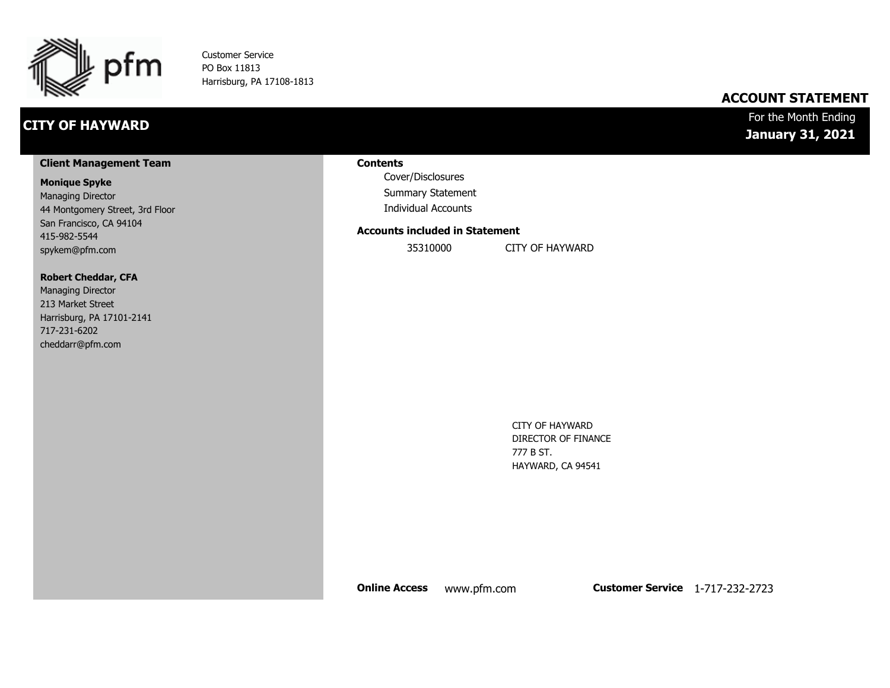pfm

Customer Service
PO Box 11813
Harrisburg, PA 17108-1813

## ACCOUNT STATEMENT

# CITY OF HAYWARD

For the Month Ending
**January 31, 2021**

### Client Management Team

**Monique Spyke**
Managing Director
44 Montgomery Street, 3rd Floor
San Francisco, CA 94104
415-982-5544
spykem@pfm.com

**Robert Cheddar, CFA**
Managing Director
213 Market Street
Harrisburg, PA 17101-2141
717-231-6202
cheddarr@pfm.com

### Contents

- Cover/Disclosures
- Summary Statement
- Individual Accounts

### Accounts included in Statement

35310000 CITY OF HAYWARD

CITY OF HAYWARD
DIRECTOR OF FINANCE
777 B ST.
HAYWARD, CA 94541

**Online Access** www.pfm.com **Customer Service** 1-717-232-2723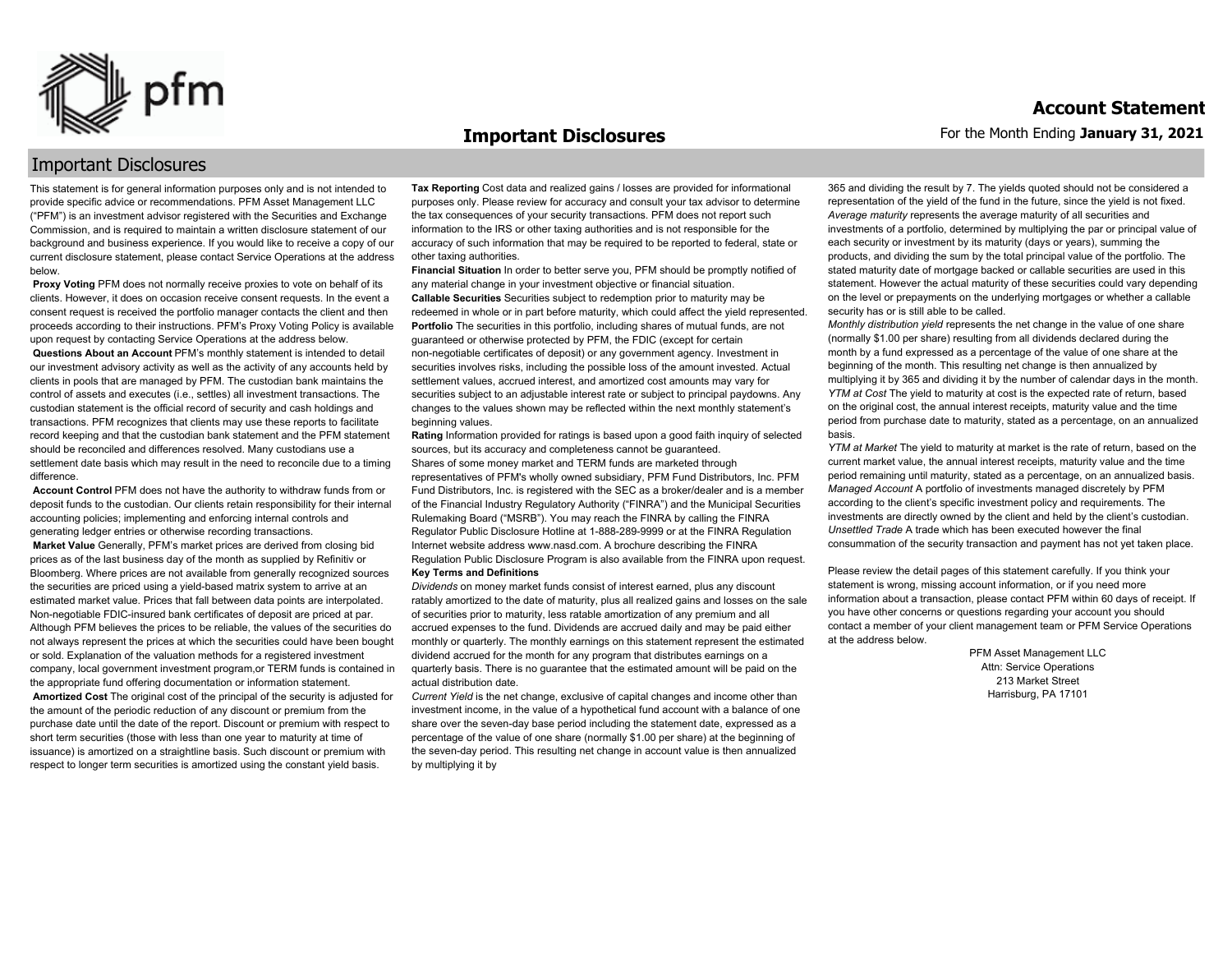# Important Disclosures

## Important Disclosures

This statement is for general information purposes only and is not intended to provide specific advice or recommendations. PFM Asset Management LLC ("PFM") is an investment advisor registered with the Securities and Exchange Commission, and is required to maintain a written disclosure statement of our background and business experience. If you would like to receive a copy of our current disclosure statement, please contact Service Operations at the address below.

**Proxy Voting** PFM does not normally receive proxies to vote on behalf of its clients. However, it does on occasion receive consent requests. In the event a consent request is received the portfolio manager contacts the client and then proceeds according to their instructions. PFM's Proxy Voting Policy is available upon request by contacting Service Operations at the address below.

**Questions About an Account** PFM's monthly statement is intended to detail our investment advisory activity as well as the activity of any accounts held by clients in pools that are managed by PFM. The custodian bank maintains the control of assets and executes (i.e., settles) all investment transactions. The custodian statement is the official record of security and cash holdings and transactions. PFM recognizes that clients may use these reports to facilitate record keeping and that the custodian bank statement and the PFM statement should be reconciled and differences resolved. Many custodians use a settlement date basis which may result in the need to reconcile due to a timing difference.

**Account Control** PFM does not have the authority to withdraw funds from or deposit funds to the custodian. Our clients retain responsibility for their internal accounting policies; implementing and enforcing internal controls and generating ledger entries or otherwise recording transactions.

**Market Value** Generally, PFM's market prices are derived from closing bid prices as of the last business day of the month as supplied by Refinitiv or Bloomberg. Where prices are not available from generally recognized sources the securities are priced using a yield-based matrix system to arrive at an estimated market value. Prices that fall between data points are interpolated. Non-negotiable FDIC-insured bank certificates of deposit are priced at par. Although PFM believes the prices to be reliable, the values of the securities do not always represent the prices at which the securities could have been bought or sold. Explanation of the valuation methods for a registered investment company, local government investment program,or TERM funds is contained in the appropriate fund offering documentation or information statement.

**Amortized Cost** The original cost of the principal of the security is adjusted for the amount of the periodic reduction of any discount or premium from the purchase date until the date of the report. Discount or premium with respect to short term securities (those with less than one year to maturity at time of issuance) is amortized on a straightline basis. Such discount or premium with respect to longer term securities is amortized using the constant yield basis.

**Tax Reporting** Cost data and realized gains / losses are provided for informational purposes only. Please review for accuracy and consult your tax advisor to determine the tax consequences of your security transactions. PFM does not report such information to the IRS or other taxing authorities and is not responsible for the accuracy of such information that may be required to be reported to federal, state or other taxing authorities.

**Financial Situation** In order to better serve you, PFM should be promptly notified of any material change in your investment objective or financial situation.

**Callable Securities** Securities subject to redemption prior to maturity may be redeemed in whole or in part before maturity, which could affect the yield represented.

**Portfolio** The securities in this portfolio, including shares of mutual funds, are not guaranteed or otherwise protected by PFM, the FDIC (except for certain non-negotiable certificates of deposit) or any government agency. Investment in securities involves risks, including the possible loss of the amount invested. Actual settlement values, accrued interest, and amortized cost amounts may vary for securities subject to an adjustable interest rate or subject to principal paydowns. Any changes to the values shown may be reflected within the next monthly statement's beginning values.

**Rating** Information provided for ratings is based upon a good faith inquiry of selected sources, but its accuracy and completeness cannot be guaranteed.

Shares of some money market and TERM funds are marketed through representatives of PFM's wholly owned subsidiary, PFM Fund Distributors, Inc. PFM Fund Distributors, Inc. is registered with the SEC as a broker/dealer and is a member of the Financial Industry Regulatory Authority ("FINRA") and the Municipal Securities Rulemaking Board ("MSRB"). You may reach the FINRA by calling the FINRA Regulator Public Disclosure Hotline at 1-888-289-9999 or at the FINRA Regulation Internet website address www.nasd.com. A brochure describing the FINRA Regulation Public Disclosure Program is also available from the FINRA upon request.

**Key Terms and Definitions**

*Dividends* on money market funds consist of interest earned, plus any discount ratably amortized to the date of maturity, plus all realized gains and losses on the sale of securities prior to maturity, less ratable amortization of any premium and all accrued expenses to the fund. Dividends are accrued daily and may be paid either monthly or quarterly. The monthly earnings on this statement represent the estimated dividend accrued for the month for any program that distributes earnings on a quarterly basis. There is no guarantee that the estimated amount will be paid on the actual distribution date.

*Current Yield* is the net change, exclusive of capital changes and income other than investment income, in the value of a hypothetical fund account with a balance of one share over the seven-day base period including the statement date, expressed as a percentage of the value of one share (normally $1.00 per share) at the beginning of the seven-day period. This resulting net change in account value is then annualized by multiplying it by 365 and dividing the result by 7. The yields quoted should not be considered a representation of the yield of the fund in the future, since the yield is not fixed.

*Average maturity* represents the average maturity of all securities and investments of a portfolio, determined by multiplying the par or principal value of each security or investment by its maturity (days or years), summing the products, and dividing the sum by the total principal value of the portfolio. The stated maturity date of mortgage backed or callable securities are used in this statement. However the actual maturity of these securities could vary depending on the level or prepayments on the underlying mortgages or whether a callable security has or is still able to be called.

*Monthly distribution yield* represents the net change in the value of one share (normally $1.00 per share) resulting from all dividends declared during the month by a fund expressed as a percentage of the value of one share at the beginning of the month. This resulting net change is then annualized by multiplying it by 365 and dividing it by the number of calendar days in the month.

*YTM at Cost* The yield to maturity at cost is the expected rate of return, based on the original cost, the annual interest receipts, maturity value and the time period from purchase date to maturity, stated as a percentage, on an annualized basis.

*YTM at Market* The yield to maturity at market is the rate of return, based on the current market value, the annual interest receipts, maturity value and the time period remaining until maturity, stated as a percentage, on an annualized basis.

*Managed Account* A portfolio of investments managed discretely by PFM according to the client's specific investment policy and requirements. The investments are directly owned by the client and held by the client's custodian.

*Unsettled Trade* A trade which has been executed however the final consummation of the security transaction and payment has not yet taken place.

Please review the detail pages of this statement carefully. If you think your statement is wrong, missing account information, or if you need more information about a transaction, please contact PFM within 60 days of receipt. If you have other concerns or questions regarding your account you should contact a member of your client management team or PFM Service Operations at the address below.

PFM Asset Management LLC
Attn: Service Operations
213 Market Street
Harrisburg, PA 17101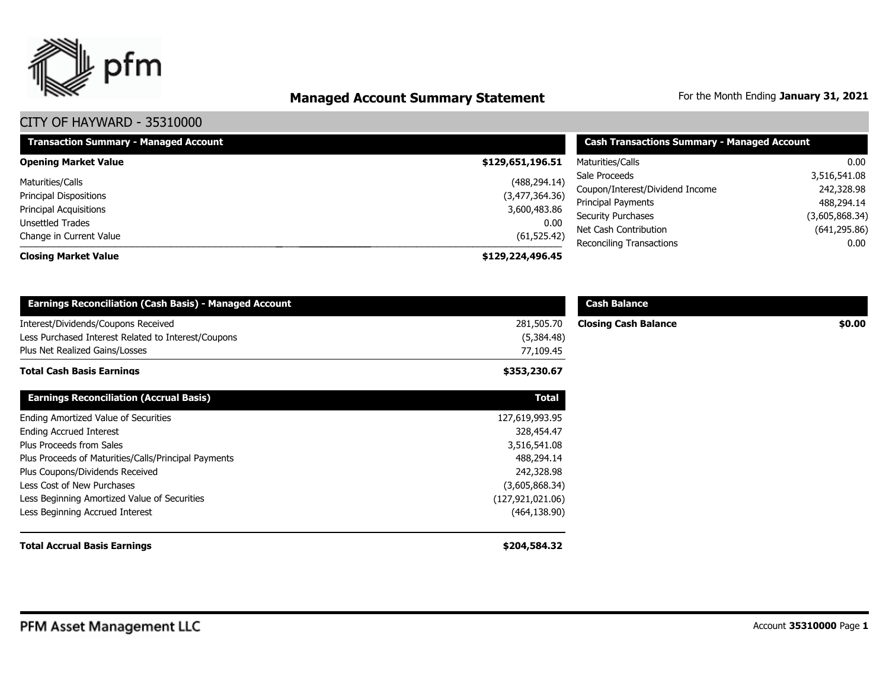# Managed Account Summary Statement

For the Month Ending **January 31, 2021**

## CITY OF HAYWARD - 35310000

| Transaction Summary - Managed Account | |
| --- | --- |
| **Opening Market Value** | **$129,651,196.51** |
| Maturities/Calls | (488,294.14) |
| Principal Dispositions | (3,477,364.36) |
| Principal Acquisitions | 3,600,483.86 |
| Unsettled Trades | 0.00 |
| Change in Current Value | (61,525.42) |
| **Closing Market Value** | **$129,224,496.45** |

| Cash Transactions Summary - Managed Account | |
| --- | --- |
| Maturities/Calls | 0.00 |
| Sale Proceeds | 3,516,541.08 |
| Coupon/Interest/Dividend Income | 242,328.98 |
| Principal Payments | 488,294.14 |
| Security Purchases | (3,605,868.34) |
| Net Cash Contribution | (641,295.86) |
| Reconciling Transactions | 0.00 |

| Earnings Reconciliation (Cash Basis) - Managed Account | |
| --- | --- |
| Interest/Dividends/Coupons Received | 281,505.70 |
| Less Purchased Interest Related to Interest/Coupons | (5,384.48) |
| Plus Net Realized Gains/Losses | 77,109.45 |
| **Total Cash Basis Earnings** | **$353,230.67** |

| Cash Balance | |
| --- | --- |
| **Closing Cash Balance** | **$0.00** |

| Earnings Reconciliation (Accrual Basis) | Total |
| --- | --- |
| Ending Amortized Value of Securities | 127,619,993.95 |
| Ending Accrued Interest | 328,454.47 |
| Plus Proceeds from Sales | 3,516,541.08 |
| Plus Proceeds of Maturities/Calls/Principal Payments | 488,294.14 |
| Plus Coupons/Dividends Received | 242,328.98 |
| Less Cost of New Purchases | (3,605,868.34) |
| Less Beginning Amortized Value of Securities | (127,921,021.06) |
| Less Beginning Accrued Interest | (464,138.90) |
| **Total Accrual Basis Earnings** | **$204,584.32** |

PFM Asset Management LLC

Account **35310000**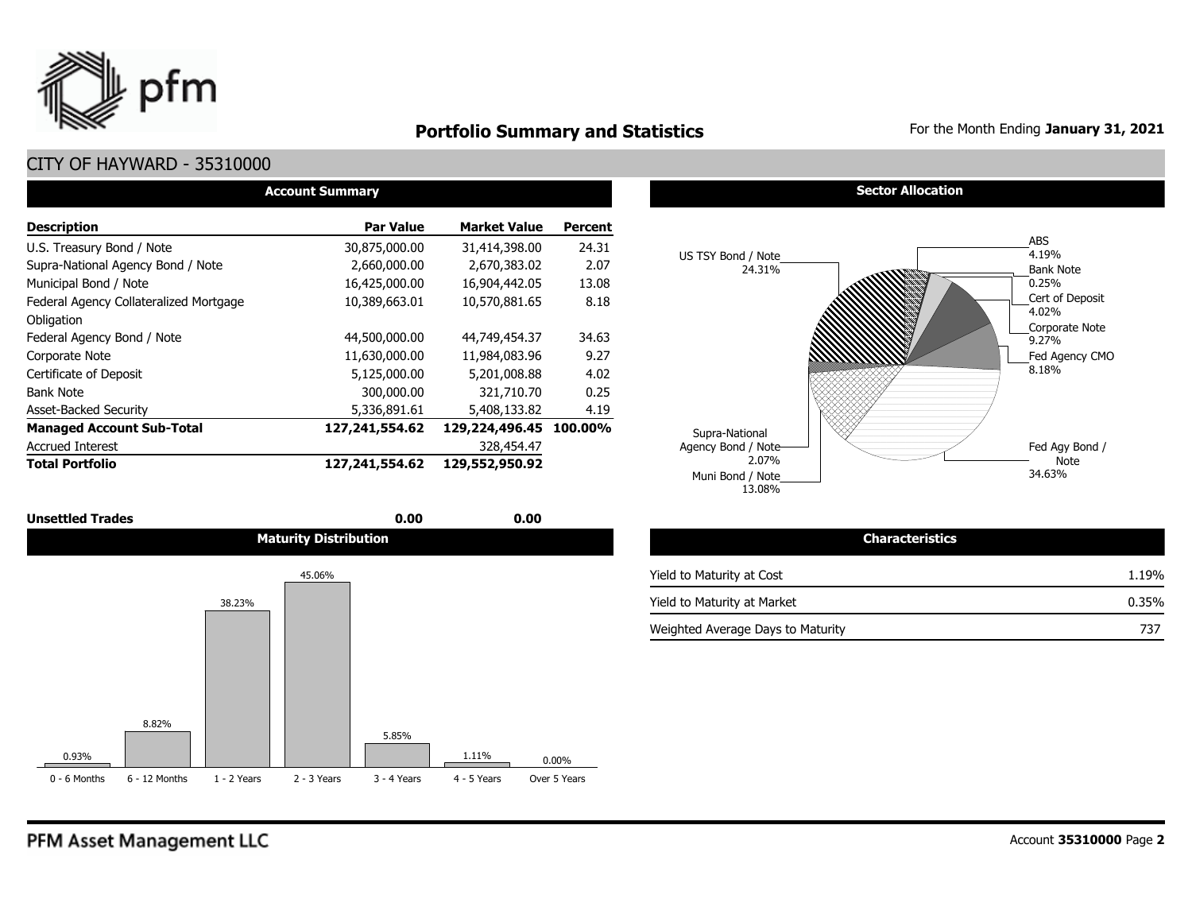# Portfolio Summary and Statistics

For the Month Ending **January 31, 2021**

## CITY OF HAYWARD - 35310000

### Account Summary

| Description | Par Value | Market Value | Percent |
|---|---|---|---|
| U.S. Treasury Bond / Note | 30,875,000.00 | 31,414,398.00 | 24.31 |
| Supra-National Agency Bond / Note | 2,660,000.00 | 2,670,383.02 | 2.07 |
| Municipal Bond / Note | 16,425,000.00 | 16,904,442.05 | 13.08 |
| Federal Agency Collateralized Mortgage Obligation | 10,389,663.01 | 10,570,881.65 | 8.18 |
| Federal Agency Bond / Note | 44,500,000.00 | 44,749,454.37 | 34.63 |
| Corporate Note | 11,630,000.00 | 11,984,083.96 | 9.27 |
| Certificate of Deposit | 5,125,000.00 | 5,201,008.88 | 4.02 |
| Bank Note | 300,000.00 | 321,710.70 | 0.25 |
| Asset-Backed Security | 5,336,891.61 | 5,408,133.82 | 4.19 |
| **Managed Account Sub-Total** | **127,241,554.62** | **129,224,496.45** | **100.00%** |
| Accrued Interest | | 328,454.47 | |
| **Total Portfolio** | **127,241,554.62** | **129,552,950.92** | |
| **Unsettled Trades** | **0.00** | **0.00** | |

### Sector Allocation

| Sector | Percent |
|---|---|
| US TSY Bond / Note | 24.31% |
| ABS | 4.19% |
| Bank Note | 0.25% |
| Cert of Deposit | 4.02% |
| Corporate Note | 9.27% |
| Fed Agency CMO | 8.18% |
| Fed Agy Bond / Note | 34.63% |
| Muni Bond / Note | 13.08% |
| Supra-National Agency Bond / Note | 2.07% |

### Maturity Distribution

| 0 - 6 Months | 6 - 12 Months | 1 - 2 Years | 2 - 3 Years | 3 - 4 Years | 4 - 5 Years | Over 5 Years |
|---|---|---|---|---|---|---|
| 0.93% | 8.82% | 38.23% | 45.06% | 5.85% | 1.11% | 0.00% |

### Characteristics

| Characteristic | Value |
|---|---|
| Yield to Maturity at Cost | 1.19% |
| Yield to Maturity at Market | 0.35% |
| Weighted Average Days to Maturity | 737 |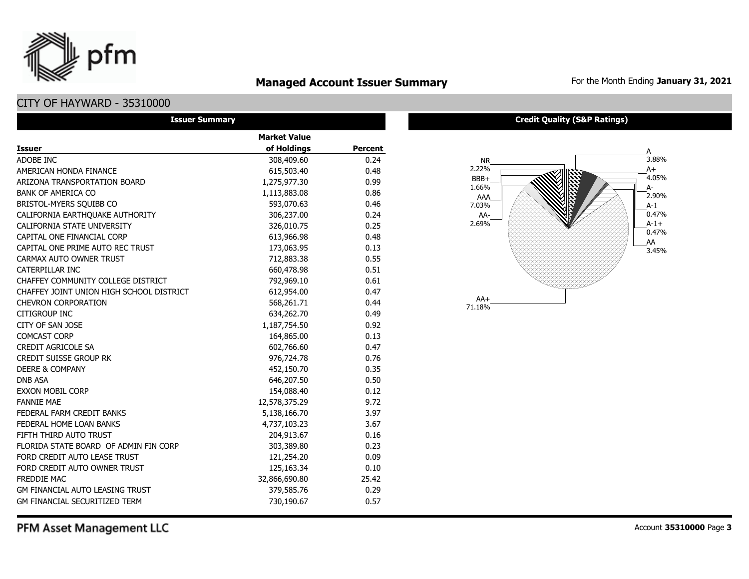# Managed Account Issuer Summary

For the Month Ending **January 31, 2021**

## CITY OF HAYWARD - 35310000

### Issuer Summary

| Issuer | Market Value of Holdings | Percent |
|---|---|---|
| ADOBE INC | 308,409.60 | 0.24 |
| AMERICAN HONDA FINANCE | 615,503.40 | 0.48 |
| ARIZONA TRANSPORTATION BOARD | 1,275,977.30 | 0.99 |
| BANK OF AMERICA CO | 1,113,883.08 | 0.86 |
| BRISTOL-MYERS SQUIBB CO | 593,070.63 | 0.46 |
| CALIFORNIA EARTHQUAKE AUTHORITY | 306,237.00 | 0.24 |
| CALIFORNIA STATE UNIVERSITY | 326,010.75 | 0.25 |
| CAPITAL ONE FINANCIAL CORP | 613,966.98 | 0.48 |
| CAPITAL ONE PRIME AUTO REC TRUST | 173,063.95 | 0.13 |
| CARMAX AUTO OWNER TRUST | 712,883.38 | 0.55 |
| CATERPILLAR INC | 660,478.98 | 0.51 |
| CHAFFEY COMMUNITY COLLEGE DISTRICT | 792,969.10 | 0.61 |
| CHAFFEY JOINT UNION HIGH SCHOOL DISTRICT | 612,954.00 | 0.47 |
| CHEVRON CORPORATION | 568,261.71 | 0.44 |
| CITIGROUP INC | 634,262.70 | 0.49 |
| CITY OF SAN JOSE | 1,187,754.50 | 0.92 |
| COMCAST CORP | 164,865.00 | 0.13 |
| CREDIT AGRICOLE SA | 602,766.60 | 0.47 |
| CREDIT SUISSE GROUP RK | 976,724.78 | 0.76 |
| DEERE & COMPANY | 452,150.70 | 0.35 |
| DNB ASA | 646,207.50 | 0.50 |
| EXXON MOBIL CORP | 154,088.40 | 0.12 |
| FANNIE MAE | 12,578,375.29 | 9.72 |
| FEDERAL FARM CREDIT BANKS | 5,138,166.70 | 3.97 |
| FEDERAL HOME LOAN BANKS | 4,737,103.23 | 3.67 |
| FIFTH THIRD AUTO TRUST | 204,913.67 | 0.16 |
| FLORIDA STATE BOARD OF ADMIN FIN CORP | 303,389.80 | 0.23 |
| FORD CREDIT AUTO LEASE TRUST | 121,254.20 | 0.09 |
| FORD CREDIT AUTO OWNER TRUST | 125,163.34 | 0.10 |
| FREDDIE MAC | 32,866,690.80 | 25.42 |
| GM FINANCIAL AUTO LEASING TRUST | 379,585.76 | 0.29 |
| GM FINANCIAL SECURITIZED TERM | 730,190.67 | 0.57 |

### Credit Quality (S&P Ratings)

| Rating | Percent |
|---|---|
| NR | 2.22% |
| BBB+ | 1.66% |
| AAA | 7.03% |
| AA- | 2.69% |
| AA+ | 71.18% |
| A | 3.88% |
| A+ | 4.05% |
| A- | 2.90% |
| A-1 | 0.47% |
| A-1+ | 0.47% |
| AA | 3.45% |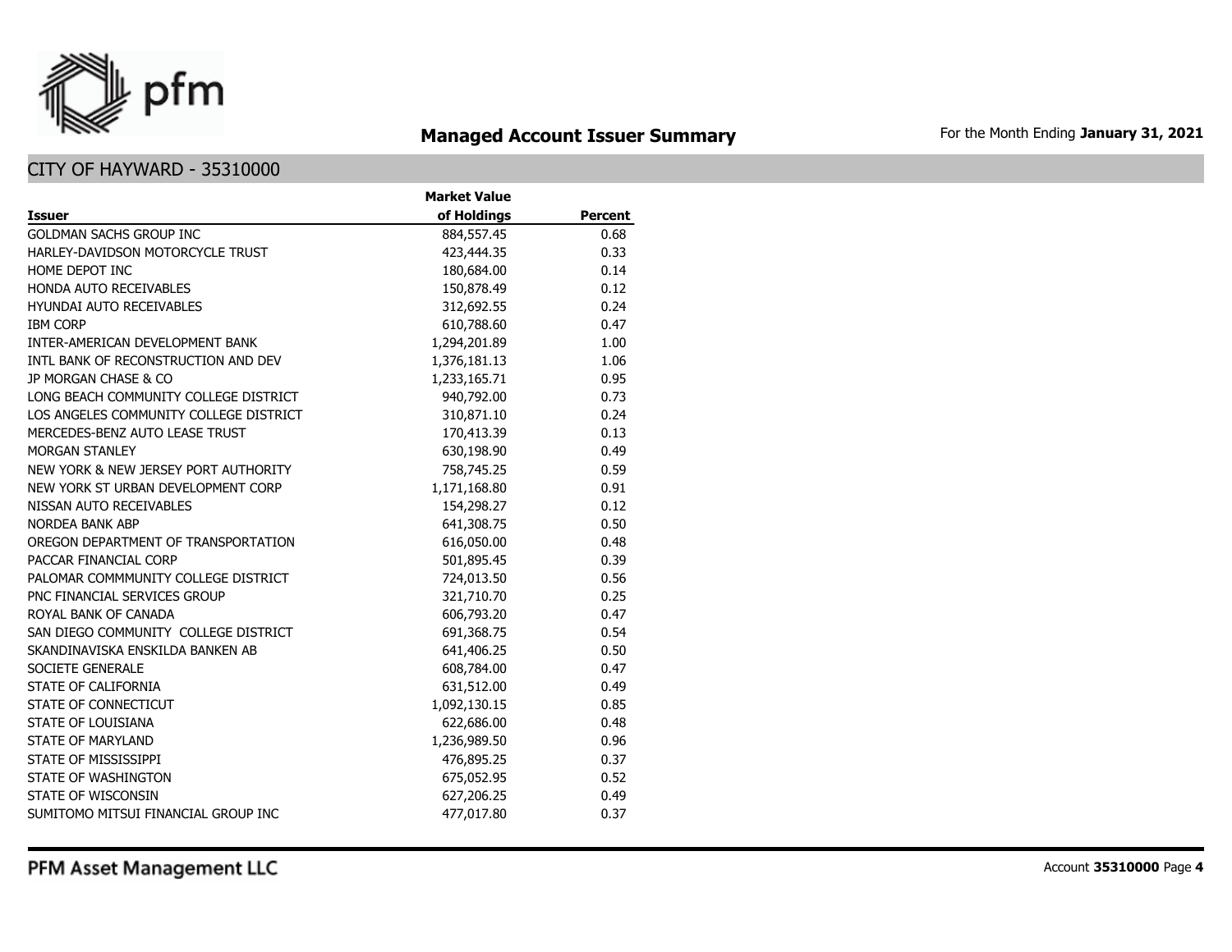# Managed Account Issuer Summary

For the Month Ending **January 31, 2021**

## CITY OF HAYWARD - 35310000

| Issuer | Market Value of Holdings | Percent |
|---|---|---|
| GOLDMAN SACHS GROUP INC | 884,557.45 | 0.68 |
| HARLEY-DAVIDSON MOTORCYCLE TRUST | 423,444.35 | 0.33 |
| HOME DEPOT INC | 180,684.00 | 0.14 |
| HONDA AUTO RECEIVABLES | 150,878.49 | 0.12 |
| HYUNDAI AUTO RECEIVABLES | 312,692.55 | 0.24 |
| IBM CORP | 610,788.60 | 0.47 |
| INTER-AMERICAN DEVELOPMENT BANK | 1,294,201.89 | 1.00 |
| INTL BANK OF RECONSTRUCTION AND DEV | 1,376,181.13 | 1.06 |
| JP MORGAN CHASE & CO | 1,233,165.71 | 0.95 |
| LONG BEACH COMMUNITY COLLEGE DISTRICT | 940,792.00 | 0.73 |
| LOS ANGELES COMMUNITY COLLEGE DISTRICT | 310,871.10 | 0.24 |
| MERCEDES-BENZ AUTO LEASE TRUST | 170,413.39 | 0.13 |
| MORGAN STANLEY | 630,198.90 | 0.49 |
| NEW YORK & NEW JERSEY PORT AUTHORITY | 758,745.25 | 0.59 |
| NEW YORK ST URBAN DEVELOPMENT CORP | 1,171,168.80 | 0.91 |
| NISSAN AUTO RECEIVABLES | 154,298.27 | 0.12 |
| NORDEA BANK ABP | 641,308.75 | 0.50 |
| OREGON DEPARTMENT OF TRANSPORTATION | 616,050.00 | 0.48 |
| PACCAR FINANCIAL CORP | 501,895.45 | 0.39 |
| PALOMAR COMMMUNITY COLLEGE DISTRICT | 724,013.50 | 0.56 |
| PNC FINANCIAL SERVICES GROUP | 321,710.70 | 0.25 |
| ROYAL BANK OF CANADA | 606,793.20 | 0.47 |
| SAN DIEGO COMMUNITY COLLEGE DISTRICT | 691,368.75 | 0.54 |
| SKANDINAVISKA ENSKILDA BANKEN AB | 641,406.25 | 0.50 |
| SOCIETE GENERALE | 608,784.00 | 0.47 |
| STATE OF CALIFORNIA | 631,512.00 | 0.49 |
| STATE OF CONNECTICUT | 1,092,130.15 | 0.85 |
| STATE OF LOUISIANA | 622,686.00 | 0.48 |
| STATE OF MARYLAND | 1,236,989.50 | 0.96 |
| STATE OF MISSISSIPPI | 476,895.25 | 0.37 |
| STATE OF WASHINGTON | 675,052.95 | 0.52 |
| STATE OF WISCONSIN | 627,206.25 | 0.49 |
| SUMITOMO MITSUI FINANCIAL GROUP INC | 477,017.80 | 0.37 |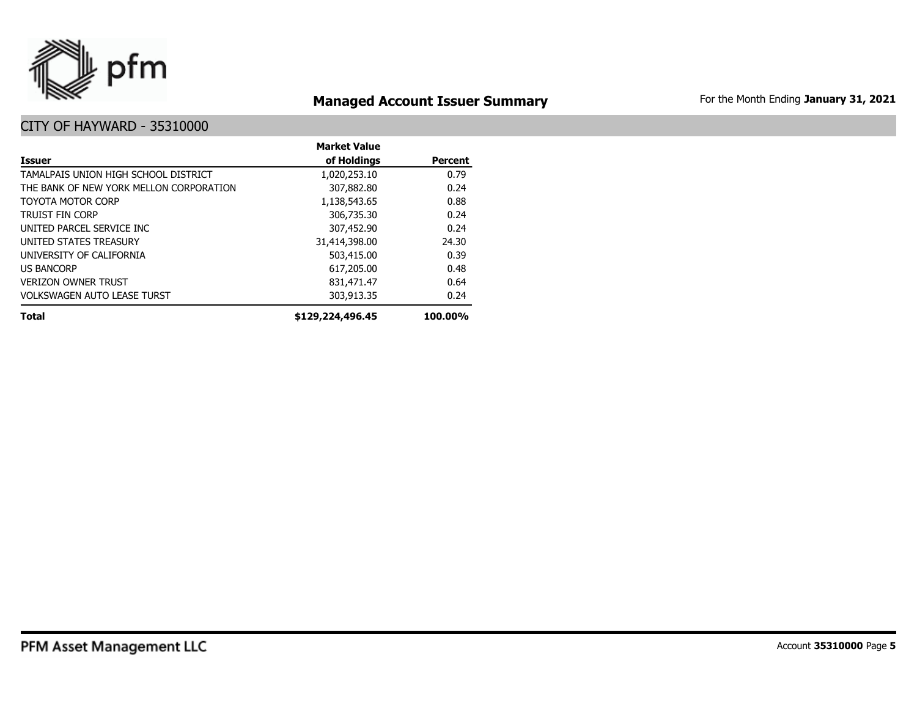# Managed Account Issuer Summary

For the Month Ending **January 31, 2021**

## CITY OF HAYWARD - 35310000

| Issuer | Market Value of Holdings | Percent |
|---|---|---|
| TAMALPAIS UNION HIGH SCHOOL DISTRICT | 1,020,253.10 | 0.79 |
| THE BANK OF NEW YORK MELLON CORPORATION | 307,882.80 | 0.24 |
| TOYOTA MOTOR CORP | 1,138,543.65 | 0.88 |
| TRUIST FIN CORP | 306,735.30 | 0.24 |
| UNITED PARCEL SERVICE INC | 307,452.90 | 0.24 |
| UNITED STATES TREASURY | 31,414,398.00 | 24.30 |
| UNIVERSITY OF CALIFORNIA | 503,415.00 | 0.39 |
| US BANCORP | 617,205.00 | 0.48 |
| VERIZON OWNER TRUST | 831,471.47 | 0.64 |
| VOLKSWAGEN AUTO LEASE TURST | 303,913.35 | 0.24 |
| **Total** | **$129,224,496.45** | **100.00%** |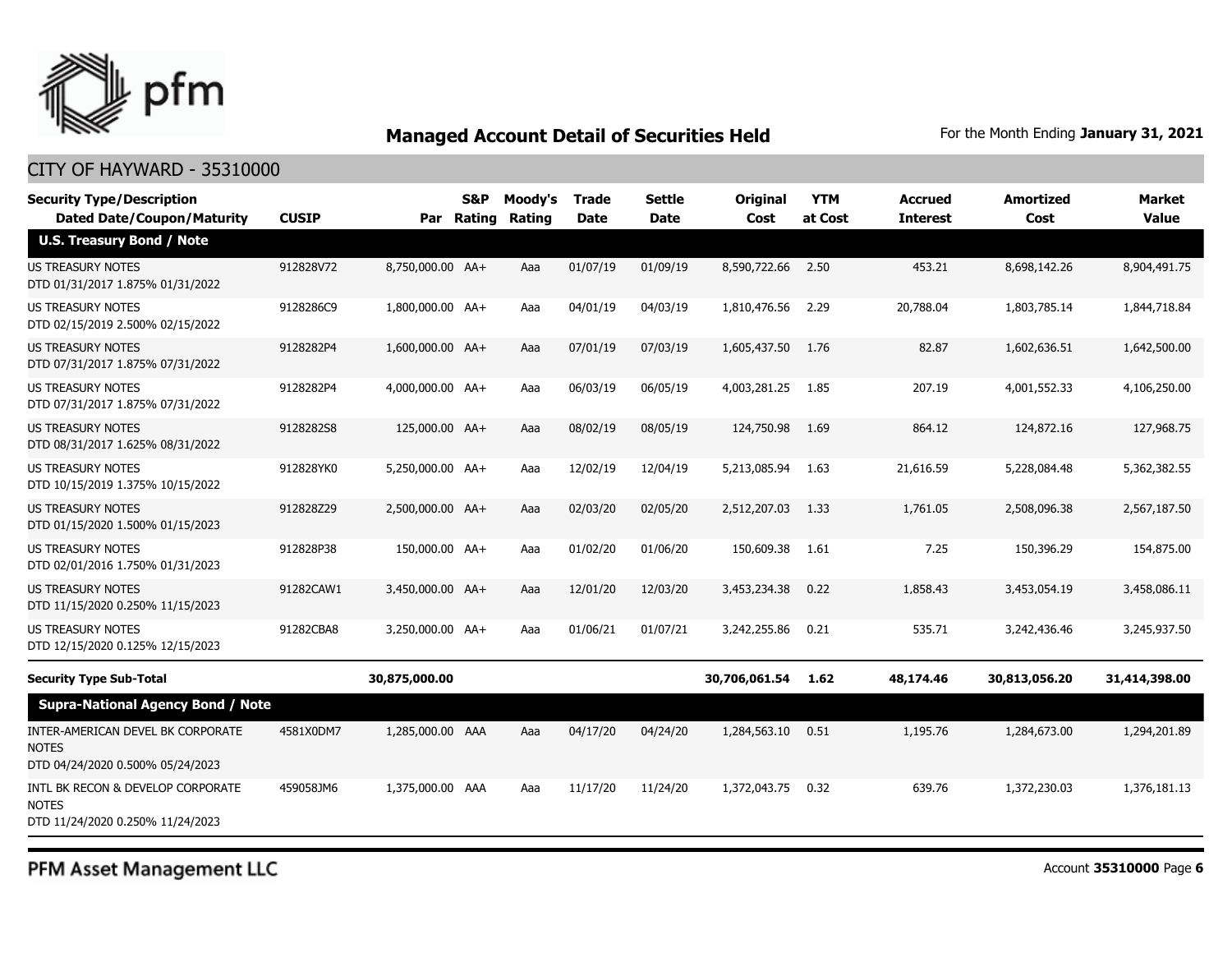## Managed Account Detail of Securities Held

For the Month Ending **January 31, 2021**

CITY OF HAYWARD - 35310000

| Security Type/Description Dated Date/Coupon/Maturity | CUSIP | Par | S&P Rating | Moody's Rating | Trade Date | Settle Date | Original Cost | YTM at Cost | Accrued Interest | Amortized Cost | Market Value |
|---|---|---|---|---|---|---|---|---|---|---|---|
| **U.S. Treasury Bond / Note** | | | | | | | | | | | |
| US TREASURY NOTES DTD 01/31/2017 1.875% 01/31/2022 | 912828V72 | 8,750,000.00 | AA+ | Aaa | 01/07/19 | 01/09/19 | 8,590,722.66 | 2.50 | 453.21 | 8,698,142.26 | 8,904,491.75 |
| US TREASURY NOTES DTD 02/15/2019 2.500% 02/15/2022 | 9128286C9 | 1,800,000.00 | AA+ | Aaa | 04/01/19 | 04/03/19 | 1,810,476.56 | 2.29 | 20,788.04 | 1,803,785.14 | 1,844,718.84 |
| US TREASURY NOTES DTD 07/31/2017 1.875% 07/31/2022 | 9128282P4 | 1,600,000.00 | AA+ | Aaa | 07/01/19 | 07/03/19 | 1,605,437.50 | 1.76 | 82.87 | 1,602,636.51 | 1,642,500.00 |
| US TREASURY NOTES DTD 07/31/2017 1.875% 07/31/2022 | 9128282P4 | 4,000,000.00 | AA+ | Aaa | 06/03/19 | 06/05/19 | 4,003,281.25 | 1.85 | 207.19 | 4,001,552.33 | 4,106,250.00 |
| US TREASURY NOTES DTD 08/31/2017 1.625% 08/31/2022 | 9128282S8 | 125,000.00 | AA+ | Aaa | 08/02/19 | 08/05/19 | 124,750.98 | 1.69 | 864.12 | 124,872.16 | 127,968.75 |
| US TREASURY NOTES DTD 10/15/2019 1.375% 10/15/2022 | 912828YK0 | 5,250,000.00 | AA+ | Aaa | 12/02/19 | 12/04/19 | 5,213,085.94 | 1.63 | 21,616.59 | 5,228,084.48 | 5,362,382.55 |
| US TREASURY NOTES DTD 01/15/2020 1.500% 01/15/2023 | 912828Z29 | 2,500,000.00 | AA+ | Aaa | 02/03/20 | 02/05/20 | 2,512,207.03 | 1.33 | 1,761.05 | 2,508,096.38 | 2,567,187.50 |
| US TREASURY NOTES DTD 02/01/2016 1.750% 01/31/2023 | 912828P38 | 150,000.00 | AA+ | Aaa | 01/02/20 | 01/06/20 | 150,609.38 | 1.61 | 7.25 | 150,396.29 | 154,875.00 |
| US TREASURY NOTES DTD 11/15/2020 0.250% 11/15/2023 | 91282CAW1 | 3,450,000.00 | AA+ | Aaa | 12/01/20 | 12/03/20 | 3,453,234.38 | 0.22 | 1,858.43 | 3,453,054.19 | 3,458,086.11 |
| US TREASURY NOTES DTD 12/15/2020 0.125% 12/15/2023 | 91282CBA8 | 3,250,000.00 | AA+ | Aaa | 01/06/21 | 01/07/21 | 3,242,255.86 | 0.21 | 535.71 | 3,242,436.46 | 3,245,937.50 |
| **Security Type Sub-Total** | | **30,875,000.00** | | | | | **30,706,061.54** | **1.62** | **48,174.46** | **30,813,056.20** | **31,414,398.00** |
| **Supra-National Agency Bond / Note** | | | | | | | | | | | |
| INTER-AMERICAN DEVEL BK CORPORATE NOTES DTD 04/24/2020 0.500% 05/24/2023 | 4581X0DM7 | 1,285,000.00 | AAA | Aaa | 04/17/20 | 04/24/20 | 1,284,563.10 | 0.51 | 1,195.76 | 1,284,673.00 | 1,294,201.89 |
| INTL BK RECON & DEVELOP CORPORATE NOTES DTD 11/24/2020 0.250% 11/24/2023 | 459058JM6 | 1,375,000.00 | AAA | Aaa | 11/17/20 | 11/24/20 | 1,372,043.75 | 0.32 | 639.76 | 1,372,230.03 | 1,376,181.13 |

PFM Asset Management LLC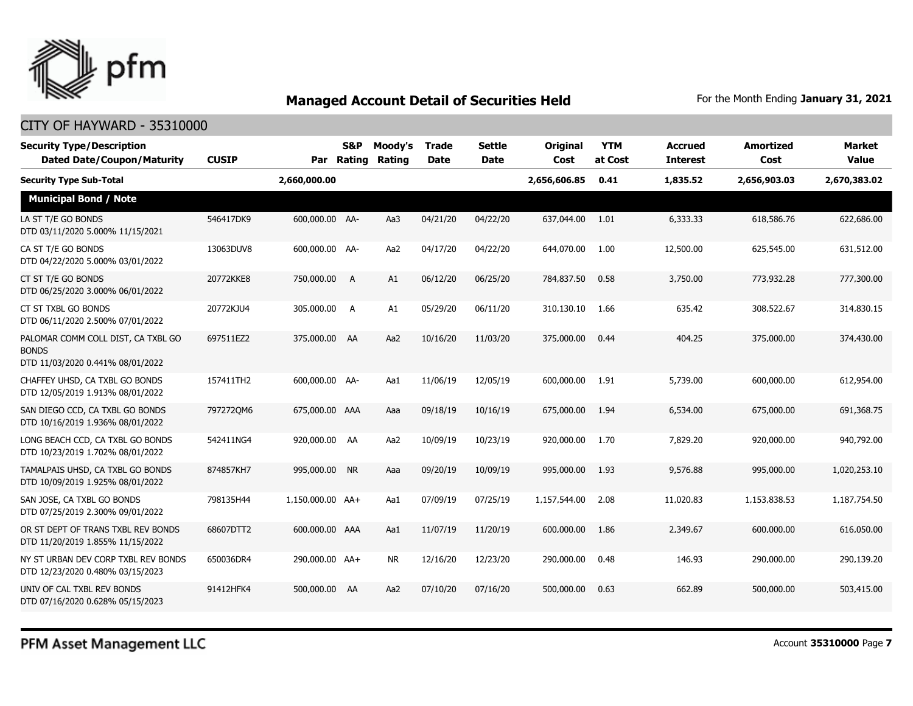## Managed Account Detail of Securities Held

For the Month Ending **January 31, 2021**

CITY OF HAYWARD - 35310000

| Security Type/Description Dated Date/Coupon/Maturity | CUSIP | Par | S&P Rating | Moody's Rating | Trade Date | Settle Date | Original Cost | YTM at Cost | Accrued Interest | Amortized Cost | Market Value |
|---|---|---|---|---|---|---|---|---|---|---|---|
| **Security Type Sub-Total** | | **2,660,000.00** | | | | | **2,656,606.85** | **0.41** | **1,835.52** | **2,656,903.03** | **2,670,383.02** |
| **Municipal Bond / Note** | | | | | | | | | | | |
| LA ST T/E GO BONDS DTD 03/11/2020 5.000% 11/15/2021 | 546417DK9 | 600,000.00 | AA- | Aa3 | 04/21/20 | 04/22/20 | 637,044.00 | 1.01 | 6,333.33 | 618,586.76 | 622,686.00 |
| CA ST T/E GO BONDS DTD 04/22/2020 5.000% 03/01/2022 | 13063DUV8 | 600,000.00 | AA- | Aa2 | 04/17/20 | 04/22/20 | 644,070.00 | 1.00 | 12,500.00 | 625,545.00 | 631,512.00 |
| CT ST T/E GO BONDS DTD 06/25/2020 3.000% 06/01/2022 | 20772KKE8 | 750,000.00 | A | A1 | 06/12/20 | 06/25/20 | 784,837.50 | 0.58 | 3,750.00 | 773,932.28 | 777,300.00 |
| CT ST TXBL GO BONDS DTD 06/11/2020 2.500% 07/01/2022 | 20772KJU4 | 305,000.00 | A | A1 | 05/29/20 | 06/11/20 | 310,130.10 | 1.66 | 635.42 | 308,522.67 | 314,830.15 |
| PALOMAR COMM COLL DIST, CA TXBL GO BONDS DTD 11/03/2020 0.441% 08/01/2022 | 697511EZ2 | 375,000.00 | AA | Aa2 | 10/16/20 | 11/03/20 | 375,000.00 | 0.44 | 404.25 | 375,000.00 | 374,430.00 |
| CHAFFEY UHSD, CA TXBL GO BONDS DTD 12/05/2019 1.913% 08/01/2022 | 157411TH2 | 600,000.00 | AA- | Aa1 | 11/06/19 | 12/05/19 | 600,000.00 | 1.91 | 5,739.00 | 600,000.00 | 612,954.00 |
| SAN DIEGO CCD, CA TXBL GO BONDS DTD 10/16/2019 1.936% 08/01/2022 | 797272QM6 | 675,000.00 | AAA | Aaa | 09/18/19 | 10/16/19 | 675,000.00 | 1.94 | 6,534.00 | 675,000.00 | 691,368.75 |
| LONG BEACH CCD, CA TXBL GO BONDS DTD 10/23/2019 1.702% 08/01/2022 | 542411NG4 | 920,000.00 | AA | Aa2 | 10/09/19 | 10/23/19 | 920,000.00 | 1.70 | 7,829.20 | 920,000.00 | 940,792.00 |
| TAMALPAIS UHSD, CA TXBL GO BONDS DTD 10/09/2019 1.925% 08/01/2022 | 874857KH7 | 995,000.00 | NR | Aaa | 09/20/19 | 10/09/19 | 995,000.00 | 1.93 | 9,576.88 | 995,000.00 | 1,020,253.10 |
| SAN JOSE, CA TXBL GO BONDS DTD 07/25/2019 2.300% 09/01/2022 | 798135H44 | 1,150,000.00 | AA+ | Aa1 | 07/09/19 | 07/25/19 | 1,157,544.00 | 2.08 | 11,020.83 | 1,153,838.53 | 1,187,754.50 |
| OR ST DEPT OF TRANS TXBL REV BONDS DTD 11/20/2019 1.855% 11/15/2022 | 68607DTT2 | 600,000.00 | AAA | Aa1 | 11/07/19 | 11/20/19 | 600,000.00 | 1.86 | 2,349.67 | 600,000.00 | 616,050.00 |
| NY ST URBAN DEV CORP TXBL REV BONDS DTD 12/23/2020 0.480% 03/15/2023 | 650036DR4 | 290,000.00 | AA+ | NR | 12/16/20 | 12/23/20 | 290,000.00 | 0.48 | 146.93 | 290,000.00 | 290,139.20 |
| UNIV OF CAL TXBL REV BONDS DTD 07/16/2020 0.628% 05/15/2023 | 91412HFK4 | 500,000.00 | AA | Aa2 | 07/10/20 | 07/16/20 | 500,000.00 | 0.63 | 662.89 | 500,000.00 | 503,415.00 |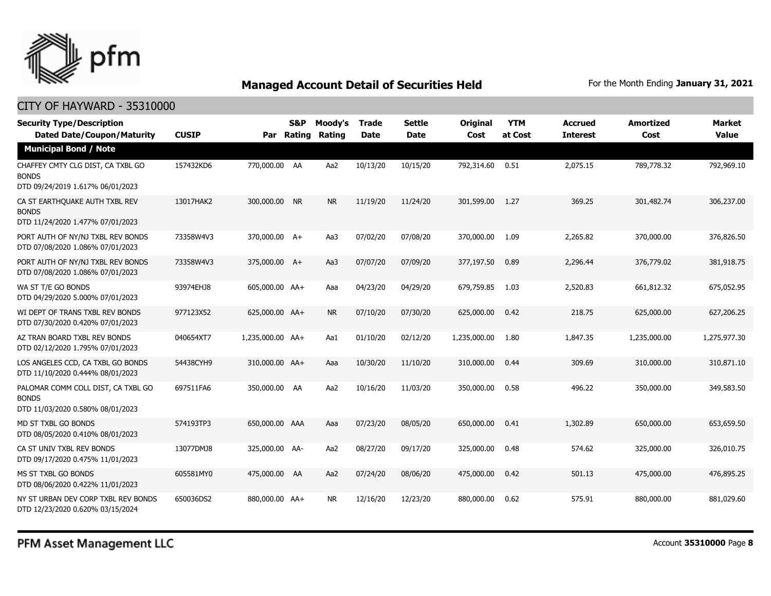## Managed Account Detail of Securities Held

For the Month Ending **January 31, 2021**

CITY OF HAYWARD - 35310000

| Security Type/Description Dated Date/Coupon/Maturity | CUSIP | Par | S&P Rating | Moody's Rating | Trade Date | Settle Date | Original Cost | YTM at Cost | Accrued Interest | Amortized Cost | Market Value |
|---|---|---|---|---|---|---|---|---|---|---|---|
| **Municipal Bond / Note** | | | | | | | | | | | |
| CHAFFEY CMTY CLG DIST, CA TXBL GO BONDS DTD 09/24/2019 1.617% 06/01/2023 | 157432KD6 | 770,000.00 | AA | Aa2 | 10/13/20 | 10/15/20 | 792,314.60 | 0.51 | 2,075.15 | 789,778.32 | 792,969.10 |
| CA ST EARTHQUAKE AUTH TXBL REV BONDS DTD 11/24/2020 1.477% 07/01/2023 | 13017HAK2 | 300,000.00 | NR | NR | 11/19/20 | 11/24/20 | 301,599.00 | 1.27 | 369.25 | 301,482.74 | 306,237.00 |
| PORT AUTH OF NY/NJ TXBL REV BONDS DTD 07/08/2020 1.086% 07/01/2023 | 73358W4V3 | 370,000.00 | A+ | Aa3 | 07/02/20 | 07/08/20 | 370,000.00 | 1.09 | 2,265.82 | 370,000.00 | 376,826.50 |
| PORT AUTH OF NY/NJ TXBL REV BONDS DTD 07/08/2020 1.086% 07/01/2023 | 73358W4V3 | 375,000.00 | A+ | Aa3 | 07/07/20 | 07/09/20 | 377,197.50 | 0.89 | 2,296.44 | 376,779.02 | 381,918.75 |
| WA ST T/E GO BONDS DTD 04/29/2020 5.000% 07/01/2023 | 93974EHJ8 | 605,000.00 | AA+ | Aaa | 04/23/20 | 04/29/20 | 679,759.85 | 1.03 | 2,520.83 | 661,812.32 | 675,052.95 |
| WI DEPT OF TRANS TXBL REV BONDS DTD 07/30/2020 0.420% 07/01/2023 | 977123X52 | 625,000.00 | AA+ | NR | 07/10/20 | 07/30/20 | 625,000.00 | 0.42 | 218.75 | 625,000.00 | 627,206.25 |
| AZ TRAN BOARD TXBL REV BONDS DTD 02/12/2020 1.795% 07/01/2023 | 040654XT7 | 1,235,000.00 | AA+ | Aa1 | 01/10/20 | 02/12/20 | 1,235,000.00 | 1.80 | 1,847.35 | 1,235,000.00 | 1,275,977.30 |
| LOS ANGELES CCD, CA TXBL GO BONDS DTD 11/10/2020 0.444% 08/01/2023 | 54438CYH9 | 310,000.00 | AA+ | Aaa | 10/30/20 | 11/10/20 | 310,000.00 | 0.44 | 309.69 | 310,000.00 | 310,871.10 |
| PALOMAR COMM COLL DIST, CA TXBL GO BONDS DTD 11/03/2020 0.580% 08/01/2023 | 697511FA6 | 350,000.00 | AA | Aa2 | 10/16/20 | 11/03/20 | 350,000.00 | 0.58 | 496.22 | 350,000.00 | 349,583.50 |
| MD ST TXBL GO BONDS DTD 08/05/2020 0.410% 08/01/2023 | 574193TP3 | 650,000.00 | AAA | Aaa | 07/23/20 | 08/05/20 | 650,000.00 | 0.41 | 1,302.89 | 650,000.00 | 653,659.50 |
| CA ST UNIV TXBL REV BONDS DTD 09/17/2020 0.475% 11/01/2023 | 13077DMJ8 | 325,000.00 | AA- | Aa2 | 08/27/20 | 09/17/20 | 325,000.00 | 0.48 | 574.62 | 325,000.00 | 326,010.75 |
| MS ST TXBL GO BONDS DTD 08/06/2020 0.422% 11/01/2023 | 605581MY0 | 475,000.00 | AA | Aa2 | 07/24/20 | 08/06/20 | 475,000.00 | 0.42 | 501.13 | 475,000.00 | 476,895.25 |
| NY ST URBAN DEV CORP TXBL REV BONDS DTD 12/23/2020 0.620% 03/15/2024 | 650036DS2 | 880,000.00 | AA+ | NR | 12/16/20 | 12/23/20 | 880,000.00 | 0.62 | 575.91 | 880,000.00 | 881,029.60 |

PFM Asset Management LLC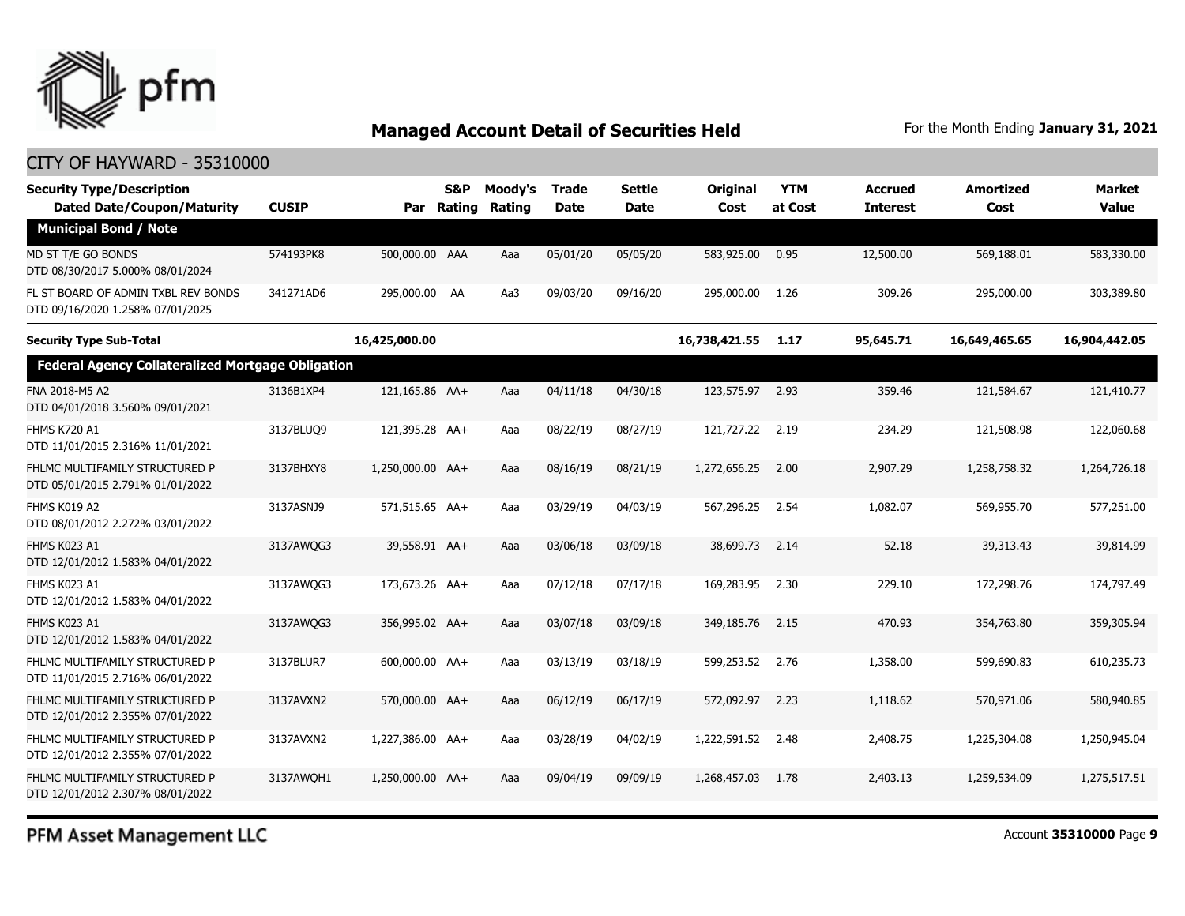## Managed Account Detail of Securities Held

For the Month Ending **January 31, 2021**

CITY OF HAYWARD - 35310000

| Security Type/Description<br>Dated Date/Coupon/Maturity | CUSIP | Par | S&P Rating | Moody's Rating | Trade Date | Settle Date | Original Cost | YTM at Cost | Accrued Interest | Amortized Cost | Market Value |
|---|---|---|---|---|---|---|---|---|---|---|---|
| **Municipal Bond / Note** | | | | | | | | | | | |
| MD ST T/E GO BONDS<br>DTD 08/30/2017 5.000% 08/01/2024 | 574193PK8 | 500,000.00 | AAA | Aaa | 05/01/20 | 05/05/20 | 583,925.00 | 0.95 | 12,500.00 | 569,188.01 | 583,330.00 |
| FL ST BOARD OF ADMIN TXBL REV BONDS<br>DTD 09/16/2020 1.258% 07/01/2025 | 341271AD6 | 295,000.00 | AA | Aa3 | 09/03/20 | 09/16/20 | 295,000.00 | 1.26 | 309.26 | 295,000.00 | 303,389.80 |
| **Security Type Sub-Total** | | **16,425,000.00** | | | | | **16,738,421.55** | **1.17** | **95,645.71** | **16,649,465.65** | **16,904,442.05** |
| **Federal Agency Collateralized Mortgage Obligation** | | | | | | | | | | | |
| FNA 2018-M5 A2<br>DTD 04/01/2018 3.560% 09/01/2021 | 3136B1XP4 | 121,165.86 | AA+ | Aaa | 04/11/18 | 04/30/18 | 123,575.97 | 2.93 | 359.46 | 121,584.67 | 121,410.77 |
| FHMS K720 A1<br>DTD 11/01/2015 2.316% 11/01/2021 | 3137BLUQ9 | 121,395.28 | AA+ | Aaa | 08/22/19 | 08/27/19 | 121,727.22 | 2.19 | 234.29 | 121,508.98 | 122,060.68 |
| FHLMC MULTIFAMILY STRUCTURED P<br>DTD 05/01/2015 2.791% 01/01/2022 | 3137BHXY8 | 1,250,000.00 | AA+ | Aaa | 08/16/19 | 08/21/19 | 1,272,656.25 | 2.00 | 2,907.29 | 1,258,758.32 | 1,264,726.18 |
| FHMS K019 A2<br>DTD 08/01/2012 2.272% 03/01/2022 | 3137ASNJ9 | 571,515.65 | AA+ | Aaa | 03/29/19 | 04/03/19 | 567,296.25 | 2.54 | 1,082.07 | 569,955.70 | 577,251.00 |
| FHMS K023 A1<br>DTD 12/01/2012 1.583% 04/01/2022 | 3137AWQG3 | 39,558.91 | AA+ | Aaa | 03/06/18 | 03/09/18 | 38,699.73 | 2.14 | 52.18 | 39,313.43 | 39,814.99 |
| FHMS K023 A1<br>DTD 12/01/2012 1.583% 04/01/2022 | 3137AWQG3 | 173,673.26 | AA+ | Aaa | 07/12/18 | 07/17/18 | 169,283.95 | 2.30 | 229.10 | 172,298.76 | 174,797.49 |
| FHMS K023 A1<br>DTD 12/01/2012 1.583% 04/01/2022 | 3137AWQG3 | 356,995.02 | AA+ | Aaa | 03/07/18 | 03/09/18 | 349,185.76 | 2.15 | 470.93 | 354,763.80 | 359,305.94 |
| FHLMC MULTIFAMILY STRUCTURED P<br>DTD 11/01/2015 2.716% 06/01/2022 | 3137BLUR7 | 600,000.00 | AA+ | Aaa | 03/13/19 | 03/18/19 | 599,253.52 | 2.76 | 1,358.00 | 599,690.83 | 610,235.73 |
| FHLMC MULTIFAMILY STRUCTURED P<br>DTD 12/01/2012 2.355% 07/01/2022 | 3137AVXN2 | 570,000.00 | AA+ | Aaa | 06/12/19 | 06/17/19 | 572,092.97 | 2.23 | 1,118.62 | 570,971.06 | 580,940.85 |
| FHLMC MULTIFAMILY STRUCTURED P<br>DTD 12/01/2012 2.355% 07/01/2022 | 3137AVXN2 | 1,227,386.00 | AA+ | Aaa | 03/28/19 | 04/02/19 | 1,222,591.52 | 2.48 | 2,408.75 | 1,225,304.08 | 1,250,945.04 |
| FHLMC MULTIFAMILY STRUCTURED P<br>DTD 12/01/2012 2.307% 08/01/2022 | 3137AWQH1 | 1,250,000.00 | AA+ | Aaa | 09/04/19 | 09/09/19 | 1,268,457.03 | 1.78 | 2,403.13 | 1,259,534.09 | 1,275,517.51 |

PFM Asset Management LLC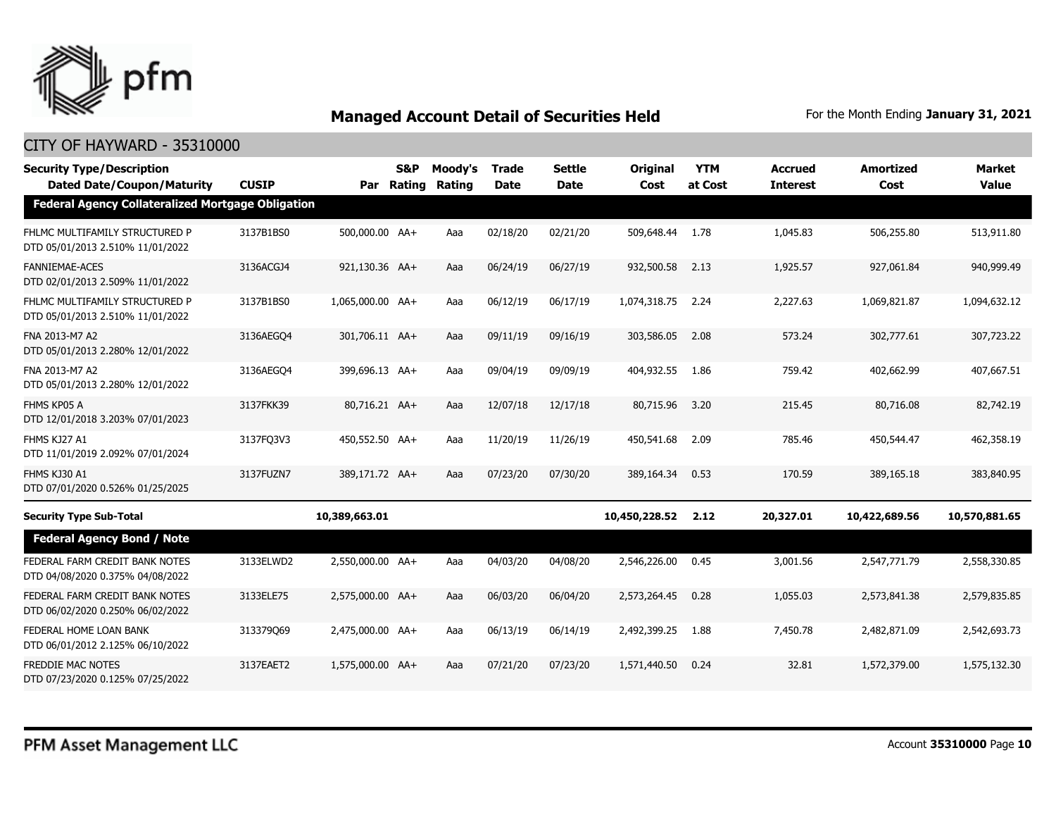## Managed Account Detail of Securities Held

For the Month Ending **January 31, 2021**

### CITY OF HAYWARD - 35310000

| Security Type/Description Dated Date/Coupon/Maturity | CUSIP | Par | S&P Rating | Moody's Rating | Trade Date | Settle Date | Original Cost | YTM at Cost | Accrued Interest | Amortized Cost | Market Value |
|---|---|---|---|---|---|---|---|---|---|---|---|
| **Federal Agency Collateralized Mortgage Obligation** | | | | | | | | | | | |
| FHLMC MULTIFAMILY STRUCTURED P DTD 05/01/2013 2.510% 11/01/2022 | 3137B1BS0 | 500,000.00 | AA+ | Aaa | 02/18/20 | 02/21/20 | 509,648.44 | 1.78 | 1,045.83 | 506,255.80 | 513,911.80 |
| FANNIEMAE-ACES DTD 02/01/2013 2.509% 11/01/2022 | 3136ACGJ4 | 921,130.36 | AA+ | Aaa | 06/24/19 | 06/27/19 | 932,500.58 | 2.13 | 1,925.57 | 927,061.84 | 940,999.49 |
| FHLMC MULTIFAMILY STRUCTURED P DTD 05/01/2013 2.510% 11/01/2022 | 3137B1BS0 | 1,065,000.00 | AA+ | Aaa | 06/12/19 | 06/17/19 | 1,074,318.75 | 2.24 | 2,227.63 | 1,069,821.87 | 1,094,632.12 |
| FNA 2013-M7 A2 DTD 05/01/2013 2.280% 12/01/2022 | 3136AEGQ4 | 301,706.11 | AA+ | Aaa | 09/11/19 | 09/16/19 | 303,586.05 | 2.08 | 573.24 | 302,777.61 | 307,723.22 |
| FNA 2013-M7 A2 DTD 05/01/2013 2.280% 12/01/2022 | 3136AEGQ4 | 399,696.13 | AA+ | Aaa | 09/04/19 | 09/09/19 | 404,932.55 | 1.86 | 759.42 | 402,662.99 | 407,667.51 |
| FHMS KP05 A DTD 12/01/2018 3.203% 07/01/2023 | 3137FKK39 | 80,716.21 | AA+ | Aaa | 12/07/18 | 12/17/18 | 80,715.96 | 3.20 | 215.45 | 80,716.08 | 82,742.19 |
| FHMS KJ27 A1 DTD 11/01/2019 2.092% 07/01/2024 | 3137FQ3V3 | 450,552.50 | AA+ | Aaa | 11/20/19 | 11/26/19 | 450,541.68 | 2.09 | 785.46 | 450,544.47 | 462,358.19 |
| FHMS KJ30 A1 DTD 07/01/2020 0.526% 01/25/2025 | 3137FUZN7 | 389,171.72 | AA+ | Aaa | 07/23/20 | 07/30/20 | 389,164.34 | 0.53 | 170.59 | 389,165.18 | 383,840.95 |
| **Security Type Sub-Total** | | **10,389,663.01** | | | | | **10,450,228.52** | **2.12** | **20,327.01** | **10,422,689.56** | **10,570,881.65** |
| **Federal Agency Bond / Note** | | | | | | | | | | | |
| FEDERAL FARM CREDIT BANK NOTES DTD 04/08/2020 0.375% 04/08/2022 | 3133ELWD2 | 2,550,000.00 | AA+ | Aaa | 04/03/20 | 04/08/20 | 2,546,226.00 | 0.45 | 3,001.56 | 2,547,771.79 | 2,558,330.85 |
| FEDERAL FARM CREDIT BANK NOTES DTD 06/02/2020 0.250% 06/02/2022 | 3133ELE75 | 2,575,000.00 | AA+ | Aaa | 06/03/20 | 06/04/20 | 2,573,264.45 | 0.28 | 1,055.03 | 2,573,841.38 | 2,579,835.85 |
| FEDERAL HOME LOAN BANK DTD 06/01/2012 2.125% 06/10/2022 | 313379Q69 | 2,475,000.00 | AA+ | Aaa | 06/13/19 | 06/14/19 | 2,492,399.25 | 1.88 | 7,450.78 | 2,482,871.09 | 2,542,693.73 |
| FREDDIE MAC NOTES DTD 07/23/2020 0.125% 07/25/2022 | 3137EAET2 | 1,575,000.00 | AA+ | Aaa | 07/21/20 | 07/23/20 | 1,571,440.50 | 0.24 | 32.81 | 1,572,379.00 | 1,575,132.30 |

PFM Asset Management LLC

Account **35310000**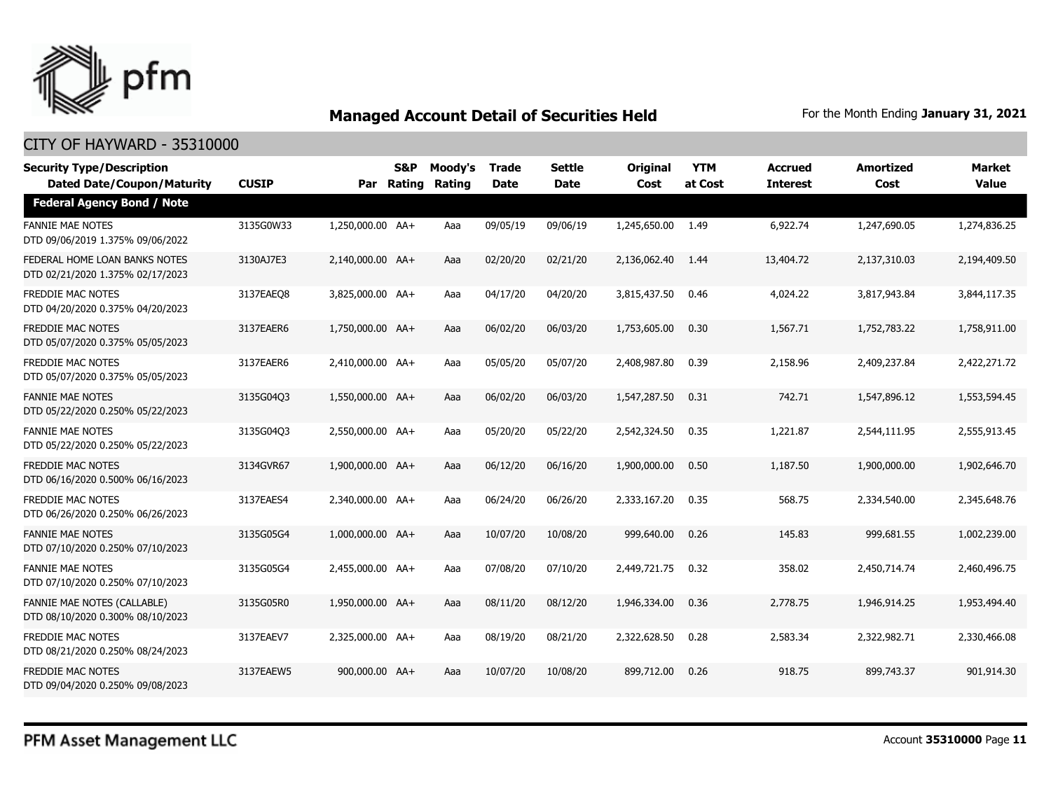# Managed Account Detail of Securities Held

For the Month Ending **January 31, 2021**

## CITY OF HAYWARD - 35310000

| Security Type/Description Dated Date/Coupon/Maturity | CUSIP | Par | S&P Rating | Moody's Rating | Trade Date | Settle Date | Original Cost | YTM at Cost | Accrued Interest | Amortized Cost | Market Value |
|---|---|---|---|---|---|---|---|---|---|---|---|
| **Federal Agency Bond / Note** | | | | | | | | | | | |
| FANNIE MAE NOTES DTD 09/06/2019 1.375% 09/06/2022 | 3135G0W33 | 1,250,000.00 | AA+ | Aaa | 09/05/19 | 09/06/19 | 1,245,650.00 | 1.49 | 6,922.74 | 1,247,690.05 | 1,274,836.25 |
| FEDERAL HOME LOAN BANKS NOTES DTD 02/21/2020 1.375% 02/17/2023 | 3130AJ7E3 | 2,140,000.00 | AA+ | Aaa | 02/20/20 | 02/21/20 | 2,136,062.40 | 1.44 | 13,404.72 | 2,137,310.03 | 2,194,409.50 |
| FREDDIE MAC NOTES DTD 04/20/2020 0.375% 04/20/2023 | 3137EAEQ8 | 3,825,000.00 | AA+ | Aaa | 04/17/20 | 04/20/20 | 3,815,437.50 | 0.46 | 4,024.22 | 3,817,943.84 | 3,844,117.35 |
| FREDDIE MAC NOTES DTD 05/07/2020 0.375% 05/05/2023 | 3137EAER6 | 1,750,000.00 | AA+ | Aaa | 06/02/20 | 06/03/20 | 1,753,605.00 | 0.30 | 1,567.71 | 1,752,783.22 | 1,758,911.00 |
| FREDDIE MAC NOTES DTD 05/07/2020 0.375% 05/05/2023 | 3137EAER6 | 2,410,000.00 | AA+ | Aaa | 05/05/20 | 05/07/20 | 2,408,987.80 | 0.39 | 2,158.96 | 2,409,237.84 | 2,422,271.72 |
| FANNIE MAE NOTES DTD 05/22/2020 0.250% 05/22/2023 | 3135G04Q3 | 1,550,000.00 | AA+ | Aaa | 06/02/20 | 06/03/20 | 1,547,287.50 | 0.31 | 742.71 | 1,547,896.12 | 1,553,594.45 |
| FANNIE MAE NOTES DTD 05/22/2020 0.250% 05/22/2023 | 3135G04Q3 | 2,550,000.00 | AA+ | Aaa | 05/20/20 | 05/22/20 | 2,542,324.50 | 0.35 | 1,221.87 | 2,544,111.95 | 2,555,913.45 |
| FREDDIE MAC NOTES DTD 06/16/2020 0.500% 06/16/2023 | 3134GVR67 | 1,900,000.00 | AA+ | Aaa | 06/12/20 | 06/16/20 | 1,900,000.00 | 0.50 | 1,187.50 | 1,900,000.00 | 1,902,646.70 |
| FREDDIE MAC NOTES DTD 06/26/2020 0.250% 06/26/2023 | 3137EAES4 | 2,340,000.00 | AA+ | Aaa | 06/24/20 | 06/26/20 | 2,333,167.20 | 0.35 | 568.75 | 2,334,540.00 | 2,345,648.76 |
| FANNIE MAE NOTES DTD 07/10/2020 0.250% 07/10/2023 | 3135G05G4 | 1,000,000.00 | AA+ | Aaa | 10/07/20 | 10/08/20 | 999,640.00 | 0.26 | 145.83 | 999,681.55 | 1,002,239.00 |
| FANNIE MAE NOTES DTD 07/10/2020 0.250% 07/10/2023 | 3135G05G4 | 2,455,000.00 | AA+ | Aaa | 07/08/20 | 07/10/20 | 2,449,721.75 | 0.32 | 358.02 | 2,450,714.74 | 2,460,496.75 |
| FANNIE MAE NOTES (CALLABLE) DTD 08/10/2020 0.300% 08/10/2023 | 3135G05R0 | 1,950,000.00 | AA+ | Aaa | 08/11/20 | 08/12/20 | 1,946,334.00 | 0.36 | 2,778.75 | 1,946,914.25 | 1,953,494.40 |
| FREDDIE MAC NOTES DTD 08/21/2020 0.250% 08/24/2023 | 3137EAEV7 | 2,325,000.00 | AA+ | Aaa | 08/19/20 | 08/21/20 | 2,322,628.50 | 0.28 | 2,583.34 | 2,322,982.71 | 2,330,466.08 |
| FREDDIE MAC NOTES DTD 09/04/2020 0.250% 09/08/2023 | 3137EAEW5 | 900,000.00 | AA+ | Aaa | 10/07/20 | 10/08/20 | 899,712.00 | 0.26 | 918.75 | 899,743.37 | 901,914.30 |

PFM Asset Management LLC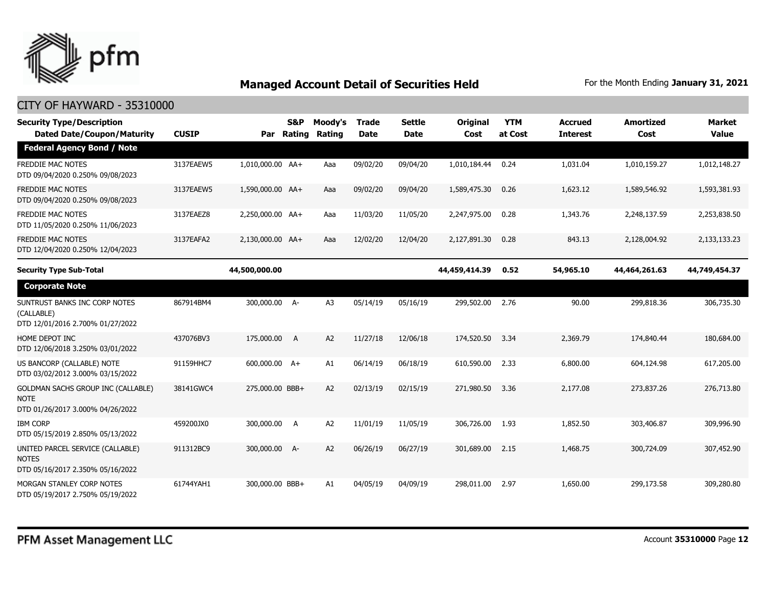## Managed Account Detail of Securities Held

For the Month Ending **January 31, 2021**

CITY OF HAYWARD - 35310000

| Security Type/Description Dated Date/Coupon/Maturity | CUSIP | Par | S&P Rating | Moody's Rating | Trade Date | Settle Date | Original Cost | YTM at Cost | Accrued Interest | Amortized Cost | Market Value |
|---|---|---|---|---|---|---|---|---|---|---|---|
| **Federal Agency Bond / Note** | | | | | | | | | | | |
| FREDDIE MAC NOTES DTD 09/04/2020 0.250% 09/08/2023 | 3137EAEW5 | 1,010,000.00 | AA+ | Aaa | 09/02/20 | 09/04/20 | 1,010,184.44 | 0.24 | 1,031.04 | 1,010,159.27 | 1,012,148.27 |
| FREDDIE MAC NOTES DTD 09/04/2020 0.250% 09/08/2023 | 3137EAEW5 | 1,590,000.00 | AA+ | Aaa | 09/02/20 | 09/04/20 | 1,589,475.30 | 0.26 | 1,623.12 | 1,589,546.92 | 1,593,381.93 |
| FREDDIE MAC NOTES DTD 11/05/2020 0.250% 11/06/2023 | 3137EAEZ8 | 2,250,000.00 | AA+ | Aaa | 11/03/20 | 11/05/20 | 2,247,975.00 | 0.28 | 1,343.76 | 2,248,137.59 | 2,253,838.50 |
| FREDDIE MAC NOTES DTD 12/04/2020 0.250% 12/04/2023 | 3137EAFA2 | 2,130,000.00 | AA+ | Aaa | 12/02/20 | 12/04/20 | 2,127,891.30 | 0.28 | 843.13 | 2,128,004.92 | 2,133,133.23 |
| **Security Type Sub-Total** | | **44,500,000.00** | | | | | **44,459,414.39** | **0.52** | **54,965.10** | **44,464,261.63** | **44,749,454.37** |
| **Corporate Note** | | | | | | | | | | | |
| SUNTRUST BANKS INC CORP NOTES (CALLABLE) DTD 12/01/2016 2.700% 01/27/2022 | 867914BM4 | 300,000.00 | A- | A3 | 05/14/19 | 05/16/19 | 299,502.00 | 2.76 | 90.00 | 299,818.36 | 306,735.30 |
| HOME DEPOT INC DTD 12/06/2018 3.250% 03/01/2022 | 437076BV3 | 175,000.00 | A | A2 | 11/27/18 | 12/06/18 | 174,520.50 | 3.34 | 2,369.79 | 174,840.44 | 180,684.00 |
| US BANCORP (CALLABLE) NOTE DTD 03/02/2012 3.000% 03/15/2022 | 91159HHC7 | 600,000.00 | A+ | A1 | 06/14/19 | 06/18/19 | 610,590.00 | 2.33 | 6,800.00 | 604,124.98 | 617,205.00 |
| GOLDMAN SACHS GROUP INC (CALLABLE) NOTE DTD 01/26/2017 3.000% 04/26/2022 | 38141GWC4 | 275,000.00 | BBB+ | A2 | 02/13/19 | 02/15/19 | 271,980.50 | 3.36 | 2,177.08 | 273,837.26 | 276,713.80 |
| IBM CORP DTD 05/15/2019 2.850% 05/13/2022 | 459200JX0 | 300,000.00 | A | A2 | 11/01/19 | 11/05/19 | 306,726.00 | 1.93 | 1,852.50 | 303,406.87 | 309,996.90 |
| UNITED PARCEL SERVICE (CALLABLE) NOTES DTD 05/16/2017 2.350% 05/16/2022 | 911312BC9 | 300,000.00 | A- | A2 | 06/26/19 | 06/27/19 | 301,689.00 | 2.15 | 1,468.75 | 300,724.09 | 307,452.90 |
| MORGAN STANLEY CORP NOTES DTD 05/19/2017 2.750% 05/19/2022 | 61744YAH1 | 300,000.00 | BBB+ | A1 | 04/05/19 | 04/09/19 | 298,011.00 | 2.97 | 1,650.00 | 299,173.58 | 309,280.80 |

PFM Asset Management LLC

Account **35310000** Page **12**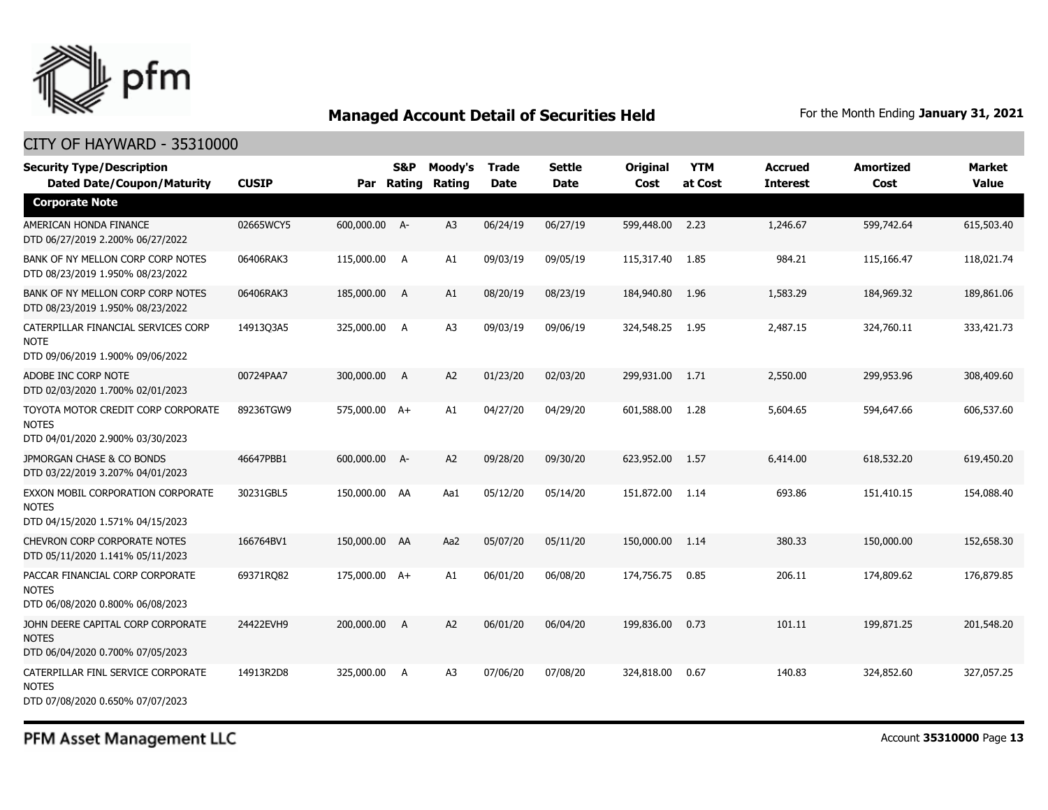## Managed Account Detail of Securities Held

For the Month Ending **January 31, 2021**

CITY OF HAYWARD - 35310000

| Security Type/Description Dated Date/Coupon/Maturity | CUSIP | Par | S&P Rating | Moody's Rating | Trade Date | Settle Date | Original Cost | YTM at Cost | Accrued Interest | Amortized Cost | Market Value |
|---|---|---|---|---|---|---|---|---|---|---|---|
| **Corporate Note** | | | | | | | | | | | |
| AMERICAN HONDA FINANCE DTD 06/27/2019 2.200% 06/27/2022 | 02665WCY5 | 600,000.00 | A- | A3 | 06/24/19 | 06/27/19 | 599,448.00 | 2.23 | 1,246.67 | 599,742.64 | 615,503.40 |
| BANK OF NY MELLON CORP CORP NOTES DTD 08/23/2019 1.950% 08/23/2022 | 06406RAK3 | 115,000.00 | A | A1 | 09/03/19 | 09/05/19 | 115,317.40 | 1.85 | 984.21 | 115,166.47 | 118,021.74 |
| BANK OF NY MELLON CORP CORP NOTES DTD 08/23/2019 1.950% 08/23/2022 | 06406RAK3 | 185,000.00 | A | A1 | 08/20/19 | 08/23/19 | 184,940.80 | 1.96 | 1,583.29 | 184,969.32 | 189,861.06 |
| CATERPILLAR FINANCIAL SERVICES CORP NOTE DTD 09/06/2019 1.900% 09/06/2022 | 14913Q3A5 | 325,000.00 | A | A3 | 09/03/19 | 09/06/19 | 324,548.25 | 1.95 | 2,487.15 | 324,760.11 | 333,421.73 |
| ADOBE INC CORP NOTE DTD 02/03/2020 1.700% 02/01/2023 | 00724PAA7 | 300,000.00 | A | A2 | 01/23/20 | 02/03/20 | 299,931.00 | 1.71 | 2,550.00 | 299,953.96 | 308,409.60 |
| TOYOTA MOTOR CREDIT CORP CORPORATE NOTES DTD 04/01/2020 2.900% 03/30/2023 | 89236TGW9 | 575,000.00 | A+ | A1 | 04/27/20 | 04/29/20 | 601,588.00 | 1.28 | 5,604.65 | 594,647.66 | 606,537.60 |
| JPMORGAN CHASE & CO BONDS DTD 03/22/2019 3.207% 04/01/2023 | 46647PBB1 | 600,000.00 | A- | A2 | 09/28/20 | 09/30/20 | 623,952.00 | 1.57 | 6,414.00 | 618,532.20 | 619,450.20 |
| EXXON MOBIL CORPORATION CORPORATE NOTES DTD 04/15/2020 1.571% 04/15/2023 | 30231GBL5 | 150,000.00 | AA | Aa1 | 05/12/20 | 05/14/20 | 151,872.00 | 1.14 | 693.86 | 151,410.15 | 154,088.40 |
| CHEVRON CORP CORPORATE NOTES DTD 05/11/2020 1.141% 05/11/2023 | 166764BV1 | 150,000.00 | AA | Aa2 | 05/07/20 | 05/11/20 | 150,000.00 | 1.14 | 380.33 | 150,000.00 | 152,658.30 |
| PACCAR FINANCIAL CORP CORPORATE NOTES DTD 06/08/2020 0.800% 06/08/2023 | 69371RQ82 | 175,000.00 | A+ | A1 | 06/01/20 | 06/08/20 | 174,756.75 | 0.85 | 206.11 | 174,809.62 | 176,879.85 |
| JOHN DEERE CAPITAL CORP CORPORATE NOTES DTD 06/04/2020 0.700% 07/05/2023 | 24422EVH9 | 200,000.00 | A | A2 | 06/01/20 | 06/04/20 | 199,836.00 | 0.73 | 101.11 | 199,871.25 | 201,548.20 |
| CATERPILLAR FINL SERVICE CORPORATE NOTES DTD 07/08/2020 0.650% 07/07/2023 | 14913R2D8 | 325,000.00 | A | A3 | 07/06/20 | 07/08/20 | 324,818.00 | 0.67 | 140.83 | 324,852.60 | 327,057.25 |

PFM Asset Management LLC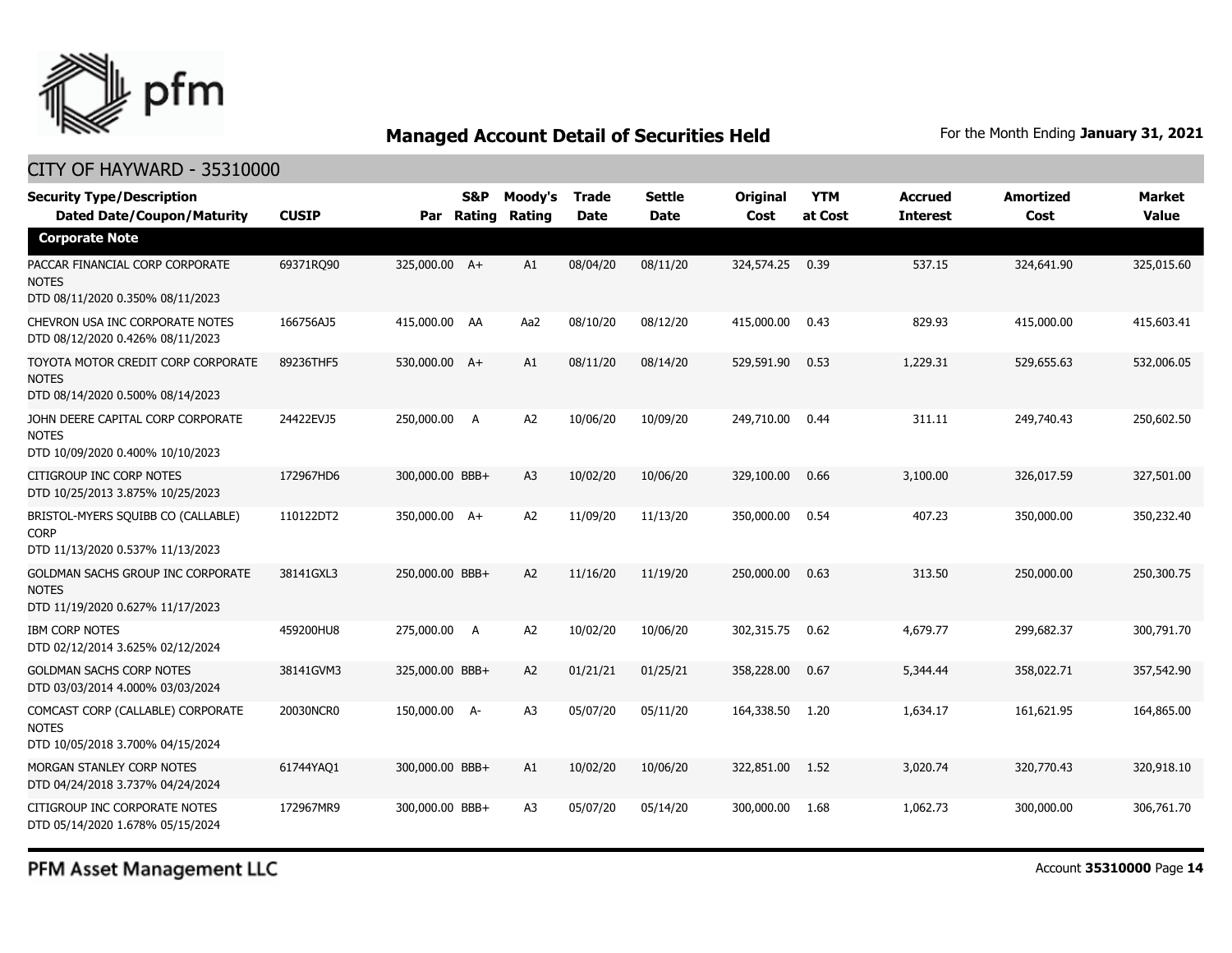# Managed Account Detail of Securities Held

For the Month Ending **January 31, 2021**

## CITY OF HAYWARD - 35310000

| Security Type/Description Dated Date/Coupon/Maturity | CUSIP | Par | S&P Rating | Moody's Rating | Trade Date | Settle Date | Original Cost | YTM at Cost | Accrued Interest | Amortized Cost | Market Value |
|---|---|---|---|---|---|---|---|---|---|---|---|
| **Corporate Note** | | | | | | | | | | | |
| PACCAR FINANCIAL CORP CORPORATE NOTES DTD 08/11/2020 0.350% 08/11/2023 | 69371RQ90 | 325,000.00 | A+ | A1 | 08/04/20 | 08/11/20 | 324,574.25 | 0.39 | 537.15 | 324,641.90 | 325,015.60 |
| CHEVRON USA INC CORPORATE NOTES DTD 08/12/2020 0.426% 08/11/2023 | 166756AJ5 | 415,000.00 | AA | Aa2 | 08/10/20 | 08/12/20 | 415,000.00 | 0.43 | 829.93 | 415,000.00 | 415,603.41 |
| TOYOTA MOTOR CREDIT CORP CORPORATE NOTES DTD 08/14/2020 0.500% 08/14/2023 | 89236THF5 | 530,000.00 | A+ | A1 | 08/11/20 | 08/14/20 | 529,591.90 | 0.53 | 1,229.31 | 529,655.63 | 532,006.05 |
| JOHN DEERE CAPITAL CORP CORPORATE NOTES DTD 10/09/2020 0.400% 10/10/2023 | 24422EVJ5 | 250,000.00 | A | A2 | 10/06/20 | 10/09/20 | 249,710.00 | 0.44 | 311.11 | 249,740.43 | 250,602.50 |
| CITIGROUP INC CORP NOTES DTD 10/25/2013 3.875% 10/25/2023 | 172967HD6 | 300,000.00 | BBB+ | A3 | 10/02/20 | 10/06/20 | 329,100.00 | 0.66 | 3,100.00 | 326,017.59 | 327,501.00 |
| BRISTOL-MYERS SQUIBB CO (CALLABLE) CORP DTD 11/13/2020 0.537% 11/13/2023 | 110122DT2 | 350,000.00 | A+ | A2 | 11/09/20 | 11/13/20 | 350,000.00 | 0.54 | 407.23 | 350,000.00 | 350,232.40 |
| GOLDMAN SACHS GROUP INC CORPORATE NOTES DTD 11/19/2020 0.627% 11/17/2023 | 38141GXL3 | 250,000.00 | BBB+ | A2 | 11/16/20 | 11/19/20 | 250,000.00 | 0.63 | 313.50 | 250,000.00 | 250,300.75 |
| IBM CORP NOTES DTD 02/12/2014 3.625% 02/12/2024 | 459200HU8 | 275,000.00 | A | A2 | 10/02/20 | 10/06/20 | 302,315.75 | 0.62 | 4,679.77 | 299,682.37 | 300,791.70 |
| GOLDMAN SACHS CORP NOTES DTD 03/03/2014 4.000% 03/03/2024 | 38141GVM3 | 325,000.00 | BBB+ | A2 | 01/21/21 | 01/25/21 | 358,228.00 | 0.67 | 5,344.44 | 358,022.71 | 357,542.90 |
| COMCAST CORP (CALLABLE) CORPORATE NOTES DTD 10/05/2018 3.700% 04/15/2024 | 20030NCR0 | 150,000.00 | A- | A3 | 05/07/20 | 05/11/20 | 164,338.50 | 1.20 | 1,634.17 | 161,621.95 | 164,865.00 |
| MORGAN STANLEY CORP NOTES DTD 04/24/2018 3.737% 04/24/2024 | 61744YAQ1 | 300,000.00 | BBB+ | A1 | 10/02/20 | 10/06/20 | 322,851.00 | 1.52 | 3,020.74 | 320,770.43 | 320,918.10 |
| CITIGROUP INC CORPORATE NOTES DTD 05/14/2020 1.678% 05/15/2024 | 172967MR9 | 300,000.00 | BBB+ | A3 | 05/07/20 | 05/14/20 | 300,000.00 | 1.68 | 1,062.73 | 300,000.00 | 306,761.70 |

PFM Asset Management LLC

Account **35310000**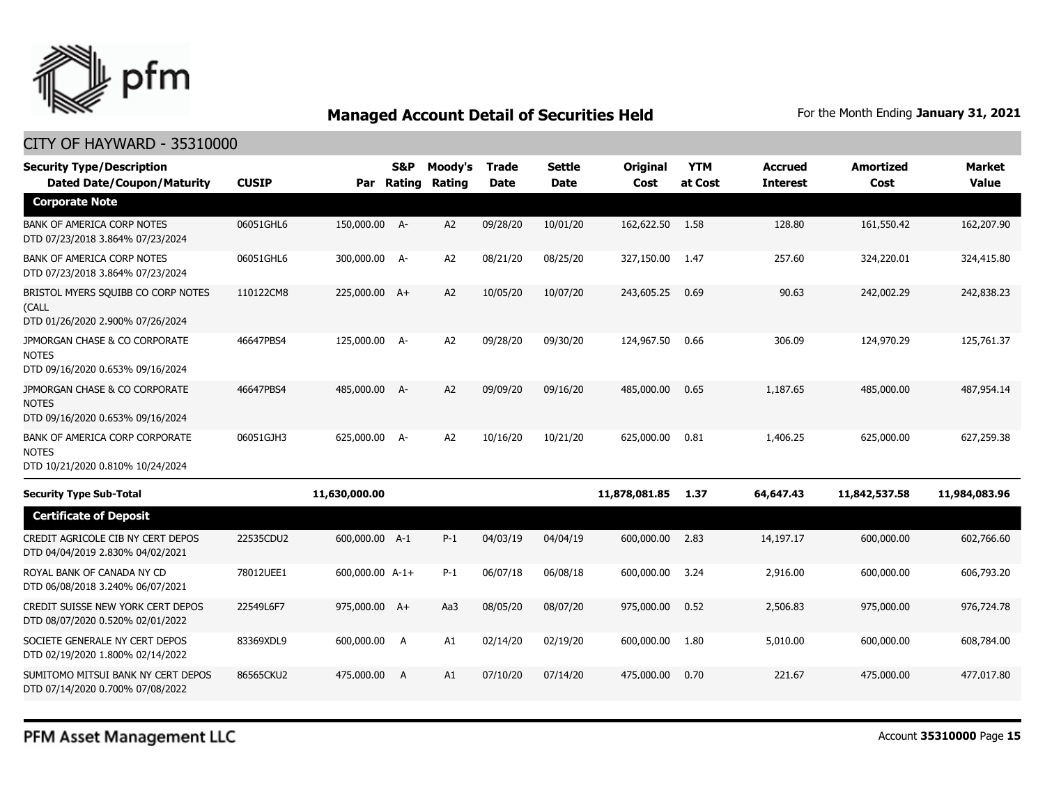## Managed Account Detail of Securities Held

For the Month Ending **January 31, 2021**

CITY OF HAYWARD - 35310000

| Security Type/Description Dated Date/Coupon/Maturity | CUSIP | Par | S&P Rating | Moody's Rating | Trade Date | Settle Date | Original Cost | YTM at Cost | Accrued Interest | Amortized Cost | Market Value |
|---|---|---|---|---|---|---|---|---|---|---|---|
| **Corporate Note** | | | | | | | | | | | |
| BANK OF AMERICA CORP NOTES DTD 07/23/2018 3.864% 07/23/2024 | 06051GHL6 | 150,000.00 | A- | A2 | 09/28/20 | 10/01/20 | 162,622.50 | 1.58 | 128.80 | 161,550.42 | 162,207.90 |
| BANK OF AMERICA CORP NOTES DTD 07/23/2018 3.864% 07/23/2024 | 06051GHL6 | 300,000.00 | A- | A2 | 08/21/20 | 08/25/20 | 327,150.00 | 1.47 | 257.60 | 324,220.01 | 324,415.80 |
| BRISTOL MYERS SQUIBB CO CORP NOTES (CALL DTD 01/26/2020 2.900% 07/26/2024 | 110122CM8 | 225,000.00 | A+ | A2 | 10/05/20 | 10/07/20 | 243,605.25 | 0.69 | 90.63 | 242,002.29 | 242,838.23 |
| JPMORGAN CHASE & CO CORPORATE NOTES DTD 09/16/2020 0.653% 09/16/2024 | 46647PBS4 | 125,000.00 | A- | A2 | 09/28/20 | 09/30/20 | 124,967.50 | 0.66 | 306.09 | 124,970.29 | 125,761.37 |
| JPMORGAN CHASE & CO CORPORATE NOTES DTD 09/16/2020 0.653% 09/16/2024 | 46647PBS4 | 485,000.00 | A- | A2 | 09/09/20 | 09/16/20 | 485,000.00 | 0.65 | 1,187.65 | 485,000.00 | 487,954.14 |
| BANK OF AMERICA CORP CORPORATE NOTES DTD 10/21/2020 0.810% 10/24/2024 | 06051GJH3 | 625,000.00 | A- | A2 | 10/16/20 | 10/21/20 | 625,000.00 | 0.81 | 1,406.25 | 625,000.00 | 627,259.38 |
| **Security Type Sub-Total** | | **11,630,000.00** | | | | | **11,878,081.85** | **1.37** | **64,647.43** | **11,842,537.58** | **11,984,083.96** |
| **Certificate of Deposit** | | | | | | | | | | | |
| CREDIT AGRICOLE CIB NY CERT DEPOS DTD 04/04/2019 2.830% 04/02/2021 | 22535CDU2 | 600,000.00 | A-1 | P-1 | 04/03/19 | 04/04/19 | 600,000.00 | 2.83 | 14,197.17 | 600,000.00 | 602,766.60 |
| ROYAL BANK OF CANADA NY CD DTD 06/08/2018 3.240% 06/07/2021 | 78012UEE1 | 600,000.00 | A-1+ | P-1 | 06/07/18 | 06/08/18 | 600,000.00 | 3.24 | 2,916.00 | 600,000.00 | 606,793.20 |
| CREDIT SUISSE NEW YORK CERT DEPOS DTD 08/07/2020 0.520% 02/01/2022 | 22549L6F7 | 975,000.00 | A+ | Aa3 | 08/05/20 | 08/07/20 | 975,000.00 | 0.52 | 2,506.83 | 975,000.00 | 976,724.78 |
| SOCIETE GENERALE NY CERT DEPOS DTD 02/19/2020 1.800% 02/14/2022 | 83369XDL9 | 600,000.00 | A | A1 | 02/14/20 | 02/19/20 | 600,000.00 | 1.80 | 5,010.00 | 600,000.00 | 608,784.00 |
| SUMITOMO MITSUI BANK NY CERT DEPOS DTD 07/14/2020 0.700% 07/08/2022 | 86565CKU2 | 475,000.00 | A | A1 | 07/10/20 | 07/14/20 | 475,000.00 | 0.70 | 221.67 | 475,000.00 | 477,017.80 |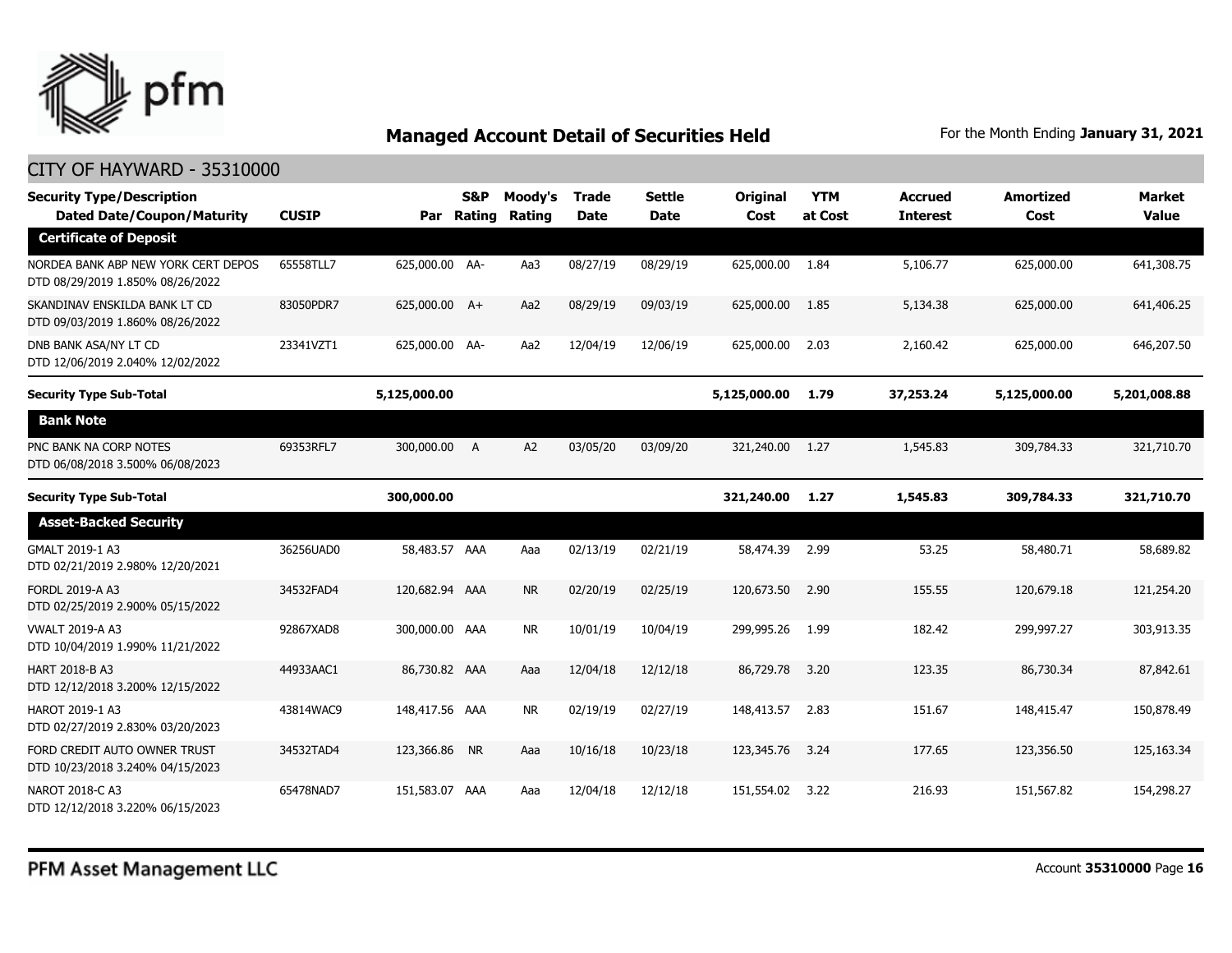# Managed Account Detail of Securities Held

For the Month Ending **January 31, 2021**

## CITY OF HAYWARD - 35310000

| Security Type/Description Dated Date/Coupon/Maturity | CUSIP | Par | S&P Rating | Moody's Rating | Trade Date | Settle Date | Original Cost | YTM at Cost | Accrued Interest | Amortized Cost | Market Value |
|---|---|---|---|---|---|---|---|---|---|---|---|
| **Certificate of Deposit** | | | | | | | | | | | |
| NORDEA BANK ABP NEW YORK CERT DEPOS DTD 08/29/2019 1.850% 08/26/2022 | 65558TLL7 | 625,000.00 | AA- | Aa3 | 08/27/19 | 08/29/19 | 625,000.00 | 1.84 | 5,106.77 | 625,000.00 | 641,308.75 |
| SKANDINAV ENSKILDA BANK LT CD DTD 09/03/2019 1.860% 08/26/2022 | 83050PDR7 | 625,000.00 | A+ | Aa2 | 08/29/19 | 09/03/19 | 625,000.00 | 1.85 | 5,134.38 | 625,000.00 | 641,406.25 |
| DNB BANK ASA/NY LT CD DTD 12/06/2019 2.040% 12/02/2022 | 23341VZT1 | 625,000.00 | AA- | Aa2 | 12/04/19 | 12/06/19 | 625,000.00 | 2.03 | 2,160.42 | 625,000.00 | 646,207.50 |
| **Security Type Sub-Total** | | **5,125,000.00** | | | | | **5,125,000.00** | **1.79** | **37,253.24** | **5,125,000.00** | **5,201,008.88** |
| **Bank Note** | | | | | | | | | | | |
| PNC BANK NA CORP NOTES DTD 06/08/2018 3.500% 06/08/2023 | 69353RFL7 | 300,000.00 | A | A2 | 03/05/20 | 03/09/20 | 321,240.00 | 1.27 | 1,545.83 | 309,784.33 | 321,710.70 |
| **Security Type Sub-Total** | | **300,000.00** | | | | | **321,240.00** | **1.27** | **1,545.83** | **309,784.33** | **321,710.70** |
| **Asset-Backed Security** | | | | | | | | | | | |
| GMALT 2019-1 A3 DTD 02/21/2019 2.980% 12/20/2021 | 36256UAD0 | 58,483.57 | AAA | Aaa | 02/13/19 | 02/21/19 | 58,474.39 | 2.99 | 53.25 | 58,480.71 | 58,689.82 |
| FORDL 2019-A A3 DTD 02/25/2019 2.900% 05/15/2022 | 34532FAD4 | 120,682.94 | AAA | NR | 02/20/19 | 02/25/19 | 120,673.50 | 2.90 | 155.55 | 120,679.18 | 121,254.20 |
| VWALT 2019-A A3 DTD 10/04/2019 1.990% 11/21/2022 | 92867XAD8 | 300,000.00 | AAA | NR | 10/01/19 | 10/04/19 | 299,995.26 | 1.99 | 182.42 | 299,997.27 | 303,913.35 |
| HART 2018-B A3 DTD 12/12/2018 3.200% 12/15/2022 | 44933AAC1 | 86,730.82 | AAA | Aaa | 12/04/18 | 12/12/18 | 86,729.78 | 3.20 | 123.35 | 86,730.34 | 87,842.61 |
| HAROT 2019-1 A3 DTD 02/27/2019 2.830% 03/20/2023 | 43814WAC9 | 148,417.56 | AAA | NR | 02/19/19 | 02/27/19 | 148,413.57 | 2.83 | 151.67 | 148,415.47 | 150,878.49 |
| FORD CREDIT AUTO OWNER TRUST DTD 10/23/2018 3.240% 04/15/2023 | 34532TAD4 | 123,366.86 | NR | Aaa | 10/16/18 | 10/23/18 | 123,345.76 | 3.24 | 177.65 | 123,356.50 | 125,163.34 |
| NAROT 2018-C A3 DTD 12/12/2018 3.220% 06/15/2023 | 65478NAD7 | 151,583.07 | AAA | Aaa | 12/04/18 | 12/12/18 | 151,554.02 | 3.22 | 216.93 | 151,567.82 | 154,298.27 |

PFM Asset Management LLC

Account **35310000** Page **16**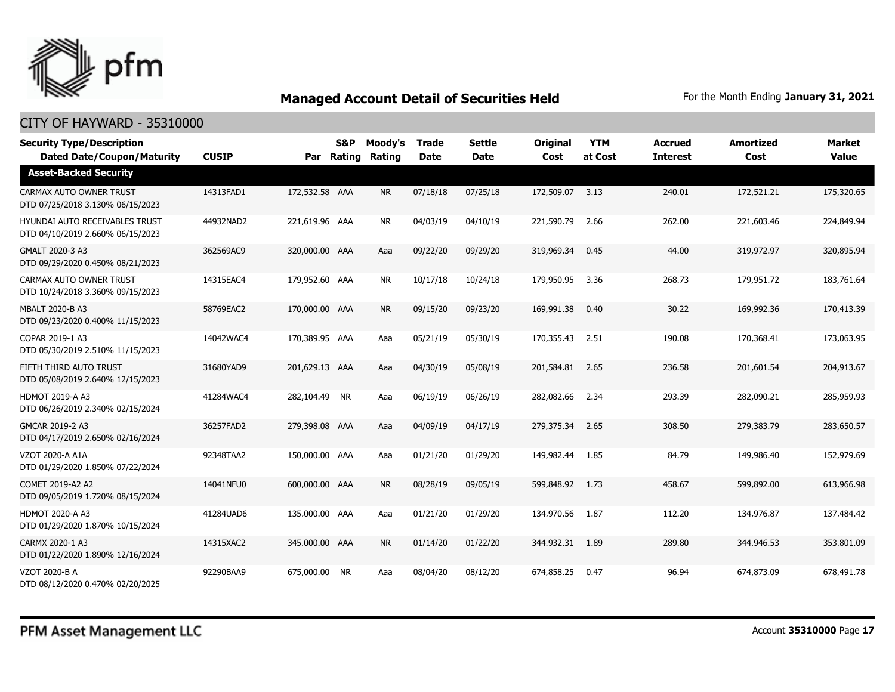## Managed Account Detail of Securities Held

For the Month Ending **January 31, 2021**

CITY OF HAYWARD - 35310000

| Security Type/Description Dated Date/Coupon/Maturity | CUSIP | Par | S&P Rating | Moody's Rating | Trade Date | Settle Date | Original Cost | YTM at Cost | Accrued Interest | Amortized Cost | Market Value |
|---|---|---|---|---|---|---|---|---|---|---|---|
| **Asset-Backed Security** | | | | | | | | | | | |
| CARMAX AUTO OWNER TRUST DTD 07/25/2018 3.130% 06/15/2023 | 14313FAD1 | 172,532.58 | AAA | NR | 07/18/18 | 07/25/18 | 172,509.07 | 3.13 | 240.01 | 172,521.21 | 175,320.65 |
| HYUNDAI AUTO RECEIVABLES TRUST DTD 04/10/2019 2.660% 06/15/2023 | 44932NAD2 | 221,619.96 | AAA | NR | 04/03/19 | 04/10/19 | 221,590.79 | 2.66 | 262.00 | 221,603.46 | 224,849.94 |
| GMALT 2020-3 A3 DTD 09/29/2020 0.450% 08/21/2023 | 362569AC9 | 320,000.00 | AAA | Aaa | 09/22/20 | 09/29/20 | 319,969.34 | 0.45 | 44.00 | 319,972.97 | 320,895.94 |
| CARMAX AUTO OWNER TRUST DTD 10/24/2018 3.360% 09/15/2023 | 14315EAC4 | 179,952.60 | AAA | NR | 10/17/18 | 10/24/18 | 179,950.95 | 3.36 | 268.73 | 179,951.72 | 183,761.64 |
| MBALT 2020-B A3 DTD 09/23/2020 0.400% 11/15/2023 | 58769EAC2 | 170,000.00 | AAA | NR | 09/15/20 | 09/23/20 | 169,991.38 | 0.40 | 30.22 | 169,992.36 | 170,413.39 |
| COPAR 2019-1 A3 DTD 05/30/2019 2.510% 11/15/2023 | 14042WAC4 | 170,389.95 | AAA | Aaa | 05/21/19 | 05/30/19 | 170,355.43 | 2.51 | 190.08 | 170,368.41 | 173,063.95 |
| FIFTH THIRD AUTO TRUST DTD 05/08/2019 2.640% 12/15/2023 | 31680YAD9 | 201,629.13 | AAA | Aaa | 04/30/19 | 05/08/19 | 201,584.81 | 2.65 | 236.58 | 201,601.54 | 204,913.67 |
| HDMOT 2019-A A3 DTD 06/26/2019 2.340% 02/15/2024 | 41284WAC4 | 282,104.49 | NR | Aaa | 06/19/19 | 06/26/19 | 282,082.66 | 2.34 | 293.39 | 282,090.21 | 285,959.93 |
| GMCAR 2019-2 A3 DTD 04/17/2019 2.650% 02/16/2024 | 36257FAD2 | 279,398.08 | AAA | Aaa | 04/09/19 | 04/17/19 | 279,375.34 | 2.65 | 308.50 | 279,383.79 | 283,650.57 |
| VZOT 2020-A A1A DTD 01/29/2020 1.850% 07/22/2024 | 92348TAA2 | 150,000.00 | AAA | Aaa | 01/21/20 | 01/29/20 | 149,982.44 | 1.85 | 84.79 | 149,986.40 | 152,979.69 |
| COMET 2019-A2 A2 DTD 09/05/2019 1.720% 08/15/2024 | 14041NFU0 | 600,000.00 | AAA | NR | 08/28/19 | 09/05/19 | 599,848.92 | 1.73 | 458.67 | 599,892.00 | 613,966.98 |
| HDMOT 2020-A A3 DTD 01/29/2020 1.870% 10/15/2024 | 41284UAD6 | 135,000.00 | AAA | Aaa | 01/21/20 | 01/29/20 | 134,970.56 | 1.87 | 112.20 | 134,976.87 | 137,484.42 |
| CARMX 2020-1 A3 DTD 01/22/2020 1.890% 12/16/2024 | 14315XAC2 | 345,000.00 | AAA | NR | 01/14/20 | 01/22/20 | 344,932.31 | 1.89 | 289.80 | 344,946.53 | 353,801.09 |
| VZOT 2020-B A DTD 08/12/2020 0.470% 02/20/2025 | 92290BAA9 | 675,000.00 | NR | Aaa | 08/04/20 | 08/12/20 | 674,858.25 | 0.47 | 96.94 | 674,873.09 | 678,491.78 |

PFM Asset Management LLC

Account **35310000**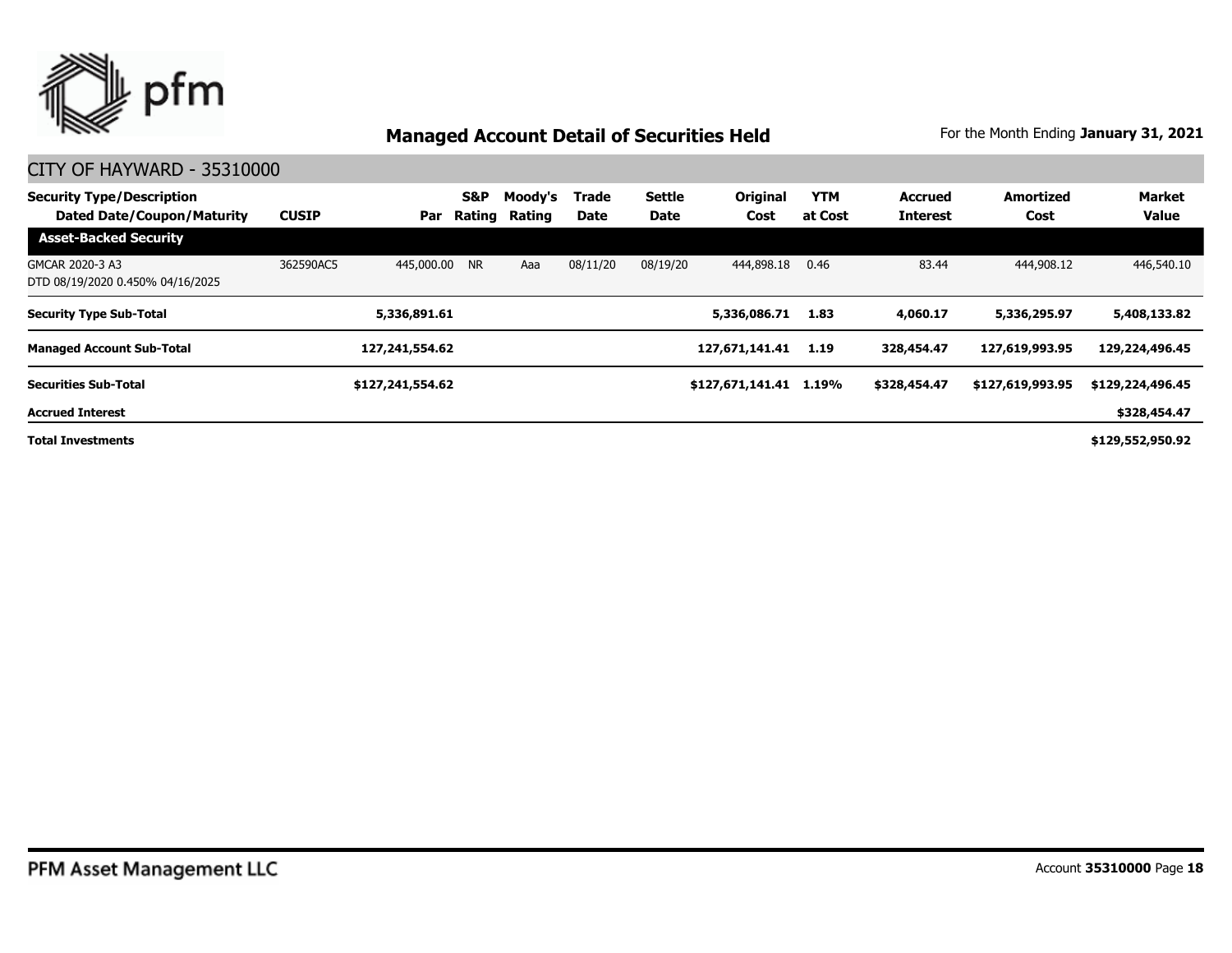# Managed Account Detail of Securities Held

For the Month Ending **January 31, 2021**

## CITY OF HAYWARD - 35310000

| Security Type/Description Dated Date/Coupon/Maturity | CUSIP | Par | S&P Rating | Moody's Rating | Trade Date | Settle Date | Original Cost | YTM at Cost | Accrued Interest | Amortized Cost | Market Value |
|---|---|---|---|---|---|---|---|---|---|---|---|
| **Asset-Backed Security** | | | | | | | | | | | |
| GMCAR 2020-3 A3 DTD 08/19/2020 0.450% 04/16/2025 | 362590AC5 | 445,000.00 | NR | Aaa | 08/11/20 | 08/19/20 | 444,898.18 | 0.46 | 83.44 | 444,908.12 | 446,540.10 |
| **Security Type Sub-Total** | | **5,336,891.61** | | | | | **5,336,086.71** | **1.83** | **4,060.17** | **5,336,295.97** | **5,408,133.82** |
| **Managed Account Sub-Total** | | **127,241,554.62** | | | | | **127,671,141.41** | **1.19** | **328,454.47** | **127,619,993.95** | **129,224,496.45** |
| **Securities Sub-Total** | | **$127,241,554.62** | | | | | **$127,671,141.41** | **1.19%** | **$328,454.47** | **$127,619,993.95** | **$129,224,496.45** |
| **Accrued Interest** | | | | | | | | | | | **$328,454.47** |
| **Total Investments** | | | | | | | | | | | **$129,552,950.92** |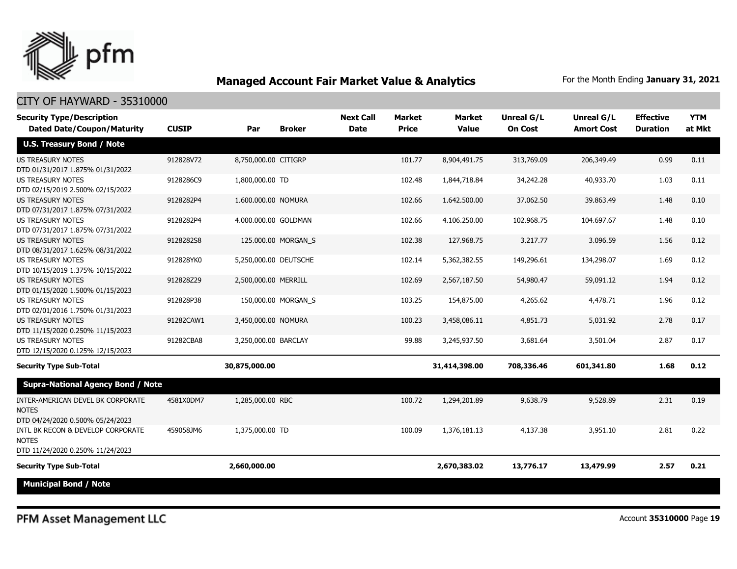## Managed Account Fair Market Value & Analytics

For the Month Ending **January 31, 2021**

CITY OF HAYWARD - 35310000

| Security Type/Description Dated Date/Coupon/Maturity | CUSIP | Par | Broker | Next Call Date | Market Price | Market Value | Unreal G/L On Cost | Unreal G/L Amort Cost | Effective Duration | YTM at Mkt |
|---|---|---|---|---|---|---|---|---|---|---|
| **U.S. Treasury Bond / Note** | | | | | | | | | | |
| US TREASURY NOTES DTD 01/31/2017 1.875% 01/31/2022 | 912828V72 | 8,750,000.00 | CITIGRP | | 101.77 | 8,904,491.75 | 313,769.09 | 206,349.49 | 0.99 | 0.11 |
| US TREASURY NOTES DTD 02/15/2019 2.500% 02/15/2022 | 9128286C9 | 1,800,000.00 | TD | | 102.48 | 1,844,718.84 | 34,242.28 | 40,933.70 | 1.03 | 0.11 |
| US TREASURY NOTES DTD 07/31/2017 1.875% 07/31/2022 | 9128282P4 | 1,600,000.00 | NOMURA | | 102.66 | 1,642,500.00 | 37,062.50 | 39,863.49 | 1.48 | 0.10 |
| US TREASURY NOTES DTD 07/31/2017 1.875% 07/31/2022 | 9128282P4 | 4,000,000.00 | GOLDMAN | | 102.66 | 4,106,250.00 | 102,968.75 | 104,697.67 | 1.48 | 0.10 |
| US TREASURY NOTES DTD 08/31/2017 1.625% 08/31/2022 | 9128282S8 | 125,000.00 | MORGAN_S | | 102.38 | 127,968.75 | 3,217.77 | 3,096.59 | 1.56 | 0.12 |
| US TREASURY NOTES DTD 10/15/2019 1.375% 10/15/2022 | 912828YK0 | 5,250,000.00 | DEUTSCHE | | 102.14 | 5,362,382.55 | 149,296.61 | 134,298.07 | 1.69 | 0.12 |
| US TREASURY NOTES DTD 01/15/2020 1.500% 01/15/2023 | 912828Z29 | 2,500,000.00 | MERRILL | | 102.69 | 2,567,187.50 | 54,980.47 | 59,091.12 | 1.94 | 0.12 |
| US TREASURY NOTES DTD 02/01/2016 1.750% 01/31/2023 | 912828P38 | 150,000.00 | MORGAN_S | | 103.25 | 154,875.00 | 4,265.62 | 4,478.71 | 1.96 | 0.12 |
| US TREASURY NOTES DTD 11/15/2020 0.250% 11/15/2023 | 91282CAW1 | 3,450,000.00 | NOMURA | | 100.23 | 3,458,086.11 | 4,851.73 | 5,031.92 | 2.78 | 0.17 |
| US TREASURY NOTES DTD 12/15/2020 0.125% 12/15/2023 | 91282CBA8 | 3,250,000.00 | BARCLAY | | 99.88 | 3,245,937.50 | 3,681.64 | 3,501.04 | 2.87 | 0.17 |
| **Security Type Sub-Total** | | **30,875,000.00** | | | | **31,414,398.00** | **708,336.46** | **601,341.80** | **1.68** | **0.12** |
| **Supra-National Agency Bond / Note** | | | | | | | | | | |
| INTER-AMERICAN DEVEL BK CORPORATE NOTES DTD 04/24/2020 0.500% 05/24/2023 | 4581X0DM7 | 1,285,000.00 | RBC | | 100.72 | 1,294,201.89 | 9,638.79 | 9,528.89 | 2.31 | 0.19 |
| INTL BK RECON & DEVELOP CORPORATE NOTES DTD 11/24/2020 0.250% 11/24/2023 | 459058JM6 | 1,375,000.00 | TD | | 100.09 | 1,376,181.13 | 4,137.38 | 3,951.10 | 2.81 | 0.22 |
| **Security Type Sub-Total** | | **2,660,000.00** | | | | **2,670,383.02** | **13,776.17** | **13,479.99** | **2.57** | **0.21** |
| **Municipal Bond / Note** | | | | | | | | | | |

PFM Asset Management LLC

Account **35310000**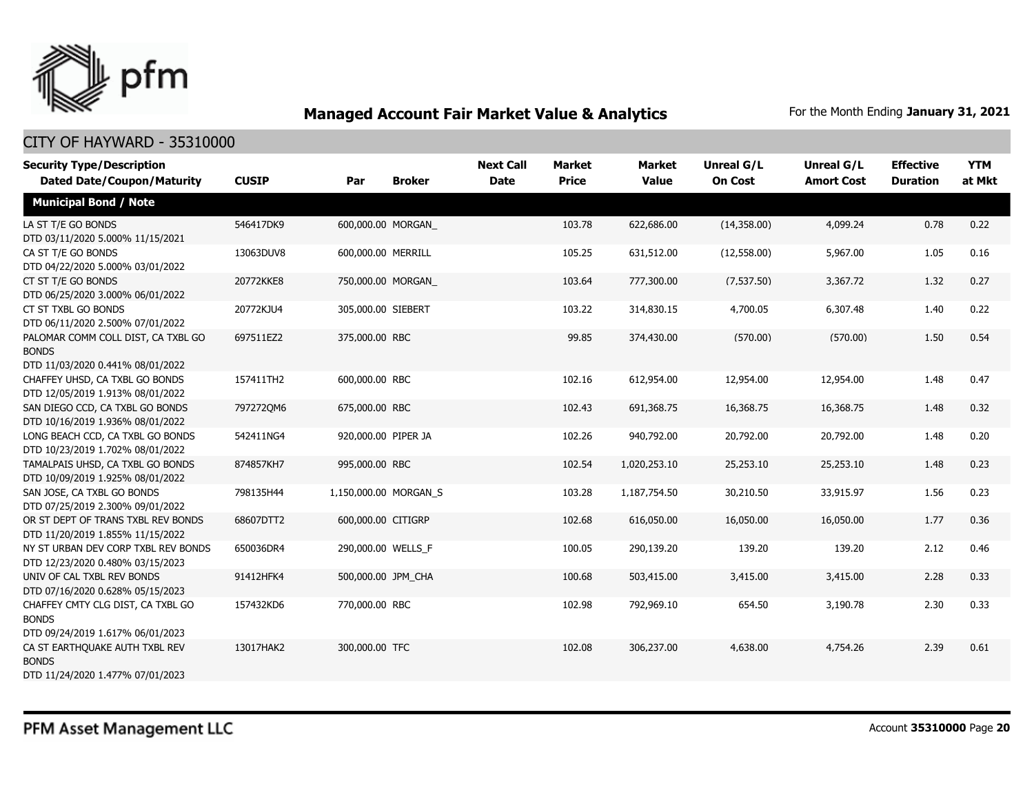## Managed Account Fair Market Value & Analytics

For the Month Ending **January 31, 2021**

### CITY OF HAYWARD - 35310000

| Security Type/Description Dated Date/Coupon/Maturity | CUSIP | Par | Broker | Next Call Date | Market Price | Market Value | Unreal G/L On Cost | Unreal G/L Amort Cost | Effective Duration | YTM at Mkt |
|---|---|---|---|---|---|---|---|---|---|---|
| **Municipal Bond / Note** | | | | | | | | | | |
| LA ST T/E GO BONDS DTD 03/11/2020 5.000% 11/15/2021 | 546417DK9 | 600,000.00 | MORGAN_ | | 103.78 | 622,686.00 | (14,358.00) | 4,099.24 | 0.78 | 0.22 |
| CA ST T/E GO BONDS DTD 04/22/2020 5.000% 03/01/2022 | 13063DUV8 | 600,000.00 | MERRILL | | 105.25 | 631,512.00 | (12,558.00) | 5,967.00 | 1.05 | 0.16 |
| CT ST T/E GO BONDS DTD 06/25/2020 3.000% 06/01/2022 | 20772KKE8 | 750,000.00 | MORGAN_ | | 103.64 | 777,300.00 | (7,537.50) | 3,367.72 | 1.32 | 0.27 |
| CT ST TXBL GO BONDS DTD 06/11/2020 2.500% 07/01/2022 | 20772KJU4 | 305,000.00 | SIEBERT | | 103.22 | 314,830.15 | 4,700.05 | 6,307.48 | 1.40 | 0.22 |
| PALOMAR COMM COLL DIST, CA TXBL GO BONDS DTD 11/03/2020 0.441% 08/01/2022 | 697511EZ2 | 375,000.00 | RBC | | 99.85 | 374,430.00 | (570.00) | (570.00) | 1.50 | 0.54 |
| CHAFFEY UHSD, CA TXBL GO BONDS DTD 12/05/2019 1.913% 08/01/2022 | 157411TH2 | 600,000.00 | RBC | | 102.16 | 612,954.00 | 12,954.00 | 12,954.00 | 1.48 | 0.47 |
| SAN DIEGO CCD, CA TXBL GO BONDS DTD 10/16/2019 1.936% 08/01/2022 | 797272QM6 | 675,000.00 | RBC | | 102.43 | 691,368.75 | 16,368.75 | 16,368.75 | 1.48 | 0.32 |
| LONG BEACH CCD, CA TXBL GO BONDS DTD 10/23/2019 1.702% 08/01/2022 | 542411NG4 | 920,000.00 | PIPER JA | | 102.26 | 940,792.00 | 20,792.00 | 20,792.00 | 1.48 | 0.20 |
| TAMALPAIS UHSD, CA TXBL GO BONDS DTD 10/09/2019 1.925% 08/01/2022 | 874857KH7 | 995,000.00 | RBC | | 102.54 | 1,020,253.10 | 25,253.10 | 25,253.10 | 1.48 | 0.23 |
| SAN JOSE, CA TXBL GO BONDS DTD 07/25/2019 2.300% 09/01/2022 | 798135H44 | 1,150,000.00 | MORGAN_S | | 103.28 | 1,187,754.50 | 30,210.50 | 33,915.97 | 1.56 | 0.23 |
| OR ST DEPT OF TRANS TXBL REV BONDS DTD 11/20/2019 1.855% 11/15/2022 | 68607DTT2 | 600,000.00 | CITIGRP | | 102.68 | 616,050.00 | 16,050.00 | 16,050.00 | 1.77 | 0.36 |
| NY ST URBAN DEV CORP TXBL REV BONDS DTD 12/23/2020 0.480% 03/15/2023 | 650036DR4 | 290,000.00 | WELLS_F | | 100.05 | 290,139.20 | 139.20 | 139.20 | 2.12 | 0.46 |
| UNIV OF CAL TXBL REV BONDS DTD 07/16/2020 0.628% 05/15/2023 | 91412HFK4 | 500,000.00 | JPM_CHA | | 100.68 | 503,415.00 | 3,415.00 | 3,415.00 | 2.28 | 0.33 |
| CHAFFEY CMTY CLG DIST, CA TXBL GO BONDS DTD 09/24/2019 1.617% 06/01/2023 | 157432KD6 | 770,000.00 | RBC | | 102.98 | 792,969.10 | 654.50 | 3,190.78 | 2.30 | 0.33 |
| CA ST EARTHQUAKE AUTH TXBL REV BONDS DTD 11/24/2020 1.477% 07/01/2023 | 13017HAK2 | 300,000.00 | TFC | | 102.08 | 306,237.00 | 4,638.00 | 4,754.26 | 2.39 | 0.61 |

PFM Asset Management LLC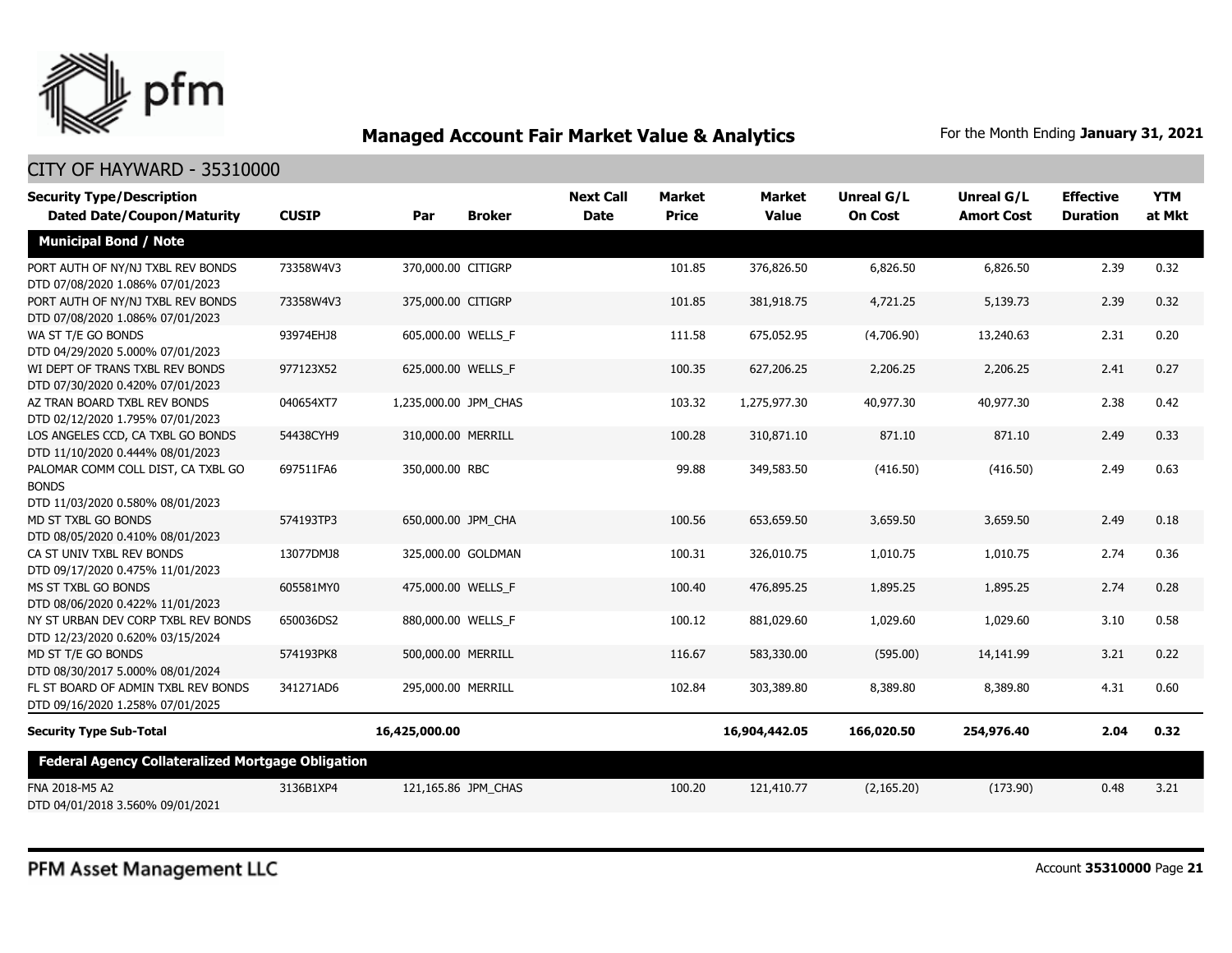# Managed Account Fair Market Value & Analytics

For the Month Ending **January 31, 2021**

## CITY OF HAYWARD - 35310000

| Security Type/Description Dated Date/Coupon/Maturity | CUSIP | Par | Broker | Next Call Date | Market Price | Market Value | Unreal G/L On Cost | Unreal G/L Amort Cost | Effective Duration | YTM at Mkt |
|---|---|---|---|---|---|---|---|---|---|---|
| **Municipal Bond / Note** | | | | | | | | | | |
| PORT AUTH OF NY/NJ TXBL REV BONDS DTD 07/08/2020 1.086% 07/01/2023 | 73358W4V3 | 370,000.00 | CITIGRP | | 101.85 | 376,826.50 | 6,826.50 | 6,826.50 | 2.39 | 0.32 |
| PORT AUTH OF NY/NJ TXBL REV BONDS DTD 07/08/2020 1.086% 07/01/2023 | 73358W4V3 | 375,000.00 | CITIGRP | | 101.85 | 381,918.75 | 4,721.25 | 5,139.73 | 2.39 | 0.32 |
| WA ST T/E GO BONDS DTD 04/29/2020 5.000% 07/01/2023 | 93974EHJ8 | 605,000.00 | WELLS_F | | 111.58 | 675,052.95 | (4,706.90) | 13,240.63 | 2.31 | 0.20 |
| WI DEPT OF TRANS TXBL REV BONDS DTD 07/30/2020 0.420% 07/01/2023 | 977123X52 | 625,000.00 | WELLS_F | | 100.35 | 627,206.25 | 2,206.25 | 2,206.25 | 2.41 | 0.27 |
| AZ TRAN BOARD TXBL REV BONDS DTD 02/12/2020 1.795% 07/01/2023 | 040654XT7 | 1,235,000.00 | JPM_CHAS | | 103.32 | 1,275,977.30 | 40,977.30 | 40,977.30 | 2.38 | 0.42 |
| LOS ANGELES CCD, CA TXBL GO BONDS DTD 11/10/2020 0.444% 08/01/2023 | 54438CYH9 | 310,000.00 | MERRILL | | 100.28 | 310,871.10 | 871.10 | 871.10 | 2.49 | 0.33 |
| PALOMAR COMM COLL DIST, CA TXBL GO BONDS DTD 11/03/2020 0.580% 08/01/2023 | 697511FA6 | 350,000.00 | RBC | | 99.88 | 349,583.50 | (416.50) | (416.50) | 2.49 | 0.63 |
| MD ST TXBL GO BONDS DTD 08/05/2020 0.410% 08/01/2023 | 574193TP3 | 650,000.00 | JPM_CHA | | 100.56 | 653,659.50 | 3,659.50 | 3,659.50 | 2.49 | 0.18 |
| CA ST UNIV TXBL REV BONDS DTD 09/17/2020 0.475% 11/01/2023 | 13077DMJ8 | 325,000.00 | GOLDMAN | | 100.31 | 326,010.75 | 1,010.75 | 1,010.75 | 2.74 | 0.36 |
| MS ST TXBL GO BONDS DTD 08/06/2020 0.422% 11/01/2023 | 605581MY0 | 475,000.00 | WELLS_F | | 100.40 | 476,895.25 | 1,895.25 | 1,895.25 | 2.74 | 0.28 |
| NY ST URBAN DEV CORP TXBL REV BONDS DTD 12/23/2020 0.620% 03/15/2024 | 650036DS2 | 880,000.00 | WELLS_F | | 100.12 | 881,029.60 | 1,029.60 | 1,029.60 | 3.10 | 0.58 |
| MD ST T/E GO BONDS DTD 08/30/2017 5.000% 08/01/2024 | 574193PK8 | 500,000.00 | MERRILL | | 116.67 | 583,330.00 | (595.00) | 14,141.99 | 3.21 | 0.22 |
| FL ST BOARD OF ADMIN TXBL REV BONDS DTD 09/16/2020 1.258% 07/01/2025 | 341271AD6 | 295,000.00 | MERRILL | | 102.84 | 303,389.80 | 8,389.80 | 8,389.80 | 4.31 | 0.60 |
| **Security Type Sub-Total** | | **16,425,000.00** | | | | **16,904,442.05** | **166,020.50** | **254,976.40** | **2.04** | **0.32** |
| **Federal Agency Collateralized Mortgage Obligation** | | | | | | | | | | |
| FNA 2018-M5 A2 DTD 04/01/2018 3.560% 09/01/2021 | 3136B1XP4 | 121,165.86 | JPM_CHAS | | 100.20 | 121,410.77 | (2,165.20) | (173.90) | 0.48 | 3.21 |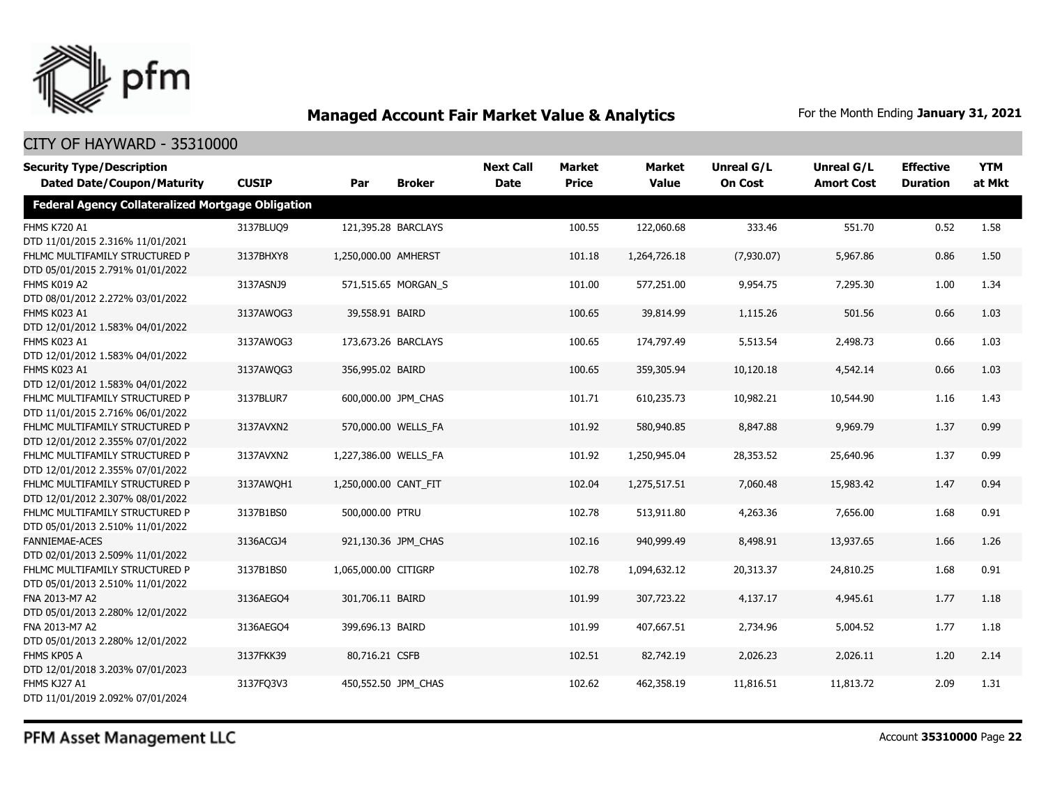# Managed Account Fair Market Value & Analytics

For the Month Ending **January 31, 2021**

## CITY OF HAYWARD - 35310000

| Security Type/Description<br>Dated Date/Coupon/Maturity | CUSIP | Par | Broker | Next Call Date | Market Price | Market Value | Unreal G/L On Cost | Unreal G/L Amort Cost | Effective Duration | YTM at Mkt |
|---|---|---|---|---|---|---|---|---|---|---|
| **Federal Agency Collateralized Mortgage Obligation** | | | | | | | | | | |
| FHMS K720 A1<br>DTD 11/01/2015 2.316% 11/01/2021 | 3137BLUQ9 | 121,395.28 | BARCLAYS | | 100.55 | 122,060.68 | 333.46 | 551.70 | 0.52 | 1.58 |
| FHLMC MULTIFAMILY STRUCTURED P<br>DTD 05/01/2015 2.791% 01/01/2022 | 3137BHXY8 | 1,250,000.00 | AMHERST | | 101.18 | 1,264,726.18 | (7,930.07) | 5,967.86 | 0.86 | 1.50 |
| FHMS K019 A2<br>DTD 08/01/2012 2.272% 03/01/2022 | 3137ASNJ9 | 571,515.65 | MORGAN_S | | 101.00 | 577,251.00 | 9,954.75 | 7,295.30 | 1.00 | 1.34 |
| FHMS K023 A1<br>DTD 12/01/2012 1.583% 04/01/2022 | 3137AWQG3 | 39,558.91 | BAIRD | | 100.65 | 39,814.99 | 1,115.26 | 501.56 | 0.66 | 1.03 |
| FHMS K023 A1<br>DTD 12/01/2012 1.583% 04/01/2022 | 3137AWQG3 | 173,673.26 | BARCLAYS | | 100.65 | 174,797.49 | 5,513.54 | 2,498.73 | 0.66 | 1.03 |
| FHMS K023 A1<br>DTD 12/01/2012 1.583% 04/01/2022 | 3137AWQG3 | 356,995.02 | BAIRD | | 100.65 | 359,305.94 | 10,120.18 | 4,542.14 | 0.66 | 1.03 |
| FHLMC MULTIFAMILY STRUCTURED P<br>DTD 11/01/2015 2.716% 06/01/2022 | 3137BLUR7 | 600,000.00 | JPM_CHAS | | 101.71 | 610,235.73 | 10,982.21 | 10,544.90 | 1.16 | 1.43 |
| FHLMC MULTIFAMILY STRUCTURED P<br>DTD 12/01/2012 2.355% 07/01/2022 | 3137AVXN2 | 570,000.00 | WELLS_FA | | 101.92 | 580,940.85 | 8,847.88 | 9,969.79 | 1.37 | 0.99 |
| FHLMC MULTIFAMILY STRUCTURED P<br>DTD 12/01/2012 2.355% 07/01/2022 | 3137AVXN2 | 1,227,386.00 | WELLS_FA | | 101.92 | 1,250,945.04 | 28,353.52 | 25,640.96 | 1.37 | 0.99 |
| FHLMC MULTIFAMILY STRUCTURED P<br>DTD 12/01/2012 2.307% 08/01/2022 | 3137AWQH1 | 1,250,000.00 | CANT_FIT | | 102.04 | 1,275,517.51 | 7,060.48 | 15,983.42 | 1.47 | 0.94 |
| FHLMC MULTIFAMILY STRUCTURED P<br>DTD 05/01/2013 2.510% 11/01/2022 | 3137B1BS0 | 500,000.00 | PTRU | | 102.78 | 513,911.80 | 4,263.36 | 7,656.00 | 1.68 | 0.91 |
| FANNIEMAE-ACES<br>DTD 02/01/2013 2.509% 11/01/2022 | 3136ACGJ4 | 921,130.36 | JPM_CHAS | | 102.16 | 940,999.49 | 8,498.91 | 13,937.65 | 1.66 | 1.26 |
| FHLMC MULTIFAMILY STRUCTURED P<br>DTD 05/01/2013 2.510% 11/01/2022 | 3137B1BS0 | 1,065,000.00 | CITIGRP | | 102.78 | 1,094,632.12 | 20,313.37 | 24,810.25 | 1.68 | 0.91 |
| FNA 2013-M7 A2<br>DTD 05/01/2013 2.280% 12/01/2022 | 3136AEGO4 | 301,706.11 | BAIRD | | 101.99 | 307,723.22 | 4,137.17 | 4,945.61 | 1.77 | 1.18 |
| FNA 2013-M7 A2<br>DTD 05/01/2013 2.280% 12/01/2022 | 3136AEGO4 | 399,696.13 | BAIRD | | 101.99 | 407,667.51 | 2,734.96 | 5,004.52 | 1.77 | 1.18 |
| FHMS KP05 A<br>DTD 12/01/2018 3.203% 07/01/2023 | 3137FKK39 | 80,716.21 | CSFB | | 102.51 | 82,742.19 | 2,026.23 | 2,026.11 | 1.20 | 2.14 |
| FHMS KJ27 A1<br>DTD 11/01/2019 2.092% 07/01/2024 | 3137FQ3V3 | 450,552.50 | JPM_CHAS | | 102.62 | 462,358.19 | 11,816.51 | 11,813.72 | 2.09 | 1.31 |

PFM Asset Management LLC

Account **35310000**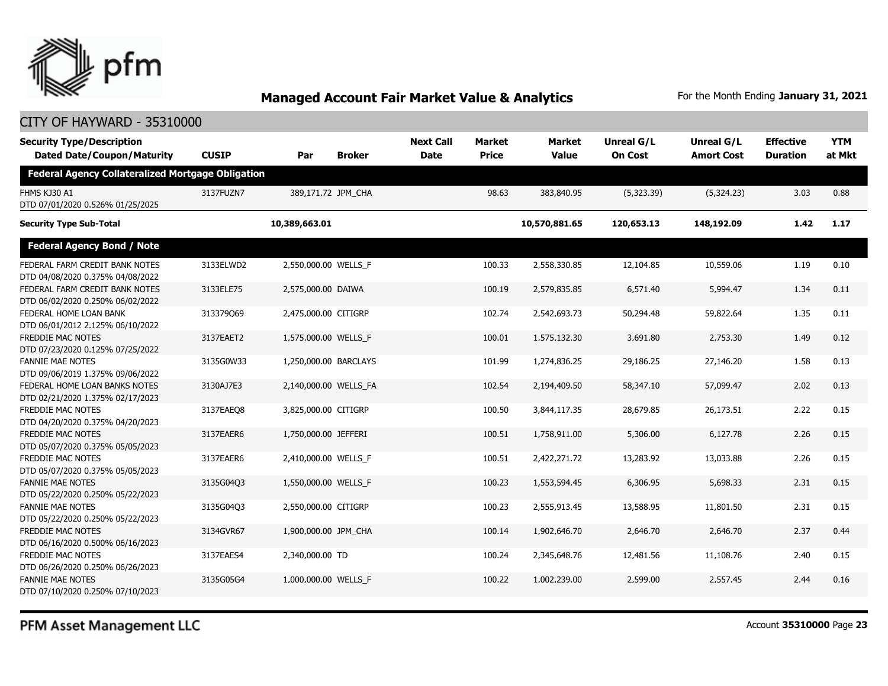# Managed Account Fair Market Value & Analytics

For the Month Ending **January 31, 2021**

## CITY OF HAYWARD - 35310000

| Security Type/Description Dated Date/Coupon/Maturity | CUSIP | Par | Broker | Next Call Date | Market Price | Market Value | Unreal G/L On Cost | Unreal G/L Amort Cost | Effective Duration | YTM at Mkt |
|---|---|---|---|---|---|---|---|---|---|---|
| **Federal Agency Collateralized Mortgage Obligation** | | | | | | | | | | |
| FHMS KJ30 A1 DTD 07/01/2020 0.526% 01/25/2025 | 3137FUZN7 | 389,171.72 | JPM_CHA | | 98.63 | 383,840.95 | (5,323.39) | (5,324.23) | 3.03 | 0.88 |
| **Security Type Sub-Total** | | **10,389,663.01** | | | | **10,570,881.65** | **120,653.13** | **148,192.09** | **1.42** | **1.17** |
| **Federal Agency Bond / Note** | | | | | | | | | | |
| FEDERAL FARM CREDIT BANK NOTES DTD 04/08/2020 0.375% 04/08/2022 | 3133ELWD2 | 2,550,000.00 | WELLS_F | | 100.33 | 2,558,330.85 | 12,104.85 | 10,559.06 | 1.19 | 0.10 |
| FEDERAL FARM CREDIT BANK NOTES DTD 06/02/2020 0.250% 06/02/2022 | 3133ELE75 | 2,575,000.00 | DAIWA | | 100.19 | 2,579,835.85 | 6,571.40 | 5,994.47 | 1.34 | 0.11 |
| FEDERAL HOME LOAN BANK DTD 06/01/2012 2.125% 06/10/2022 | 313379Q69 | 2,475,000.00 | CITIGRP | | 102.74 | 2,542,693.73 | 50,294.48 | 59,822.64 | 1.35 | 0.11 |
| FREDDIE MAC NOTES DTD 07/23/2020 0.125% 07/25/2022 | 3137EAET2 | 1,575,000.00 | WELLS_F | | 100.01 | 1,575,132.30 | 3,691.80 | 2,753.30 | 1.49 | 0.12 |
| FANNIE MAE NOTES DTD 09/06/2019 1.375% 09/06/2022 | 3135G0W33 | 1,250,000.00 | BARCLAYS | | 101.99 | 1,274,836.25 | 29,186.25 | 27,146.20 | 1.58 | 0.13 |
| FEDERAL HOME LOAN BANKS NOTES DTD 02/21/2020 1.375% 02/17/2023 | 3130AJ7E3 | 2,140,000.00 | WELLS_FA | | 102.54 | 2,194,409.50 | 58,347.10 | 57,099.47 | 2.02 | 0.13 |
| FREDDIE MAC NOTES DTD 04/20/2020 0.375% 04/20/2023 | 3137EAEQ8 | 3,825,000.00 | CITIGRP | | 100.50 | 3,844,117.35 | 28,679.85 | 26,173.51 | 2.22 | 0.15 |
| FREDDIE MAC NOTES DTD 05/07/2020 0.375% 05/05/2023 | 3137EAER6 | 1,750,000.00 | JEFFERI | | 100.51 | 1,758,911.00 | 5,306.00 | 6,127.78 | 2.26 | 0.15 |
| FREDDIE MAC NOTES DTD 05/07/2020 0.375% 05/05/2023 | 3137EAER6 | 2,410,000.00 | WELLS_F | | 100.51 | 2,422,271.72 | 13,283.92 | 13,033.88 | 2.26 | 0.15 |
| FANNIE MAE NOTES DTD 05/22/2020 0.250% 05/22/2023 | 3135G04Q3 | 1,550,000.00 | WELLS_F | | 100.23 | 1,553,594.45 | 6,306.95 | 5,698.33 | 2.31 | 0.15 |
| FANNIE MAE NOTES DTD 05/22/2020 0.250% 05/22/2023 | 3135G04Q3 | 2,550,000.00 | CITIGRP | | 100.23 | 2,555,913.45 | 13,588.95 | 11,801.50 | 2.31 | 0.15 |
| FREDDIE MAC NOTES DTD 06/16/2020 0.500% 06/16/2023 | 3134GVR67 | 1,900,000.00 | JPM_CHA | | 100.14 | 1,902,646.70 | 2,646.70 | 2,646.70 | 2.37 | 0.44 |
| FREDDIE MAC NOTES DTD 06/26/2020 0.250% 06/26/2023 | 3137EAES4 | 2,340,000.00 | TD | | 100.24 | 2,345,648.76 | 12,481.56 | 11,108.76 | 2.40 | 0.15 |
| FANNIE MAE NOTES DTD 07/10/2020 0.250% 07/10/2023 | 3135G05G4 | 1,000,000.00 | WELLS_F | | 100.22 | 1,002,239.00 | 2,599.00 | 2,557.45 | 2.44 | 0.16 |

PFM Asset Management LLC

Account **35310000**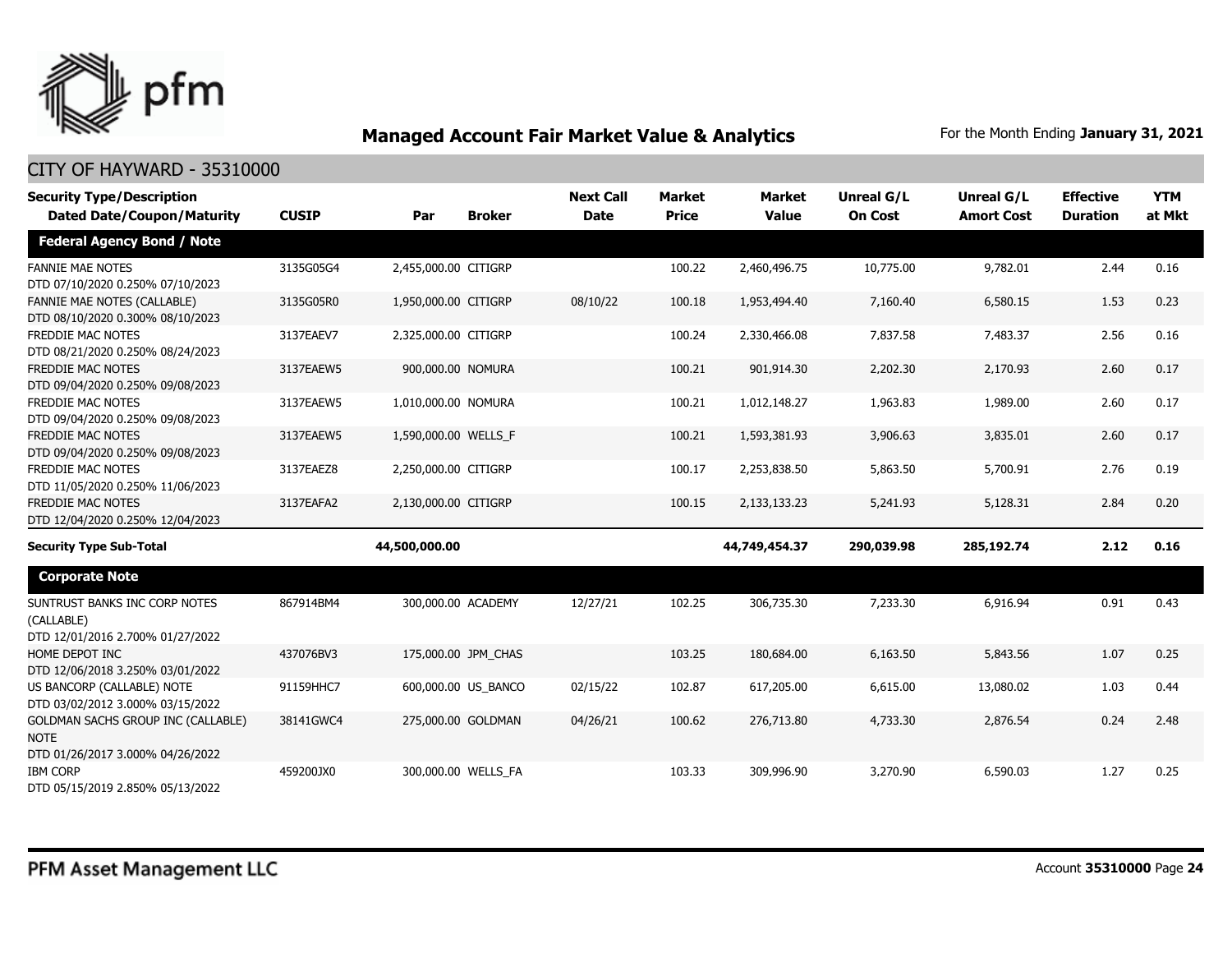## Managed Account Fair Market Value & Analytics

For the Month Ending **January 31, 2021**

CITY OF HAYWARD - 35310000

| Security Type/Description Dated Date/Coupon/Maturity | CUSIP | Par | Broker | Next Call Date | Market Price | Market Value | Unreal G/L On Cost | Unreal G/L Amort Cost | Effective Duration | YTM at Mkt |
|---|---|---|---|---|---|---|---|---|---|---|
| **Federal Agency Bond / Note** | | | | | | | | | | |
| FANNIE MAE NOTES DTD 07/10/2020 0.250% 07/10/2023 | 3135G05G4 | 2,455,000.00 | CITIGRP | | 100.22 | 2,460,496.75 | 10,775.00 | 9,782.01 | 2.44 | 0.16 |
| FANNIE MAE NOTES (CALLABLE) DTD 08/10/2020 0.300% 08/10/2023 | 3135G05R0 | 1,950,000.00 | CITIGRP | 08/10/22 | 100.18 | 1,953,494.40 | 7,160.40 | 6,580.15 | 1.53 | 0.23 |
| FREDDIE MAC NOTES DTD 08/21/2020 0.250% 08/24/2023 | 3137EAEV7 | 2,325,000.00 | CITIGRP | | 100.24 | 2,330,466.08 | 7,837.58 | 7,483.37 | 2.56 | 0.16 |
| FREDDIE MAC NOTES DTD 09/04/2020 0.250% 09/08/2023 | 3137EAEW5 | 900,000.00 | NOMURA | | 100.21 | 901,914.30 | 2,202.30 | 2,170.93 | 2.60 | 0.17 |
| FREDDIE MAC NOTES DTD 09/04/2020 0.250% 09/08/2023 | 3137EAEW5 | 1,010,000.00 | NOMURA | | 100.21 | 1,012,148.27 | 1,963.83 | 1,989.00 | 2.60 | 0.17 |
| FREDDIE MAC NOTES DTD 09/04/2020 0.250% 09/08/2023 | 3137EAEW5 | 1,590,000.00 | WELLS_F | | 100.21 | 1,593,381.93 | 3,906.63 | 3,835.01 | 2.60 | 0.17 |
| FREDDIE MAC NOTES DTD 11/05/2020 0.250% 11/06/2023 | 3137EAEZ8 | 2,250,000.00 | CITIGRP | | 100.17 | 2,253,838.50 | 5,863.50 | 5,700.91 | 2.76 | 0.19 |
| FREDDIE MAC NOTES DTD 12/04/2020 0.250% 12/04/2023 | 3137EAFA2 | 2,130,000.00 | CITIGRP | | 100.15 | 2,133,133.23 | 5,241.93 | 5,128.31 | 2.84 | 0.20 |
| **Security Type Sub-Total** | | **44,500,000.00** | | | | **44,749,454.37** | **290,039.98** | **285,192.74** | **2.12** | **0.16** |
| **Corporate Note** | | | | | | | | | | |
| SUNTRUST BANKS INC CORP NOTES (CALLABLE) DTD 12/01/2016 2.700% 01/27/2022 | 867914BM4 | 300,000.00 | ACADEMY | 12/27/21 | 102.25 | 306,735.30 | 7,233.30 | 6,916.94 | 0.91 | 0.43 |
| HOME DEPOT INC DTD 12/06/2018 3.250% 03/01/2022 | 437076BV3 | 175,000.00 | JPM_CHAS | | 103.25 | 180,684.00 | 6,163.50 | 5,843.56 | 1.07 | 0.25 |
| US BANCORP (CALLABLE) NOTE DTD 03/02/2012 3.000% 03/15/2022 | 91159HHC7 | 600,000.00 | US_BANCO | 02/15/22 | 102.87 | 617,205.00 | 6,615.00 | 13,080.02 | 1.03 | 0.44 |
| GOLDMAN SACHS GROUP INC (CALLABLE) NOTE DTD 01/26/2017 3.000% 04/26/2022 | 38141GWC4 | 275,000.00 | GOLDMAN | 04/26/21 | 100.62 | 276,713.80 | 4,733.30 | 2,876.54 | 0.24 | 2.48 |
| IBM CORP DTD 05/15/2019 2.850% 05/13/2022 | 459200JX0 | 300,000.00 | WELLS_FA | | 103.33 | 309,996.90 | 3,270.90 | 6,590.03 | 1.27 | 0.25 |

PFM Asset Management LLC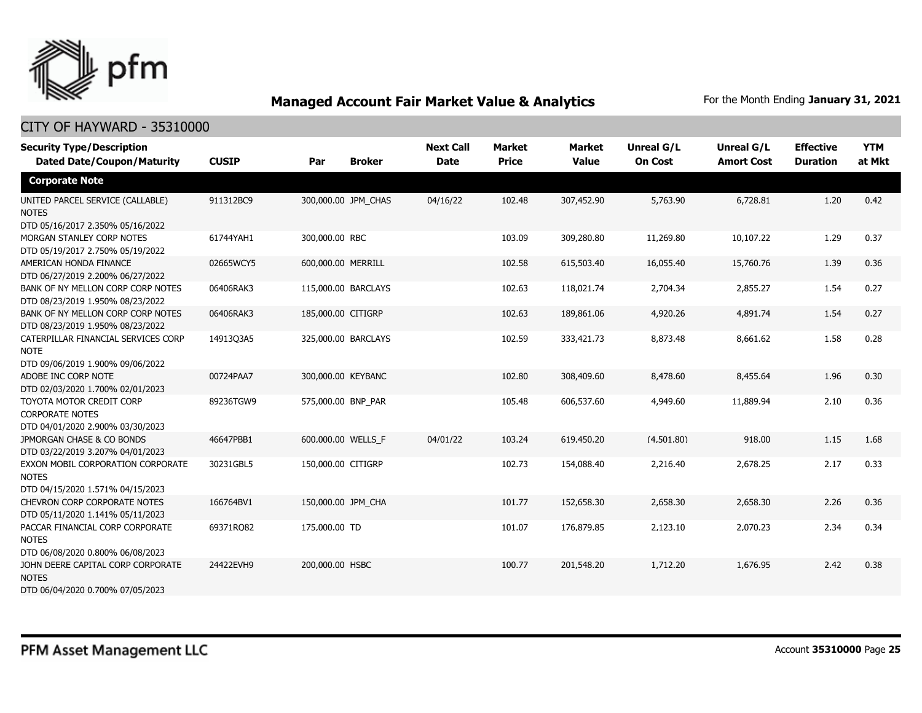# Managed Account Fair Market Value & Analytics

For the Month Ending **January 31, 2021**

## CITY OF HAYWARD - 35310000

| Security Type/Description<br>Dated Date/Coupon/Maturity | CUSIP | Par | Broker | Next Call Date | Market Price | Market Value | Unreal G/L On Cost | Unreal G/L Amort Cost | Effective Duration | YTM at Mkt |
|---|---|---|---|---|---|---|---|---|---|---|
| **Corporate Note** | | | | | | | | | | |
| UNITED PARCEL SERVICE (CALLABLE) NOTES<br>DTD 05/16/2017 2.350% 05/16/2022 | 911312BC9 | 300,000.00 | JPM_CHAS | 04/16/22 | 102.48 | 307,452.90 | 5,763.90 | 6,728.81 | 1.20 | 0.42 |
| MORGAN STANLEY CORP NOTES<br>DTD 05/19/2017 2.750% 05/19/2022 | 61744YAH1 | 300,000.00 | RBC | | 103.09 | 309,280.80 | 11,269.80 | 10,107.22 | 1.29 | 0.37 |
| AMERICAN HONDA FINANCE<br>DTD 06/27/2019 2.200% 06/27/2022 | 02665WCY5 | 600,000.00 | MERRILL | | 102.58 | 615,503.40 | 16,055.40 | 15,760.76 | 1.39 | 0.36 |
| BANK OF NY MELLON CORP CORP NOTES<br>DTD 08/23/2019 1.950% 08/23/2022 | 06406RAK3 | 115,000.00 | BARCLAYS | | 102.63 | 118,021.74 | 2,704.34 | 2,855.27 | 1.54 | 0.27 |
| BANK OF NY MELLON CORP CORP NOTES<br>DTD 08/23/2019 1.950% 08/23/2022 | 06406RAK3 | 185,000.00 | CITIGRP | | 102.63 | 189,861.06 | 4,920.26 | 4,891.74 | 1.54 | 0.27 |
| CATERPILLAR FINANCIAL SERVICES CORP NOTE<br>DTD 09/06/2019 1.900% 09/06/2022 | 14913Q3A5 | 325,000.00 | BARCLAYS | | 102.59 | 333,421.73 | 8,873.48 | 8,661.62 | 1.58 | 0.28 |
| ADOBE INC CORP NOTE<br>DTD 02/03/2020 1.700% 02/01/2023 | 00724PAA7 | 300,000.00 | KEYBANC | | 102.80 | 308,409.60 | 8,478.60 | 8,455.64 | 1.96 | 0.30 |
| TOYOTA MOTOR CREDIT CORP CORPORATE NOTES<br>DTD 04/01/2020 2.900% 03/30/2023 | 89236TGW9 | 575,000.00 | BNP_PAR | | 105.48 | 606,537.60 | 4,949.60 | 11,889.94 | 2.10 | 0.36 |
| JPMORGAN CHASE & CO BONDS<br>DTD 03/22/2019 3.207% 04/01/2023 | 46647PBB1 | 600,000.00 | WELLS_F | 04/01/22 | 103.24 | 619,450.20 | (4,501.80) | 918.00 | 1.15 | 1.68 |
| EXXON MOBIL CORPORATION CORPORATE NOTES<br>DTD 04/15/2020 1.571% 04/15/2023 | 30231GBL5 | 150,000.00 | CITIGRP | | 102.73 | 154,088.40 | 2,216.40 | 2,678.25 | 2.17 | 0.33 |
| CHEVRON CORP CORPORATE NOTES<br>DTD 05/11/2020 1.141% 05/11/2023 | 166764BV1 | 150,000.00 | JPM_CHA | | 101.77 | 152,658.30 | 2,658.30 | 2,658.30 | 2.26 | 0.36 |
| PACCAR FINANCIAL CORP CORPORATE NOTES<br>DTD 06/08/2020 0.800% 06/08/2023 | 69371RQ82 | 175,000.00 | TD | | 101.07 | 176,879.85 | 2,123.10 | 2,070.23 | 2.34 | 0.34 |
| JOHN DEERE CAPITAL CORP CORPORATE NOTES<br>DTD 06/04/2020 0.700% 07/05/2023 | 24422EVH9 | 200,000.00 | HSBC | | 100.77 | 201,548.20 | 1,712.20 | 1,676.95 | 2.42 | 0.38 |

PFM Asset Management LLC

Account **35310000**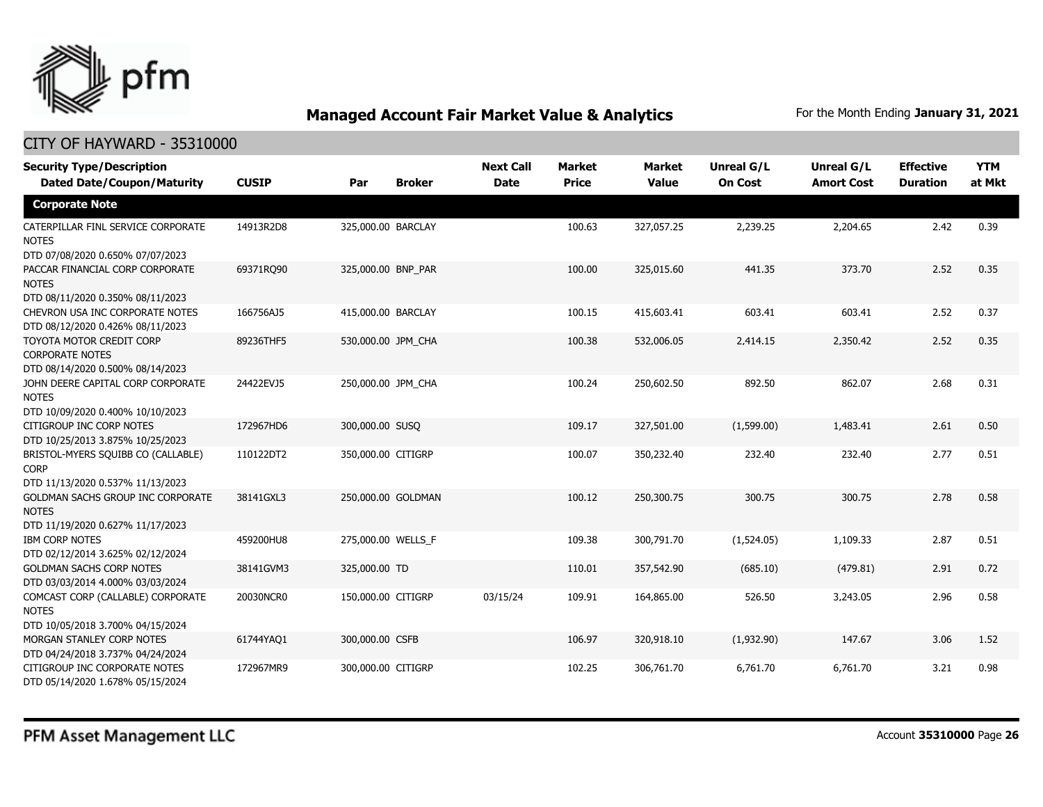# Managed Account Fair Market Value & Analytics

For the Month Ending **January 31, 2021**

## CITY OF HAYWARD - 35310000

| Security Type/Description Dated Date/Coupon/Maturity | CUSIP | Par | Broker | Next Call Date | Market Price | Market Value | Unreal G/L On Cost | Unreal G/L Amort Cost | Effective Duration | YTM at Mkt |
|---|---|---|---|---|---|---|---|---|---|---|
| **Corporate Note** | | | | | | | | | | |
| CATERPILLAR FINL SERVICE CORPORATE NOTES DTD 07/08/2020 0.650% 07/07/2023 | 14913R2D8 | 325,000.00 | BARCLAY | | 100.63 | 327,057.25 | 2,239.25 | 2,204.65 | 2.42 | 0.39 |
| PACCAR FINANCIAL CORP CORPORATE NOTES DTD 08/11/2020 0.350% 08/11/2023 | 69371RQ90 | 325,000.00 | BNP_PAR | | 100.00 | 325,015.60 | 441.35 | 373.70 | 2.52 | 0.35 |
| CHEVRON USA INC CORPORATE NOTES DTD 08/12/2020 0.426% 08/11/2023 | 166756AJ5 | 415,000.00 | BARCLAY | | 100.15 | 415,603.41 | 603.41 | 603.41 | 2.52 | 0.37 |
| TOYOTA MOTOR CREDIT CORP CORPORATE NOTES DTD 08/14/2020 0.500% 08/14/2023 | 89236THF5 | 530,000.00 | JPM_CHA | | 100.38 | 532,006.05 | 2,414.15 | 2,350.42 | 2.52 | 0.35 |
| JOHN DEERE CAPITAL CORP CORPORATE NOTES DTD 10/09/2020 0.400% 10/10/2023 | 24422EVJ5 | 250,000.00 | JPM_CHA | | 100.24 | 250,602.50 | 892.50 | 862.07 | 2.68 | 0.31 |
| CITIGROUP INC CORP NOTES DTD 10/25/2013 3.875% 10/25/2023 | 172967HD6 | 300,000.00 | SUSQ | | 109.17 | 327,501.00 | (1,599.00) | 1,483.41 | 2.61 | 0.50 |
| BRISTOL-MYERS SQUIBB CO (CALLABLE) CORP DTD 11/13/2020 0.537% 11/13/2023 | 110122DT2 | 350,000.00 | CITIGRP | | 100.07 | 350,232.40 | 232.40 | 232.40 | 2.77 | 0.51 |
| GOLDMAN SACHS GROUP INC CORPORATE NOTES DTD 11/19/2020 0.627% 11/17/2023 | 38141GXL3 | 250,000.00 | GOLDMAN | | 100.12 | 250,300.75 | 300.75 | 300.75 | 2.78 | 0.58 |
| IBM CORP NOTES DTD 02/12/2014 3.625% 02/12/2024 | 459200HU8 | 275,000.00 | WELLS_F | | 109.38 | 300,791.70 | (1,524.05) | 1,109.33 | 2.87 | 0.51 |
| GOLDMAN SACHS CORP NOTES DTD 03/03/2014 4.000% 03/03/2024 | 38141GVM3 | 325,000.00 | TD | | 110.01 | 357,542.90 | (685.10) | (479.81) | 2.91 | 0.72 |
| COMCAST CORP (CALLABLE) CORPORATE NOTES DTD 10/05/2018 3.700% 04/15/2024 | 20030NCR0 | 150,000.00 | CITIGRP | 03/15/24 | 109.91 | 164,865.00 | 526.50 | 3,243.05 | 2.96 | 0.58 |
| MORGAN STANLEY CORP NOTES DTD 04/24/2018 3.737% 04/24/2024 | 61744YAQ1 | 300,000.00 | CSFB | | 106.97 | 320,918.10 | (1,932.90) | 147.67 | 3.06 | 1.52 |
| CITIGROUP INC CORPORATE NOTES DTD 05/14/2020 1.678% 05/15/2024 | 172967MR9 | 300,000.00 | CITIGRP | | 102.25 | 306,761.70 | 6,761.70 | 6,761.70 | 3.21 | 0.98 |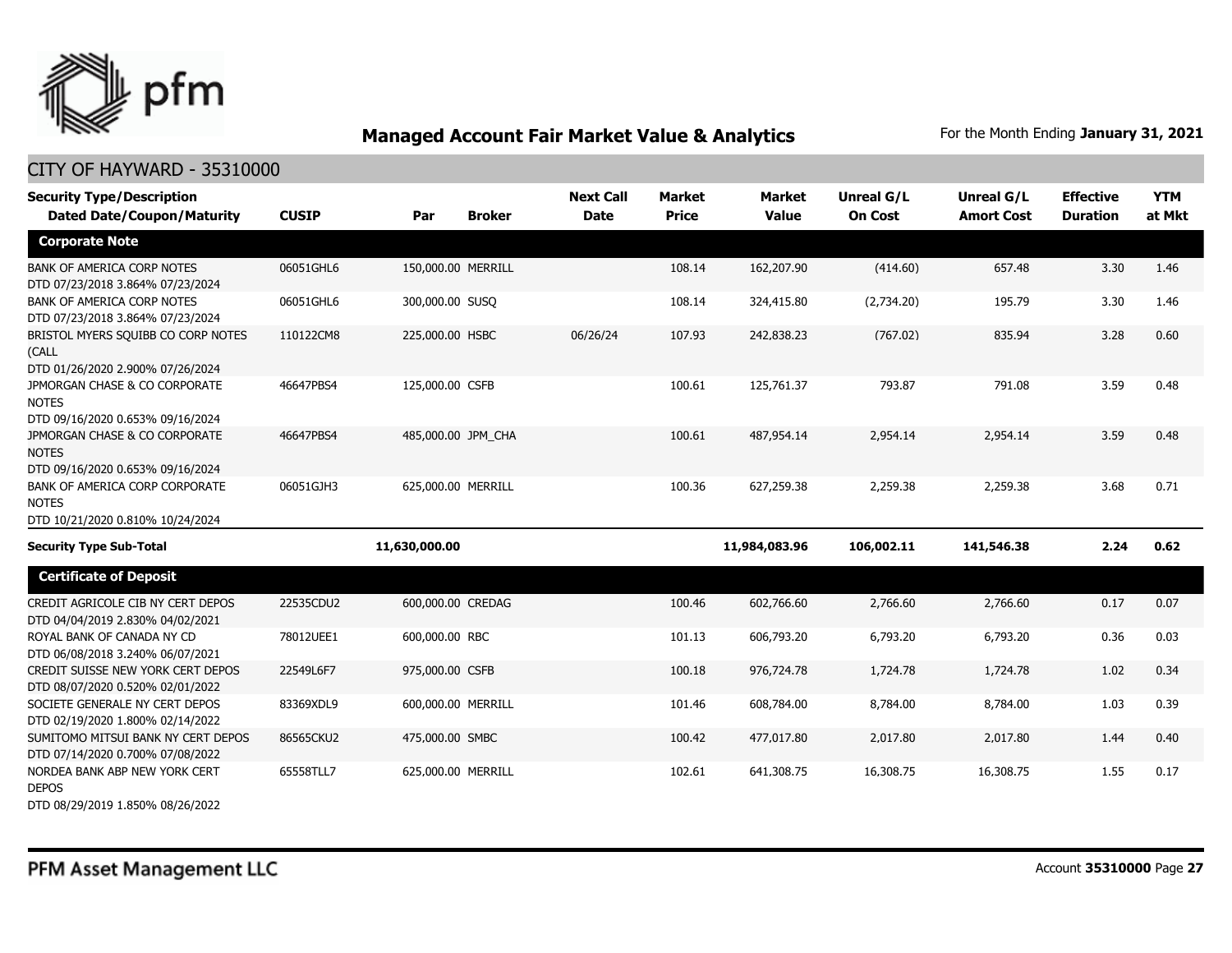## Managed Account Fair Market Value & Analytics

For the Month Ending **January 31, 2021**

CITY OF HAYWARD - 35310000

| Security Type/Description Dated Date/Coupon/Maturity | CUSIP | Par | Broker | Next Call Date | Market Price | Market Value | Unreal G/L On Cost | Unreal G/L Amort Cost | Effective Duration | YTM at Mkt |
|---|---|---|---|---|---|---|---|---|---|---|
| **Corporate Note** | | | | | | | | | | |
| BANK OF AMERICA CORP NOTES DTD 07/23/2018 3.864% 07/23/2024 | 06051GHL6 | 150,000.00 | MERRILL | | 108.14 | 162,207.90 | (414.60) | 657.48 | 3.30 | 1.46 |
| BANK OF AMERICA CORP NOTES DTD 07/23/2018 3.864% 07/23/2024 | 06051GHL6 | 300,000.00 | SUSQ | | 108.14 | 324,415.80 | (2,734.20) | 195.79 | 3.30 | 1.46 |
| BRISTOL MYERS SQUIBB CO CORP NOTES (CALL DTD 01/26/2020 2.900% 07/26/2024 | 110122CM8 | 225,000.00 | HSBC | 06/26/24 | 107.93 | 242,838.23 | (767.02) | 835.94 | 3.28 | 0.60 |
| JPMORGAN CHASE & CO CORPORATE NOTES DTD 09/16/2020 0.653% 09/16/2024 | 46647PBS4 | 125,000.00 | CSFB | | 100.61 | 125,761.37 | 793.87 | 791.08 | 3.59 | 0.48 |
| JPMORGAN CHASE & CO CORPORATE NOTES DTD 09/16/2020 0.653% 09/16/2024 | 46647PBS4 | 485,000.00 | JPM_CHA | | 100.61 | 487,954.14 | 2,954.14 | 2,954.14 | 3.59 | 0.48 |
| BANK OF AMERICA CORP CORPORATE NOTES DTD 10/21/2020 0.810% 10/24/2024 | 06051GJH3 | 625,000.00 | MERRILL | | 100.36 | 627,259.38 | 2,259.38 | 2,259.38 | 3.68 | 0.71 |
| **Security Type Sub-Total** | | **11,630,000.00** | | | | **11,984,083.96** | **106,002.11** | **141,546.38** | **2.24** | **0.62** |
| **Certificate of Deposit** | | | | | | | | | | |
| CREDIT AGRICOLE CIB NY CERT DEPOS DTD 04/04/2019 2.830% 04/02/2021 | 22535CDU2 | 600,000.00 | CREDAG | | 100.46 | 602,766.60 | 2,766.60 | 2,766.60 | 0.17 | 0.07 |
| ROYAL BANK OF CANADA NY CD DTD 06/08/2018 3.240% 06/07/2021 | 78012UEE1 | 600,000.00 | RBC | | 101.13 | 606,793.20 | 6,793.20 | 6,793.20 | 0.36 | 0.03 |
| CREDIT SUISSE NEW YORK CERT DEPOS DTD 08/07/2020 0.520% 02/01/2022 | 22549L6F7 | 975,000.00 | CSFB | | 100.18 | 976,724.78 | 1,724.78 | 1,724.78 | 1.02 | 0.34 |
| SOCIETE GENERALE NY CERT DEPOS DTD 02/19/2020 1.800% 02/14/2022 | 83369XDL9 | 600,000.00 | MERRILL | | 101.46 | 608,784.00 | 8,784.00 | 8,784.00 | 1.03 | 0.39 |
| SUMITOMO MITSUI BANK NY CERT DEPOS DTD 07/14/2020 0.700% 07/08/2022 | 86565CKU2 | 475,000.00 | SMBC | | 100.42 | 477,017.80 | 2,017.80 | 2,017.80 | 1.44 | 0.40 |
| NORDEA BANK ABP NEW YORK CERT DEPOS DTD 08/29/2019 1.850% 08/26/2022 | 65558TLL7 | 625,000.00 | MERRILL | | 102.61 | 641,308.75 | 16,308.75 | 16,308.75 | 1.55 | 0.17 |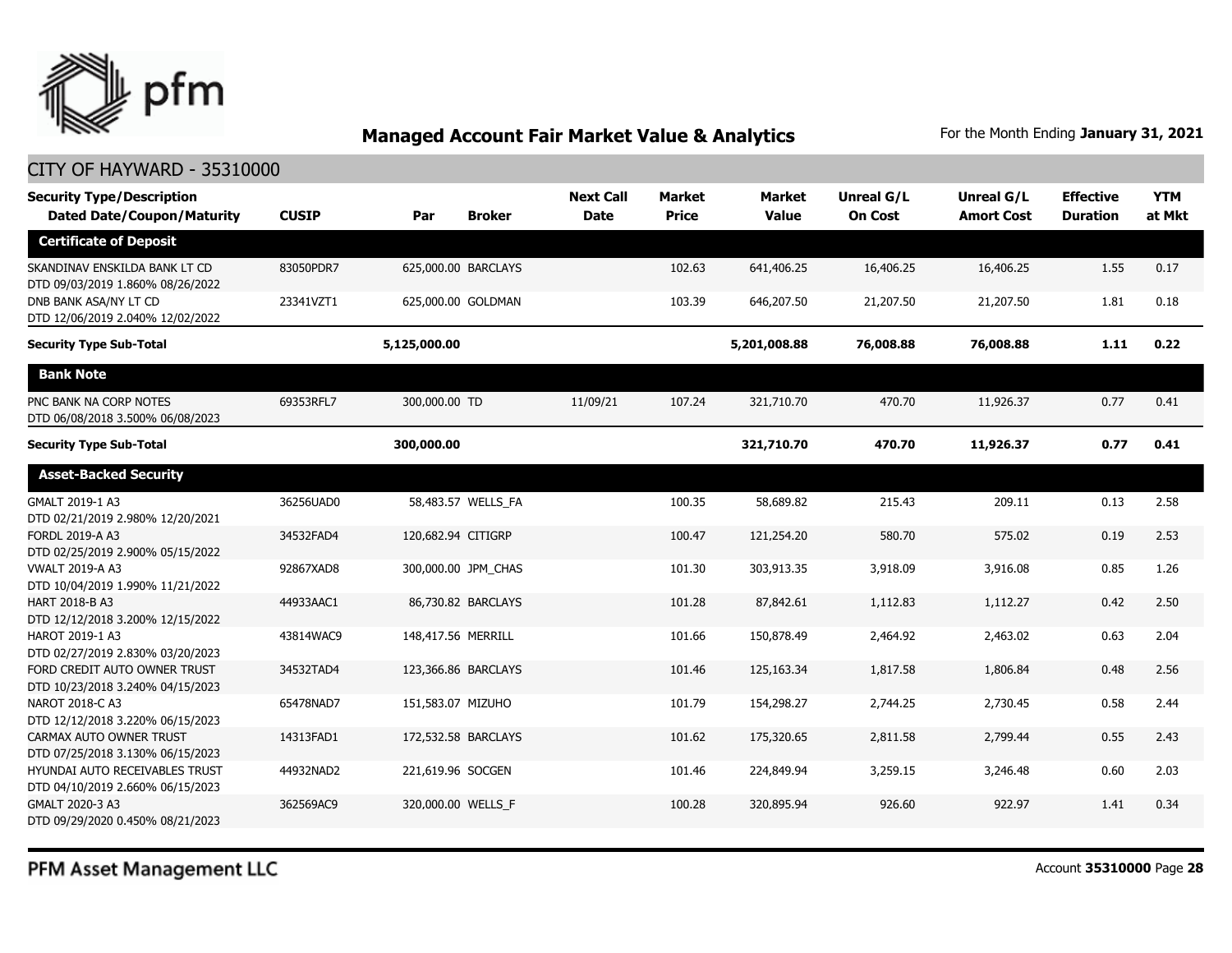## Managed Account Fair Market Value & Analytics

For the Month Ending **January 31, 2021**

CITY OF HAYWARD - 35310000

| Security Type/Description Dated Date/Coupon/Maturity | CUSIP | Par | Broker | Next Call Date | Market Price | Market Value | Unreal G/L On Cost | Unreal G/L Amort Cost | Effective Duration | YTM at Mkt |
|---|---|---|---|---|---|---|---|---|---|---|
| **Certificate of Deposit** | | | | | | | | | | |
| SKANDINAV ENSKILDA BANK LT CD DTD 09/03/2019 1.860% 08/26/2022 | 83050PDR7 | 625,000.00 | BARCLAYS | | 102.63 | 641,406.25 | 16,406.25 | 16,406.25 | 1.55 | 0.17 |
| DNB BANK ASA/NY LT CD DTD 12/06/2019 2.040% 12/02/2022 | 23341VZT1 | 625,000.00 | GOLDMAN | | 103.39 | 646,207.50 | 21,207.50 | 21,207.50 | 1.81 | 0.18 |
| **Security Type Sub-Total** | | **5,125,000.00** | | | | **5,201,008.88** | **76,008.88** | **76,008.88** | **1.11** | **0.22** |
| **Bank Note** | | | | | | | | | | |
| PNC BANK NA CORP NOTES DTD 06/08/2018 3.500% 06/08/2023 | 69353RFL7 | 300,000.00 | TD | 11/09/21 | 107.24 | 321,710.70 | 470.70 | 11,926.37 | 0.77 | 0.41 |
| **Security Type Sub-Total** | | **300,000.00** | | | | **321,710.70** | **470.70** | **11,926.37** | **0.77** | **0.41** |
| **Asset-Backed Security** | | | | | | | | | | |
| GMALT 2019-1 A3 DTD 02/21/2019 2.980% 12/20/2021 | 36256UAD0 | 58,483.57 | WELLS_FA | | 100.35 | 58,689.82 | 215.43 | 209.11 | 0.13 | 2.58 |
| FORDL 2019-A A3 DTD 02/25/2019 2.900% 05/15/2022 | 34532FAD4 | 120,682.94 | CITIGRP | | 100.47 | 121,254.20 | 580.70 | 575.02 | 0.19 | 2.53 |
| VWALT 2019-A A3 DTD 10/04/2019 1.990% 11/21/2022 | 92867XAD8 | 300,000.00 | JPM_CHAS | | 101.30 | 303,913.35 | 3,918.09 | 3,916.08 | 0.85 | 1.26 |
| HART 2018-B A3 DTD 12/12/2018 3.200% 12/15/2022 | 44933AAC1 | 86,730.82 | BARCLAYS | | 101.28 | 87,842.61 | 1,112.83 | 1,112.27 | 0.42 | 2.50 |
| HAROT 2019-1 A3 DTD 02/27/2019 2.830% 03/20/2023 | 43814WAC9 | 148,417.56 | MERRILL | | 101.66 | 150,878.49 | 2,464.92 | 2,463.02 | 0.63 | 2.04 |
| FORD CREDIT AUTO OWNER TRUST DTD 10/23/2018 3.240% 04/15/2023 | 34532TAD4 | 123,366.86 | BARCLAYS | | 101.46 | 125,163.34 | 1,817.58 | 1,806.84 | 0.48 | 2.56 |
| NAROT 2018-C A3 DTD 12/12/2018 3.220% 06/15/2023 | 65478NAD7 | 151,583.07 | MIZUHO | | 101.79 | 154,298.27 | 2,744.25 | 2,730.45 | 0.58 | 2.44 |
| CARMAX AUTO OWNER TRUST DTD 07/25/2018 3.130% 06/15/2023 | 14313FAD1 | 172,532.58 | BARCLAYS | | 101.62 | 175,320.65 | 2,811.58 | 2,799.44 | 0.55 | 2.43 |
| HYUNDAI AUTO RECEIVABLES TRUST DTD 04/10/2019 2.660% 06/15/2023 | 44932NAD2 | 221,619.96 | SOCGEN | | 101.46 | 224,849.94 | 3,259.15 | 3,246.48 | 0.60 | 2.03 |
| GMALT 2020-3 A3 DTD 09/29/2020 0.450% 08/21/2023 | 362569AC9 | 320,000.00 | WELLS_F | | 100.28 | 320,895.94 | 926.60 | 922.97 | 1.41 | 0.34 |

PFM Asset Management LLC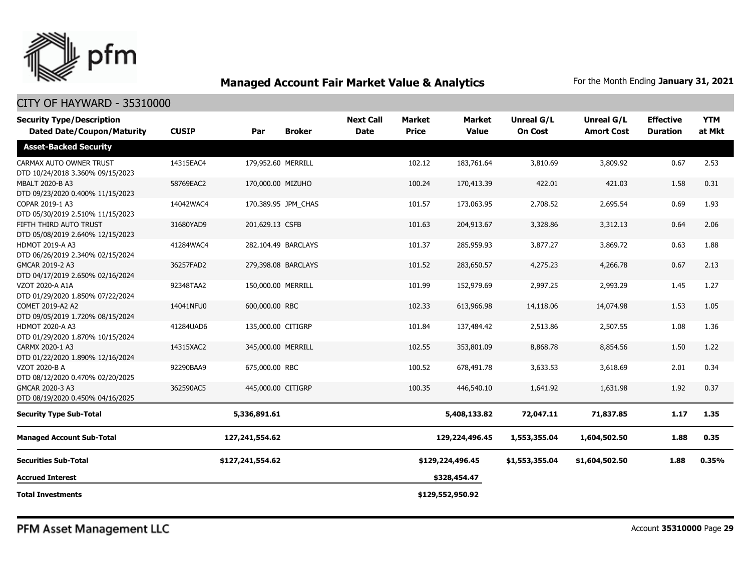## Managed Account Fair Market Value & Analytics

For the Month Ending **January 31, 2021**

### CITY OF HAYWARD - 35310000

| Security Type/Description<br>Dated Date/Coupon/Maturity | CUSIP | Par | Broker | Next Call Date | Market Price | Market Value | Unreal G/L On Cost | Unreal G/L Amort Cost | Effective Duration | YTM at Mkt |
|---|---|---|---|---|---|---|---|---|---|---|
| **Asset-Backed Security** | | | | | | | | | | |
| CARMAX AUTO OWNER TRUST<br>DTD 10/24/2018 3.360% 09/15/2023 | 14315EAC4 | 179,952.60 | MERRILL | | 102.12 | 183,761.64 | 3,810.69 | 3,809.92 | 0.67 | 2.53 |
| MBALT 2020-B A3<br>DTD 09/23/2020 0.400% 11/15/2023 | 58769EAC2 | 170,000.00 | MIZUHO | | 100.24 | 170,413.39 | 422.01 | 421.03 | 1.58 | 0.31 |
| COPAR 2019-1 A3<br>DTD 05/30/2019 2.510% 11/15/2023 | 14042WAC4 | 170,389.95 | JPM_CHAS | | 101.57 | 173,063.95 | 2,708.52 | 2,695.54 | 0.69 | 1.93 |
| FIFTH THIRD AUTO TRUST<br>DTD 05/08/2019 2.640% 12/15/2023 | 31680YAD9 | 201,629.13 | CSFB | | 101.63 | 204,913.67 | 3,328.86 | 3,312.13 | 0.64 | 2.06 |
| HDMOT 2019-A A3<br>DTD 06/26/2019 2.340% 02/15/2024 | 41284WAC4 | 282,104.49 | BARCLAYS | | 101.37 | 285,959.93 | 3,877.27 | 3,869.72 | 0.63 | 1.88 |
| GMCAR 2019-2 A3<br>DTD 04/17/2019 2.650% 02/16/2024 | 36257FAD2 | 279,398.08 | BARCLAYS | | 101.52 | 283,650.57 | 4,275.23 | 4,266.78 | 0.67 | 2.13 |
| VZOT 2020-A A1A<br>DTD 01/29/2020 1.850% 07/22/2024 | 92348TAA2 | 150,000.00 | MERRILL | | 101.99 | 152,979.69 | 2,997.25 | 2,993.29 | 1.45 | 1.27 |
| COMET 2019-A2 A2<br>DTD 09/05/2019 1.720% 08/15/2024 | 14041NFU0 | 600,000.00 | RBC | | 102.33 | 613,966.98 | 14,118.06 | 14,074.98 | 1.53 | 1.05 |
| HDMOT 2020-A A3<br>DTD 01/29/2020 1.870% 10/15/2024 | 41284UAD6 | 135,000.00 | CITIGRP | | 101.84 | 137,484.42 | 2,513.86 | 2,507.55 | 1.08 | 1.36 |
| CARMX 2020-1 A3<br>DTD 01/22/2020 1.890% 12/16/2024 | 14315XAC2 | 345,000.00 | MERRILL | | 102.55 | 353,801.09 | 8,868.78 | 8,854.56 | 1.50 | 1.22 |
| VZOT 2020-B A<br>DTD 08/12/2020 0.470% 02/20/2025 | 92290BAA9 | 675,000.00 | RBC | | 100.52 | 678,491.78 | 3,633.53 | 3,618.69 | 2.01 | 0.34 |
| GMCAR 2020-3 A3<br>DTD 08/19/2020 0.450% 04/16/2025 | 362590AC5 | 445,000.00 | CITIGRP | | 100.35 | 446,540.10 | 1,641.92 | 1,631.98 | 1.92 | 0.37 |
| **Security Type Sub-Total** | | **5,336,891.61** | | | | **5,408,133.82** | **72,047.11** | **71,837.85** | **1.17** | **1.35** |
| **Managed Account Sub-Total** | | **127,241,554.62** | | | | **129,224,496.45** | **1,553,355.04** | **1,604,502.50** | **1.88** | **0.35** |
| **Securities Sub-Total** | | **$127,241,554.62** | | | | **$129,224,496.45** | **$1,553,355.04** | **$1,604,502.50** | **1.88** | **0.35%** |
| **Accrued Interest** | | | | | | **$328,454.47** | | | | |
| **Total Investments** | | | | | | **$129,552,950.92** | | | | |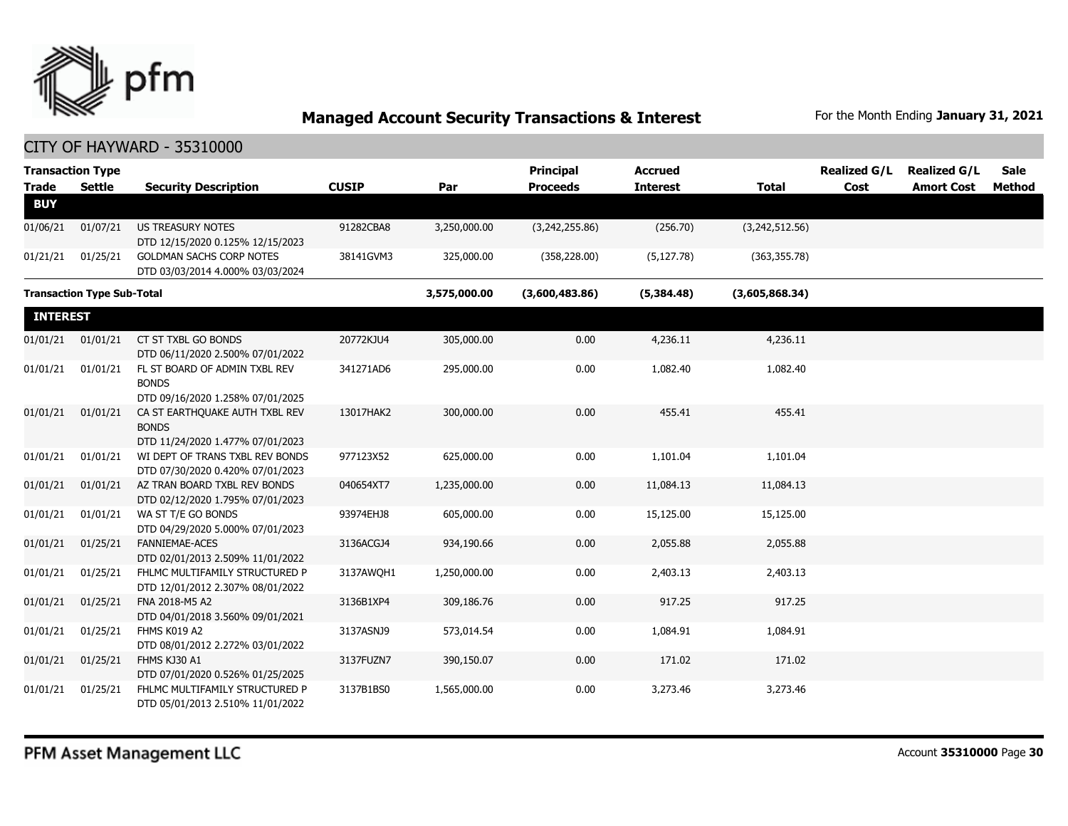## Managed Account Security Transactions & Interest

For the Month Ending **January 31, 2021**

### CITY OF HAYWARD - 35310000

| Transaction Type Trade | Settle | Security Description | CUSIP | Par | Principal Proceeds | Accrued Interest | Total | Realized G/L Cost | Realized G/L Amort Cost | Sale Method |
|---|---|---|---|---|---|---|---|---|---|---|
| **BUY** | | | | | | | | | | |
| 01/06/21 | 01/07/21 | US TREASURY NOTES DTD 12/15/2020 0.125% 12/15/2023 | 91282CBA8 | 3,250,000.00 | (3,242,255.86) | (256.70) | (3,242,512.56) | | | |
| 01/21/21 | 01/25/21 | GOLDMAN SACHS CORP NOTES DTD 03/03/2014 4.000% 03/03/2024 | 38141GVM3 | 325,000.00 | (358,228.00) | (5,127.78) | (363,355.78) | | | |
| **Transaction Type Sub-Total** | | | | **3,575,000.00** | **(3,600,483.86)** | **(5,384.48)** | **(3,605,868.34)** | | | |
| **INTEREST** | | | | | | | | | | |
| 01/01/21 | 01/01/21 | CT ST TXBL GO BONDS DTD 06/11/2020 2.500% 07/01/2022 | 20772KJU4 | 305,000.00 | 0.00 | 4,236.11 | 4,236.11 | | | |
| 01/01/21 | 01/01/21 | FL ST BOARD OF ADMIN TXBL REV BONDS DTD 09/16/2020 1.258% 07/01/2025 | 341271AD6 | 295,000.00 | 0.00 | 1,082.40 | 1,082.40 | | | |
| 01/01/21 | 01/01/21 | CA ST EARTHQUAKE AUTH TXBL REV BONDS DTD 11/24/2020 1.477% 07/01/2023 | 13017HAK2 | 300,000.00 | 0.00 | 455.41 | 455.41 | | | |
| 01/01/21 | 01/01/21 | WI DEPT OF TRANS TXBL REV BONDS DTD 07/30/2020 0.420% 07/01/2023 | 977123X52 | 625,000.00 | 0.00 | 1,101.04 | 1,101.04 | | | |
| 01/01/21 | 01/01/21 | AZ TRAN BOARD TXBL REV BONDS DTD 02/12/2020 1.795% 07/01/2023 | 040654XT7 | 1,235,000.00 | 0.00 | 11,084.13 | 11,084.13 | | | |
| 01/01/21 | 01/01/21 | WA ST T/E GO BONDS DTD 04/29/2020 5.000% 07/01/2023 | 93974EHJ8 | 605,000.00 | 0.00 | 15,125.00 | 15,125.00 | | | |
| 01/01/21 | 01/25/21 | FANNIEMAE-ACES DTD 02/01/2013 2.509% 11/01/2022 | 3136ACGJ4 | 934,190.66 | 0.00 | 2,055.88 | 2,055.88 | | | |
| 01/01/21 | 01/25/21 | FHLMC MULTIFAMILY STRUCTURED P DTD 12/01/2012 2.307% 08/01/2022 | 3137AWQH1 | 1,250,000.00 | 0.00 | 2,403.13 | 2,403.13 | | | |
| 01/01/21 | 01/25/21 | FNA 2018-M5 A2 DTD 04/01/2018 3.560% 09/01/2021 | 3136B1XP4 | 309,186.76 | 0.00 | 917.25 | 917.25 | | | |
| 01/01/21 | 01/25/21 | FHMS K019 A2 DTD 08/01/2012 2.272% 03/01/2022 | 3137ASNJ9 | 573,014.54 | 0.00 | 1,084.91 | 1,084.91 | | | |
| 01/01/21 | 01/25/21 | FHMS KJ30 A1 DTD 07/01/2020 0.526% 01/25/2025 | 3137FUZN7 | 390,150.07 | 0.00 | 171.02 | 171.02 | | | |
| 01/01/21 | 01/25/21 | FHLMC MULTIFAMILY STRUCTURED P DTD 05/01/2013 2.510% 11/01/2022 | 3137B1BS0 | 1,565,000.00 | 0.00 | 3,273.46 | 3,273.46 | | | |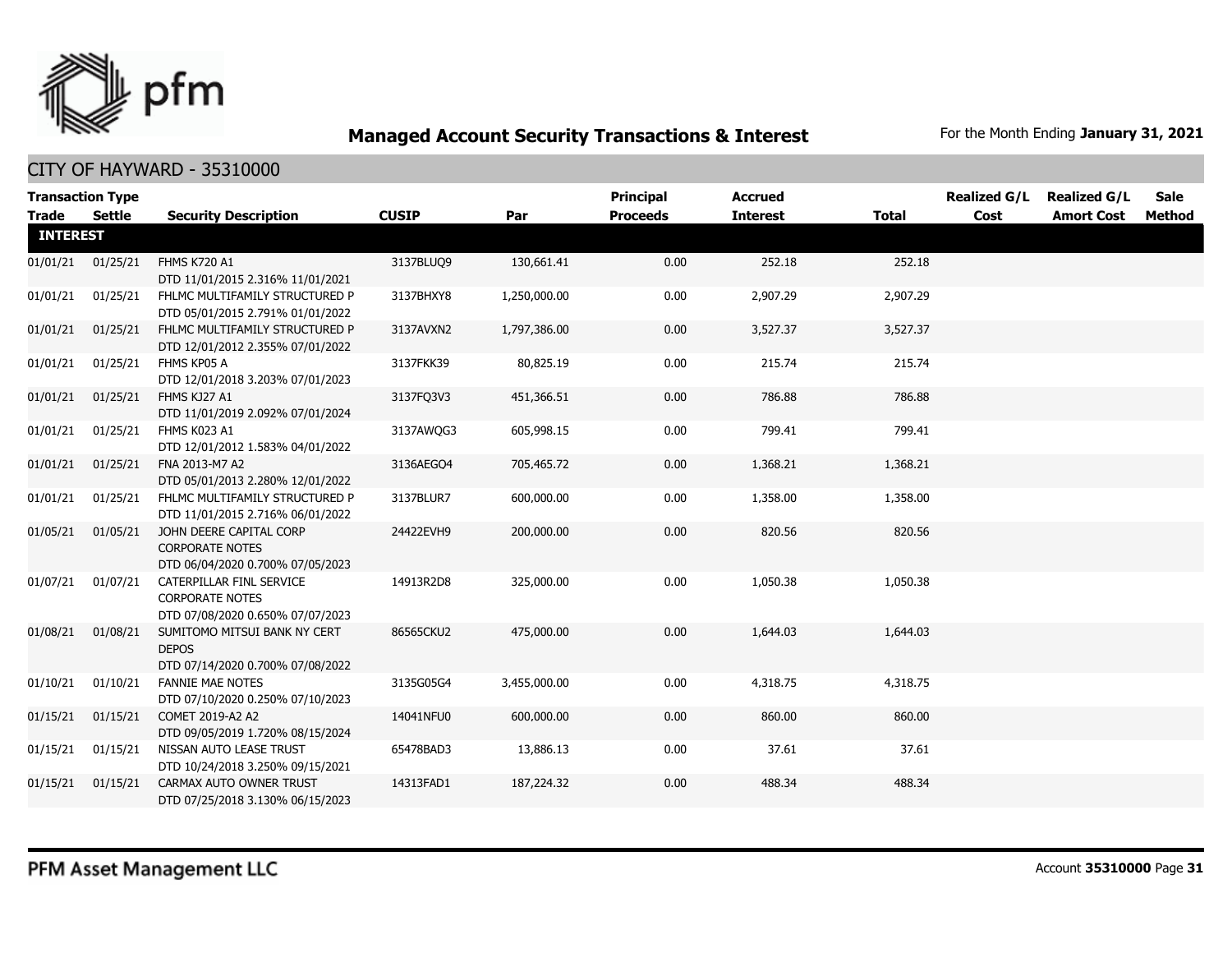## Managed Account Security Transactions & Interest

For the Month Ending **January 31, 2021**

CITY OF HAYWARD - 35310000

| Transaction Type | | | | | Principal | Accrued | | Realized G/L | Realized G/L | Sale |
|---|---|---|---|---|---|---|---|---|---|---|
| **Trade** | **Settle** | **Security Description** | **CUSIP** | **Par** | **Proceeds** | **Interest** | **Total** | **Cost** | **Amort Cost** | **Method** |
| **INTEREST** | | | | | | | | | | |
| 01/01/21 | 01/25/21 | FHMS K720 A1 DTD 11/01/2015 2.316% 11/01/2021 | 3137BLUQ9 | 130,661.41 | 0.00 | 252.18 | 252.18 | | | |
| 01/01/21 | 01/25/21 | FHLMC MULTIFAMILY STRUCTURED P DTD 05/01/2015 2.791% 01/01/2022 | 3137BHXY8 | 1,250,000.00 | 0.00 | 2,907.29 | 2,907.29 | | | |
| 01/01/21 | 01/25/21 | FHLMC MULTIFAMILY STRUCTURED P DTD 12/01/2012 2.355% 07/01/2022 | 3137AVXN2 | 1,797,386.00 | 0.00 | 3,527.37 | 3,527.37 | | | |
| 01/01/21 | 01/25/21 | FHMS KP05 A DTD 12/01/2018 3.203% 07/01/2023 | 3137FKK39 | 80,825.19 | 0.00 | 215.74 | 215.74 | | | |
| 01/01/21 | 01/25/21 | FHMS KJ27 A1 DTD 11/01/2019 2.092% 07/01/2024 | 3137FQ3V3 | 451,366.51 | 0.00 | 786.88 | 786.88 | | | |
| 01/01/21 | 01/25/21 | FHMS K023 A1 DTD 12/01/2012 1.583% 04/01/2022 | 3137AWQG3 | 605,998.15 | 0.00 | 799.41 | 799.41 | | | |
| 01/01/21 | 01/25/21 | FNA 2013-M7 A2 DTD 05/01/2013 2.280% 12/01/2022 | 3136AEGO4 | 705,465.72 | 0.00 | 1,368.21 | 1,368.21 | | | |
| 01/01/21 | 01/25/21 | FHLMC MULTIFAMILY STRUCTURED P DTD 11/01/2015 2.716% 06/01/2022 | 3137BLUR7 | 600,000.00 | 0.00 | 1,358.00 | 1,358.00 | | | |
| 01/05/21 | 01/05/21 | JOHN DEERE CAPITAL CORP CORPORATE NOTES DTD 06/04/2020 0.700% 07/05/2023 | 24422EVH9 | 200,000.00 | 0.00 | 820.56 | 820.56 | | | |
| 01/07/21 | 01/07/21 | CATERPILLAR FINL SERVICE CORPORATE NOTES DTD 07/08/2020 0.650% 07/07/2023 | 14913R2D8 | 325,000.00 | 0.00 | 1,050.38 | 1,050.38 | | | |
| 01/08/21 | 01/08/21 | SUMITOMO MITSUI BANK NY CERT DEPOS DTD 07/14/2020 0.700% 07/08/2022 | 86565CKU2 | 475,000.00 | 0.00 | 1,644.03 | 1,644.03 | | | |
| 01/10/21 | 01/10/21 | FANNIE MAE NOTES DTD 07/10/2020 0.250% 07/10/2023 | 3135G05G4 | 3,455,000.00 | 0.00 | 4,318.75 | 4,318.75 | | | |
| 01/15/21 | 01/15/21 | COMET 2019-A2 A2 DTD 09/05/2019 1.720% 08/15/2024 | 14041NFU0 | 600,000.00 | 0.00 | 860.00 | 860.00 | | | |
| 01/15/21 | 01/15/21 | NISSAN AUTO LEASE TRUST DTD 10/24/2018 3.250% 09/15/2021 | 65478BAD3 | 13,886.13 | 0.00 | 37.61 | 37.61 | | | |
| 01/15/21 | 01/15/21 | CARMAX AUTO OWNER TRUST DTD 07/25/2018 3.130% 06/15/2023 | 14313FAD1 | 187,224.32 | 0.00 | 488.34 | 488.34 | | | |

PFM Asset Management LLC

Account **35310000** Page **31**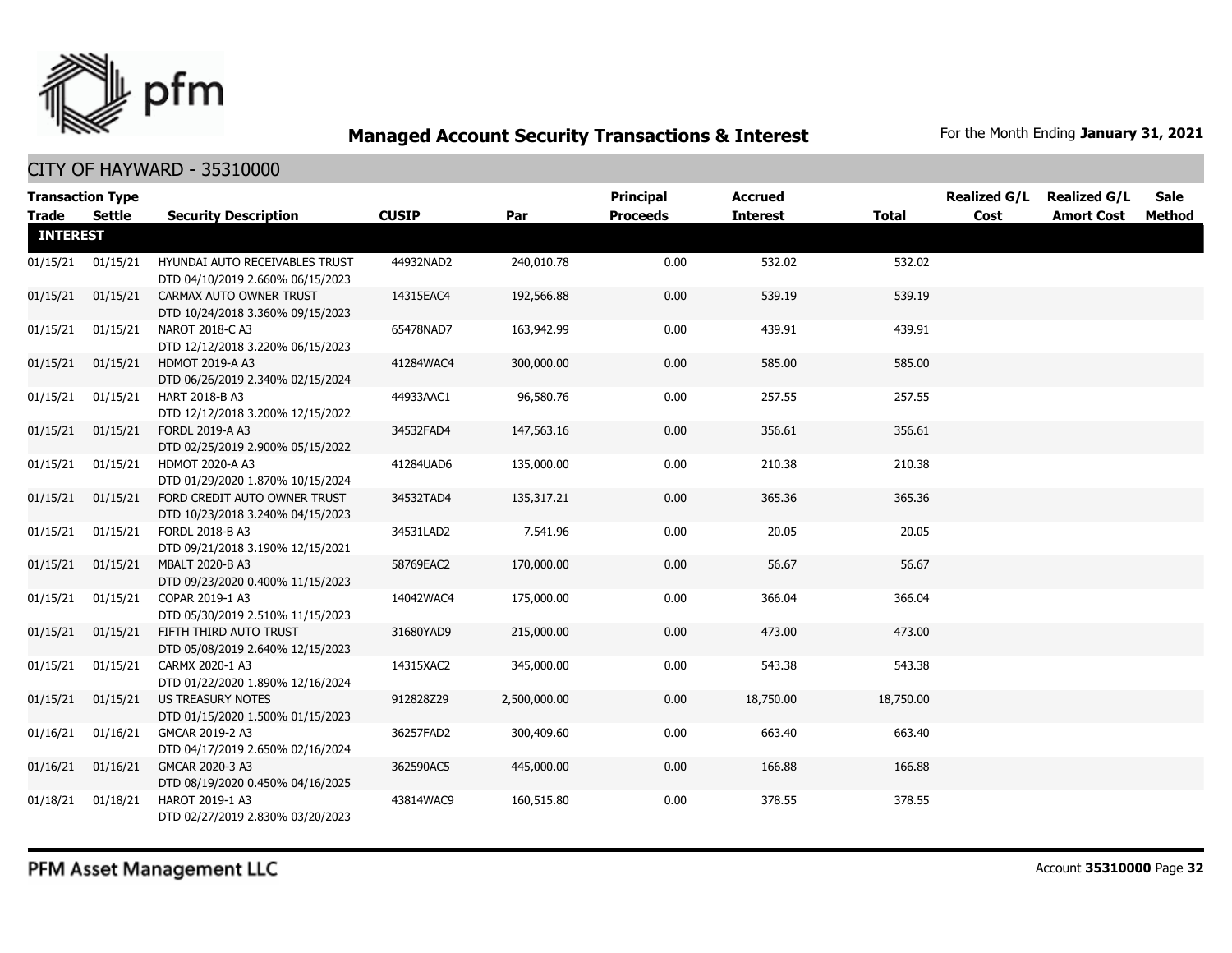# Managed Account Security Transactions & Interest

For the Month Ending **January 31, 2021**

## CITY OF HAYWARD - 35310000

| Transaction Type Trade | Settle | Security Description | CUSIP | Par | Principal Proceeds | Accrued Interest | Total | Realized G/L Cost | Realized G/L Amort Cost | Sale Method |
|---|---|---|---|---|---|---|---|---|---|---|
| **INTEREST** | | | | | | | | | | |
| 01/15/21 | 01/15/21 | HYUNDAI AUTO RECEIVABLES TRUST DTD 04/10/2019 2.660% 06/15/2023 | 44932NAD2 | 240,010.78 | 0.00 | 532.02 | 532.02 | | | |
| 01/15/21 | 01/15/21 | CARMAX AUTO OWNER TRUST DTD 10/24/2018 3.360% 09/15/2023 | 14315EAC4 | 192,566.88 | 0.00 | 539.19 | 539.19 | | | |
| 01/15/21 | 01/15/21 | NAROT 2018-C A3 DTD 12/12/2018 3.220% 06/15/2023 | 65478NAD7 | 163,942.99 | 0.00 | 439.91 | 439.91 | | | |
| 01/15/21 | 01/15/21 | HDMOT 2019-A A3 DTD 06/26/2019 2.340% 02/15/2024 | 41284WAC4 | 300,000.00 | 0.00 | 585.00 | 585.00 | | | |
| 01/15/21 | 01/15/21 | HART 2018-B A3 DTD 12/12/2018 3.200% 12/15/2022 | 44933AAC1 | 96,580.76 | 0.00 | 257.55 | 257.55 | | | |
| 01/15/21 | 01/15/21 | FORDL 2019-A A3 DTD 02/25/2019 2.900% 05/15/2022 | 34532FAD4 | 147,563.16 | 0.00 | 356.61 | 356.61 | | | |
| 01/15/21 | 01/15/21 | HDMOT 2020-A A3 DTD 01/29/2020 1.870% 10/15/2024 | 41284UAD6 | 135,000.00 | 0.00 | 210.38 | 210.38 | | | |
| 01/15/21 | 01/15/21 | FORD CREDIT AUTO OWNER TRUST DTD 10/23/2018 3.240% 04/15/2023 | 34532TAD4 | 135,317.21 | 0.00 | 365.36 | 365.36 | | | |
| 01/15/21 | 01/15/21 | FORDL 2018-B A3 DTD 09/21/2018 3.190% 12/15/2021 | 34531LAD2 | 7,541.96 | 0.00 | 20.05 | 20.05 | | | |
| 01/15/21 | 01/15/21 | MBALT 2020-B A3 DTD 09/23/2020 0.400% 11/15/2023 | 58769EAC2 | 170,000.00 | 0.00 | 56.67 | 56.67 | | | |
| 01/15/21 | 01/15/21 | COPAR 2019-1 A3 DTD 05/30/2019 2.510% 11/15/2023 | 14042WAC4 | 175,000.00 | 0.00 | 366.04 | 366.04 | | | |
| 01/15/21 | 01/15/21 | FIFTH THIRD AUTO TRUST DTD 05/08/2019 2.640% 12/15/2023 | 31680YAD9 | 215,000.00 | 0.00 | 473.00 | 473.00 | | | |
| 01/15/21 | 01/15/21 | CARMX 2020-1 A3 DTD 01/22/2020 1.890% 12/16/2024 | 14315XAC2 | 345,000.00 | 0.00 | 543.38 | 543.38 | | | |
| 01/15/21 | 01/15/21 | US TREASURY NOTES DTD 01/15/2020 1.500% 01/15/2023 | 912828Z29 | 2,500,000.00 | 0.00 | 18,750.00 | 18,750.00 | | | |
| 01/16/21 | 01/16/21 | GMCAR 2019-2 A3 DTD 04/17/2019 2.650% 02/16/2024 | 36257FAD2 | 300,409.60 | 0.00 | 663.40 | 663.40 | | | |
| 01/16/21 | 01/16/21 | GMCAR 2020-3 A3 DTD 08/19/2020 0.450% 04/16/2025 | 362590AC5 | 445,000.00 | 0.00 | 166.88 | 166.88 | | | |
| 01/18/21 | 01/18/21 | HAROT 2019-1 A3 DTD 02/27/2019 2.830% 03/20/2023 | 43814WAC9 | 160,515.80 | 0.00 | 378.55 | 378.55 | | | |

PFM Asset Management LLC

Account **35310000**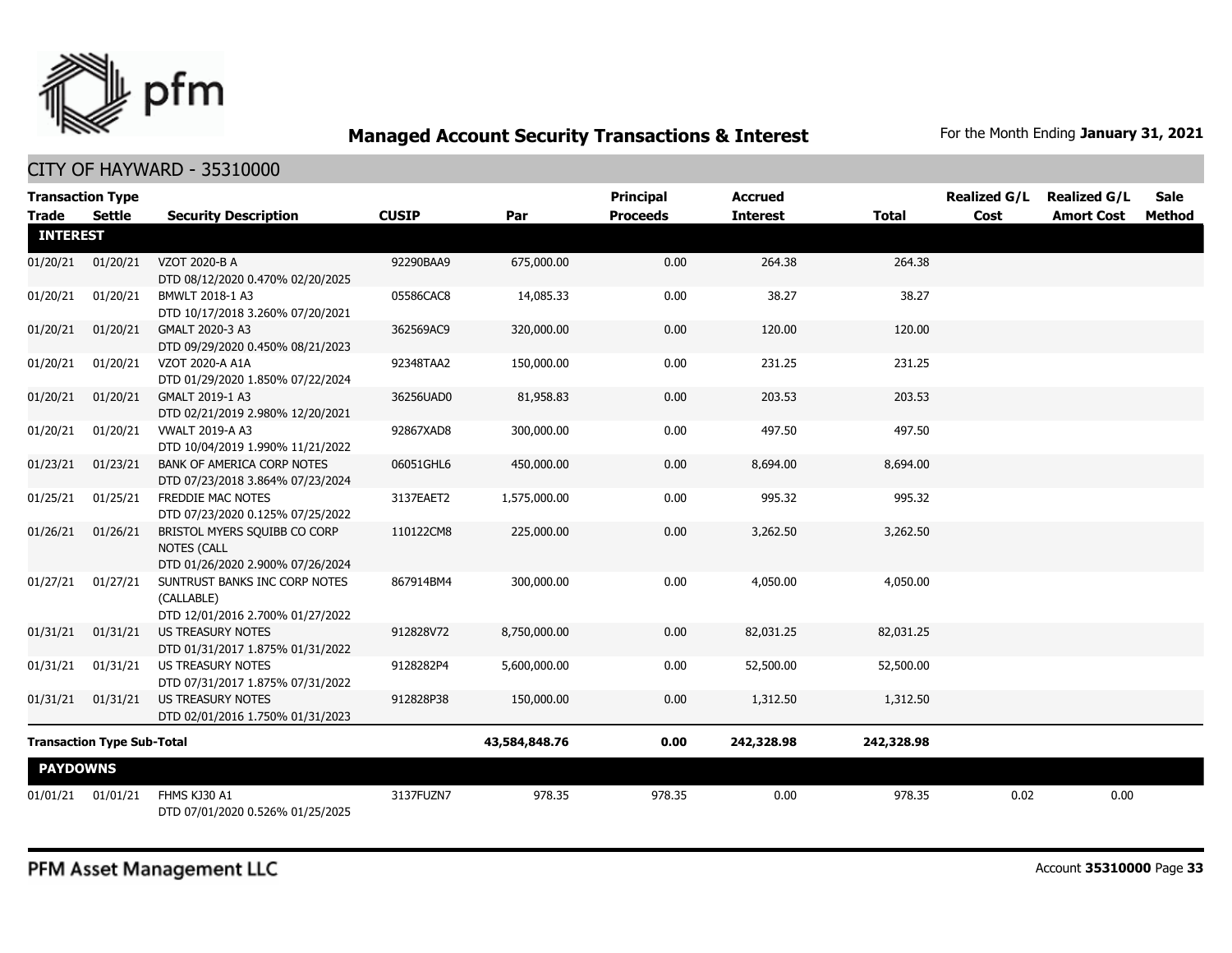# Managed Account Security Transactions & Interest

For the Month Ending **January 31, 2021**

## CITY OF HAYWARD - 35310000

| Transaction Type Trade | Settle | Security Description | CUSIP | Par | Principal Proceeds | Accrued Interest | Total | Realized G/L Cost | Realized G/L Amort Cost | Sale Method |
|---|---|---|---|---|---|---|---|---|---|---|
| **INTEREST** | | | | | | | | | | |
| 01/20/21 | 01/20/21 | VZOT 2020-B A DTD 08/12/2020 0.470% 02/20/2025 | 92290BAA9 | 675,000.00 | 0.00 | 264.38 | 264.38 | | | |
| 01/20/21 | 01/20/21 | BMWLT 2018-1 A3 DTD 10/17/2018 3.260% 07/20/2021 | 05586CAC8 | 14,085.33 | 0.00 | 38.27 | 38.27 | | | |
| 01/20/21 | 01/20/21 | GMALT 2020-3 A3 DTD 09/29/2020 0.450% 08/21/2023 | 362569AC9 | 320,000.00 | 0.00 | 120.00 | 120.00 | | | |
| 01/20/21 | 01/20/21 | VZOT 2020-A A1A DTD 01/29/2020 1.850% 07/22/2024 | 92348TAA2 | 150,000.00 | 0.00 | 231.25 | 231.25 | | | |
| 01/20/21 | 01/20/21 | GMALT 2019-1 A3 DTD 02/21/2019 2.980% 12/20/2021 | 36256UAD0 | 81,958.83 | 0.00 | 203.53 | 203.53 | | | |
| 01/20/21 | 01/20/21 | VWALT 2019-A A3 DTD 10/04/2019 1.990% 11/21/2022 | 92867XAD8 | 300,000.00 | 0.00 | 497.50 | 497.50 | | | |
| 01/23/21 | 01/23/21 | BANK OF AMERICA CORP NOTES DTD 07/23/2018 3.864% 07/23/2024 | 06051GHL6 | 450,000.00 | 0.00 | 8,694.00 | 8,694.00 | | | |
| 01/25/21 | 01/25/21 | FREDDIE MAC NOTES DTD 07/23/2020 0.125% 07/25/2022 | 3137EAET2 | 1,575,000.00 | 0.00 | 995.32 | 995.32 | | | |
| 01/26/21 | 01/26/21 | BRISTOL MYERS SQUIBB CO CORP NOTES (CALL DTD 01/26/2020 2.900% 07/26/2024 | 110122CM8 | 225,000.00 | 0.00 | 3,262.50 | 3,262.50 | | | |
| 01/27/21 | 01/27/21 | SUNTRUST BANKS INC CORP NOTES (CALLABLE) DTD 12/01/2016 2.700% 01/27/2022 | 867914BM4 | 300,000.00 | 0.00 | 4,050.00 | 4,050.00 | | | |
| 01/31/21 | 01/31/21 | US TREASURY NOTES DTD 01/31/2017 1.875% 01/31/2022 | 912828V72 | 8,750,000.00 | 0.00 | 82,031.25 | 82,031.25 | | | |
| 01/31/21 | 01/31/21 | US TREASURY NOTES DTD 07/31/2017 1.875% 07/31/2022 | 9128282P4 | 5,600,000.00 | 0.00 | 52,500.00 | 52,500.00 | | | |
| 01/31/21 | 01/31/21 | US TREASURY NOTES DTD 02/01/2016 1.750% 01/31/2023 | 912828P38 | 150,000.00 | 0.00 | 1,312.50 | 1,312.50 | | | |
| **Transaction Type Sub-Total** | | | | **43,584,848.76** | **0.00** | **242,328.98** | **242,328.98** | | | |
| **PAYDOWNS** | | | | | | | | | | |
| 01/01/21 | 01/01/21 | FHMS KJ30 A1 DTD 07/01/2020 0.526% 01/25/2025 | 3137FUZN7 | 978.35 | 978.35 | 0.00 | 978.35 | 0.02 | 0.00 | |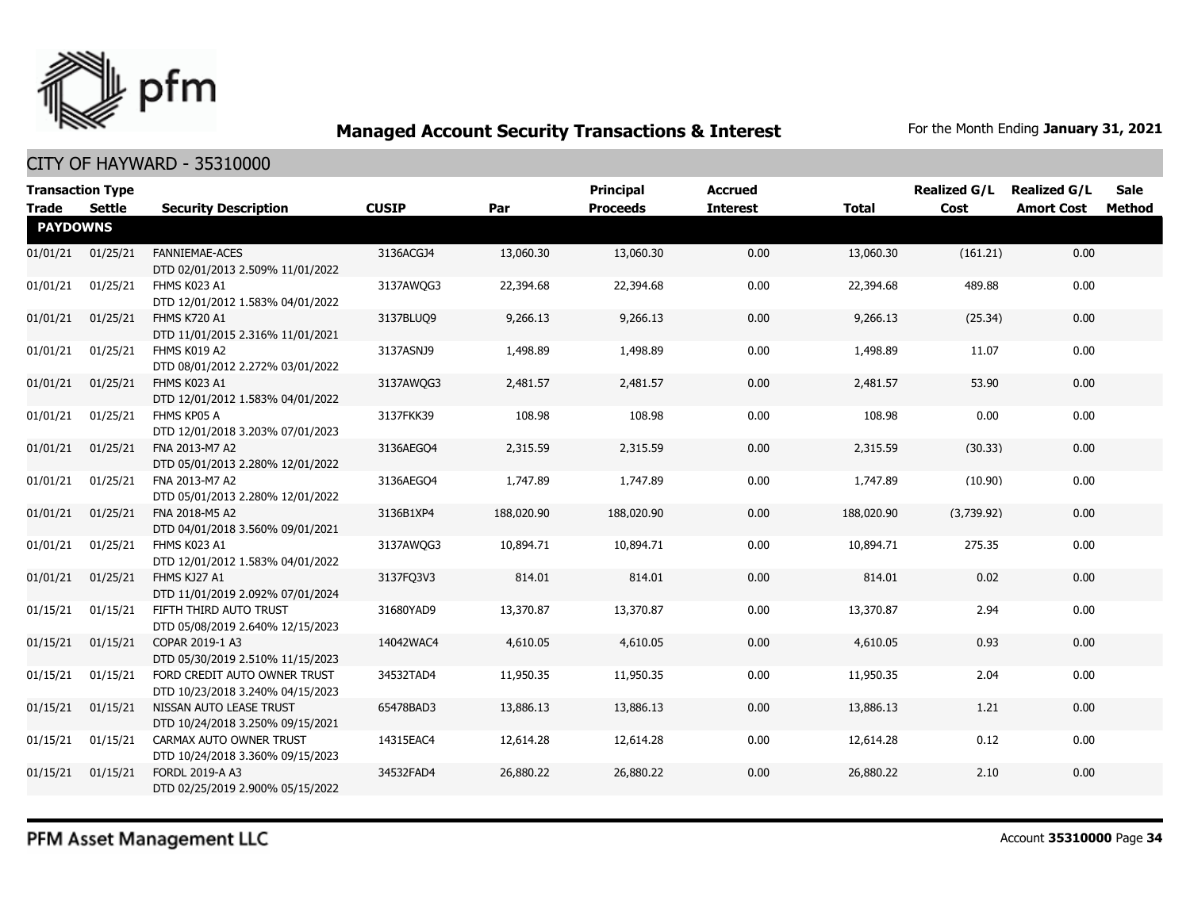# Managed Account Security Transactions & Interest

For the Month Ending **January 31, 2021**

## CITY OF HAYWARD - 35310000

| Transaction Type Trade | Settle | Security Description | CUSIP | Par | Principal Proceeds | Accrued Interest | Total | Realized G/L Cost | Realized G/L Amort Cost | Sale Method |
|---|---|---|---|---|---|---|---|---|---|---|
| **PAYDOWNS** | | | | | | | | | | |
| 01/01/21 | 01/25/21 | FANNIEMAE-ACES DTD 02/01/2013 2.509% 11/01/2022 | 3136ACGJ4 | 13,060.30 | 13,060.30 | 0.00 | 13,060.30 | (161.21) | 0.00 | |
| 01/01/21 | 01/25/21 | FHMS K023 A1 DTD 12/01/2012 1.583% 04/01/2022 | 3137AWQG3 | 22,394.68 | 22,394.68 | 0.00 | 22,394.68 | 489.88 | 0.00 | |
| 01/01/21 | 01/25/21 | FHMS K720 A1 DTD 11/01/2015 2.316% 11/01/2021 | 3137BLUQ9 | 9,266.13 | 9,266.13 | 0.00 | 9,266.13 | (25.34) | 0.00 | |
| 01/01/21 | 01/25/21 | FHMS K019 A2 DTD 08/01/2012 2.272% 03/01/2022 | 3137ASNJ9 | 1,498.89 | 1,498.89 | 0.00 | 1,498.89 | 11.07 | 0.00 | |
| 01/01/21 | 01/25/21 | FHMS K023 A1 DTD 12/01/2012 1.583% 04/01/2022 | 3137AWQG3 | 2,481.57 | 2,481.57 | 0.00 | 2,481.57 | 53.90 | 0.00 | |
| 01/01/21 | 01/25/21 | FHMS KP05 A DTD 12/01/2018 3.203% 07/01/2023 | 3137FKK39 | 108.98 | 108.98 | 0.00 | 108.98 | 0.00 | 0.00 | |
| 01/01/21 | 01/25/21 | FNA 2013-M7 A2 DTD 05/01/2013 2.280% 12/01/2022 | 3136AEGO4 | 2,315.59 | 2,315.59 | 0.00 | 2,315.59 | (30.33) | 0.00 | |
| 01/01/21 | 01/25/21 | FNA 2013-M7 A2 DTD 05/01/2013 2.280% 12/01/2022 | 3136AEGO4 | 1,747.89 | 1,747.89 | 0.00 | 1,747.89 | (10.90) | 0.00 | |
| 01/01/21 | 01/25/21 | FNA 2018-M5 A2 DTD 04/01/2018 3.560% 09/01/2021 | 3136B1XP4 | 188,020.90 | 188,020.90 | 0.00 | 188,020.90 | (3,739.92) | 0.00 | |
| 01/01/21 | 01/25/21 | FHMS K023 A1 DTD 12/01/2012 1.583% 04/01/2022 | 3137AWQG3 | 10,894.71 | 10,894.71 | 0.00 | 10,894.71 | 275.35 | 0.00 | |
| 01/01/21 | 01/25/21 | FHMS KJ27 A1 DTD 11/01/2019 2.092% 07/01/2024 | 3137FQ3V3 | 814.01 | 814.01 | 0.00 | 814.01 | 0.02 | 0.00 | |
| 01/15/21 | 01/15/21 | FIFTH THIRD AUTO TRUST DTD 05/08/2019 2.640% 12/15/2023 | 31680YAD9 | 13,370.87 | 13,370.87 | 0.00 | 13,370.87 | 2.94 | 0.00 | |
| 01/15/21 | 01/15/21 | COPAR 2019-1 A3 DTD 05/30/2019 2.510% 11/15/2023 | 14042WAC4 | 4,610.05 | 4,610.05 | 0.00 | 4,610.05 | 0.93 | 0.00 | |
| 01/15/21 | 01/15/21 | FORD CREDIT AUTO OWNER TRUST DTD 10/23/2018 3.240% 04/15/2023 | 34532TAD4 | 11,950.35 | 11,950.35 | 0.00 | 11,950.35 | 2.04 | 0.00 | |
| 01/15/21 | 01/15/21 | NISSAN AUTO LEASE TRUST DTD 10/24/2018 3.250% 09/15/2021 | 65478BAD3 | 13,886.13 | 13,886.13 | 0.00 | 13,886.13 | 1.21 | 0.00 | |
| 01/15/21 | 01/15/21 | CARMAX AUTO OWNER TRUST DTD 10/24/2018 3.360% 09/15/2023 | 14315EAC4 | 12,614.28 | 12,614.28 | 0.00 | 12,614.28 | 0.12 | 0.00 | |
| 01/15/21 | 01/15/21 | FORDL 2019-A A3 DTD 02/25/2019 2.900% 05/15/2022 | 34532FAD4 | 26,880.22 | 26,880.22 | 0.00 | 26,880.22 | 2.10 | 0.00 | |

PFM Asset Management LLC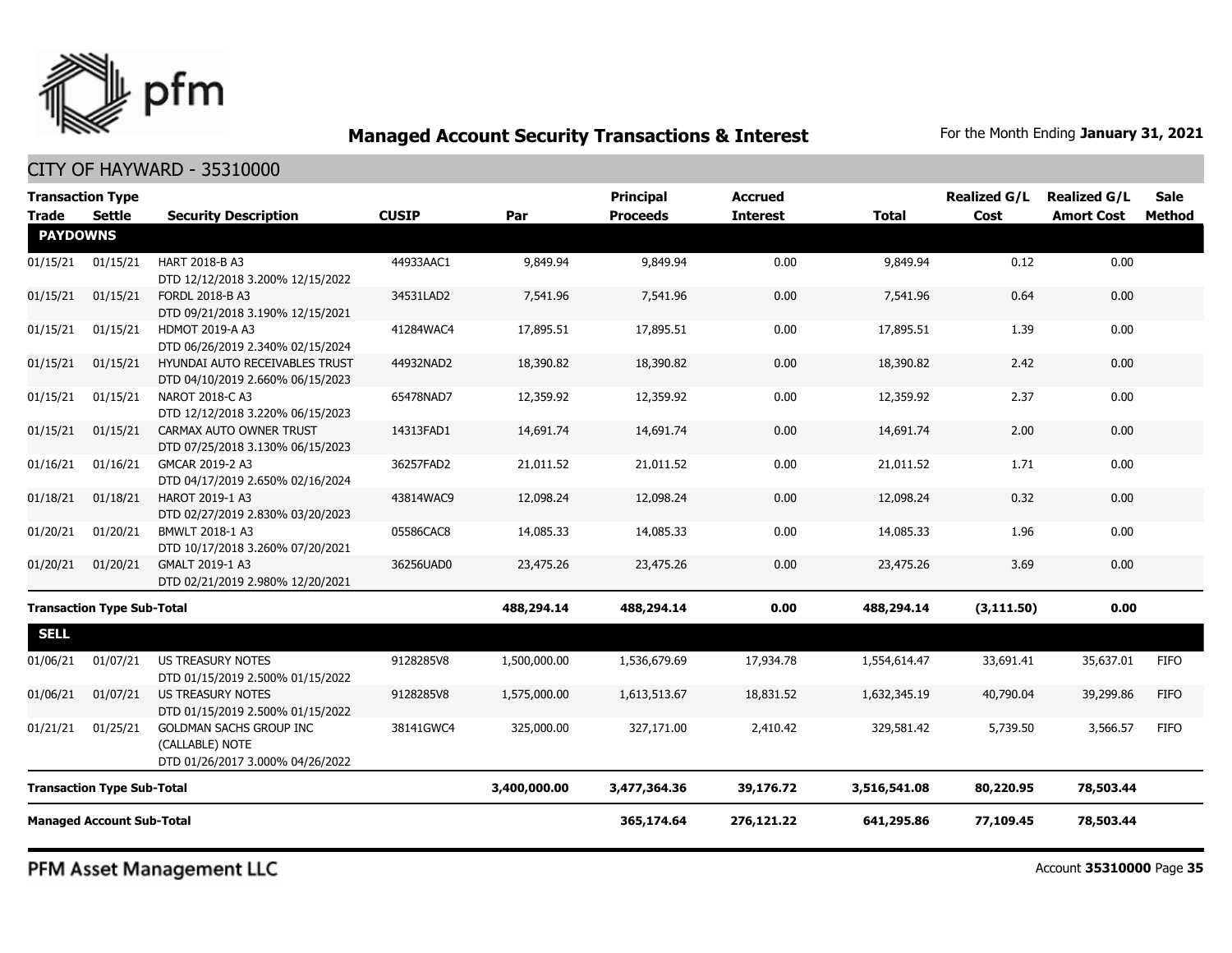## Managed Account Security Transactions & Interest

For the Month Ending **January 31, 2021**

### CITY OF HAYWARD - 35310000

| Trade | Settle | Security Description | CUSIP | Par | Principal Proceeds | Accrued Interest | Total | Realized G/L Cost | Realized G/L Amort Cost | Sale Method |
|---|---|---|---|---|---|---|---|---|---|---|
| **PAYDOWNS** | | | | | | | | | | |
| 01/15/21 | 01/15/21 | HART 2018-B A3<br>DTD 12/12/2018 3.200% 12/15/2022 | 44933AAC1 | 9,849.94 | 9,849.94 | 0.00 | 9,849.94 | 0.12 | 0.00 | |
| 01/15/21 | 01/15/21 | FORDL 2018-B A3<br>DTD 09/21/2018 3.190% 12/15/2021 | 34531LAD2 | 7,541.96 | 7,541.96 | 0.00 | 7,541.96 | 0.64 | 0.00 | |
| 01/15/21 | 01/15/21 | HDMOT 2019-A A3<br>DTD 06/26/2019 2.340% 02/15/2024 | 41284WAC4 | 17,895.51 | 17,895.51 | 0.00 | 17,895.51 | 1.39 | 0.00 | |
| 01/15/21 | 01/15/21 | HYUNDAI AUTO RECEIVABLES TRUST<br>DTD 04/10/2019 2.660% 06/15/2023 | 44932NAD2 | 18,390.82 | 18,390.82 | 0.00 | 18,390.82 | 2.42 | 0.00 | |
| 01/15/21 | 01/15/21 | NAROT 2018-C A3<br>DTD 12/12/2018 3.220% 06/15/2023 | 65478NAD7 | 12,359.92 | 12,359.92 | 0.00 | 12,359.92 | 2.37 | 0.00 | |
| 01/15/21 | 01/15/21 | CARMAX AUTO OWNER TRUST<br>DTD 07/25/2018 3.130% 06/15/2023 | 14313FAD1 | 14,691.74 | 14,691.74 | 0.00 | 14,691.74 | 2.00 | 0.00 | |
| 01/16/21 | 01/16/21 | GMCAR 2019-2 A3<br>DTD 04/17/2019 2.650% 02/16/2024 | 36257FAD2 | 21,011.52 | 21,011.52 | 0.00 | 21,011.52 | 1.71 | 0.00 | |
| 01/18/21 | 01/18/21 | HAROT 2019-1 A3<br>DTD 02/27/2019 2.830% 03/20/2023 | 43814WAC9 | 12,098.24 | 12,098.24 | 0.00 | 12,098.24 | 0.32 | 0.00 | |
| 01/20/21 | 01/20/21 | BMWLT 2018-1 A3<br>DTD 10/17/2018 3.260% 07/20/2021 | 05586CAC8 | 14,085.33 | 14,085.33 | 0.00 | 14,085.33 | 1.96 | 0.00 | |
| 01/20/21 | 01/20/21 | GMALT 2019-1 A3<br>DTD 02/21/2019 2.980% 12/20/2021 | 36256UAD0 | 23,475.26 | 23,475.26 | 0.00 | 23,475.26 | 3.69 | 0.00 | |
| **Transaction Type Sub-Total** | | | | **488,294.14** | **488,294.14** | **0.00** | **488,294.14** | **(3,111.50)** | **0.00** | |
| **SELL** | | | | | | | | | | |
| 01/06/21 | 01/07/21 | US TREASURY NOTES<br>DTD 01/15/2019 2.500% 01/15/2022 | 9128285V8 | 1,500,000.00 | 1,536,679.69 | 17,934.78 | 1,554,614.47 | 33,691.41 | 35,637.01 | FIFO |
| 01/06/21 | 01/07/21 | US TREASURY NOTES<br>DTD 01/15/2019 2.500% 01/15/2022 | 9128285V8 | 1,575,000.00 | 1,613,513.67 | 18,831.52 | 1,632,345.19 | 40,790.04 | 39,299.86 | FIFO |
| 01/21/21 | 01/25/21 | GOLDMAN SACHS GROUP INC (CALLABLE) NOTE<br>DTD 01/26/2017 3.000% 04/26/2022 | 38141GWC4 | 325,000.00 | 327,171.00 | 2,410.42 | 329,581.42 | 5,739.50 | 3,566.57 | FIFO |
| **Transaction Type Sub-Total** | | | | **3,400,000.00** | **3,477,364.36** | **39,176.72** | **3,516,541.08** | **80,220.95** | **78,503.44** | |
| **Managed Account Sub-Total** | | | | | **365,174.64** | **276,121.22** | **641,295.86** | **77,109.45** | **78,503.44** | |

PFM Asset Management LLC

Account **35310000** Page **35**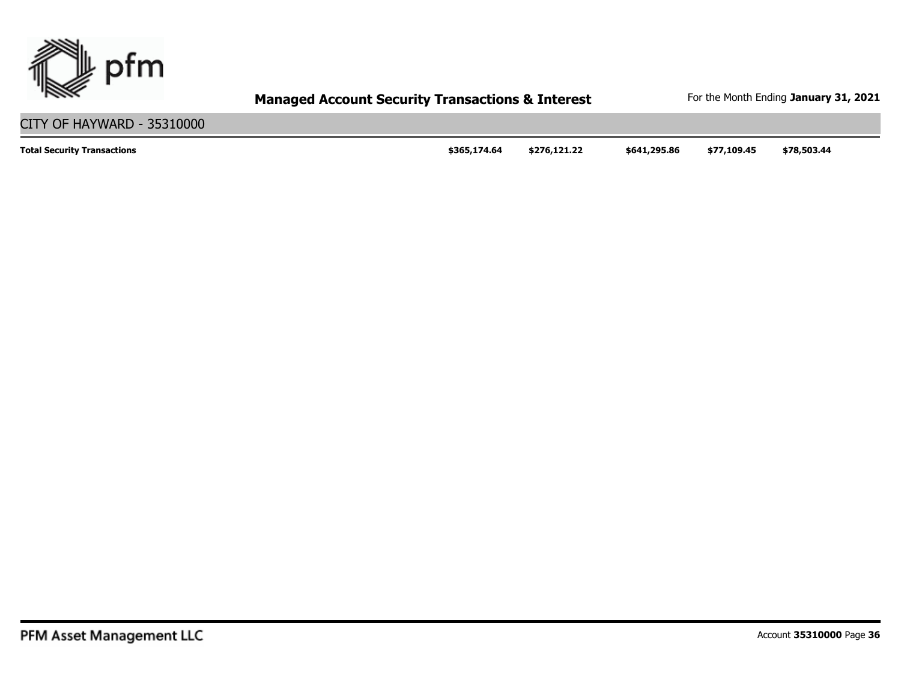| | | | | | |
|---|---|---|---|---|---|
| **Total Security Transactions** | **$365,174.64** | **$276,121.22** | **$641,295.86** | **$77,109.45** | **$78,503.44** |